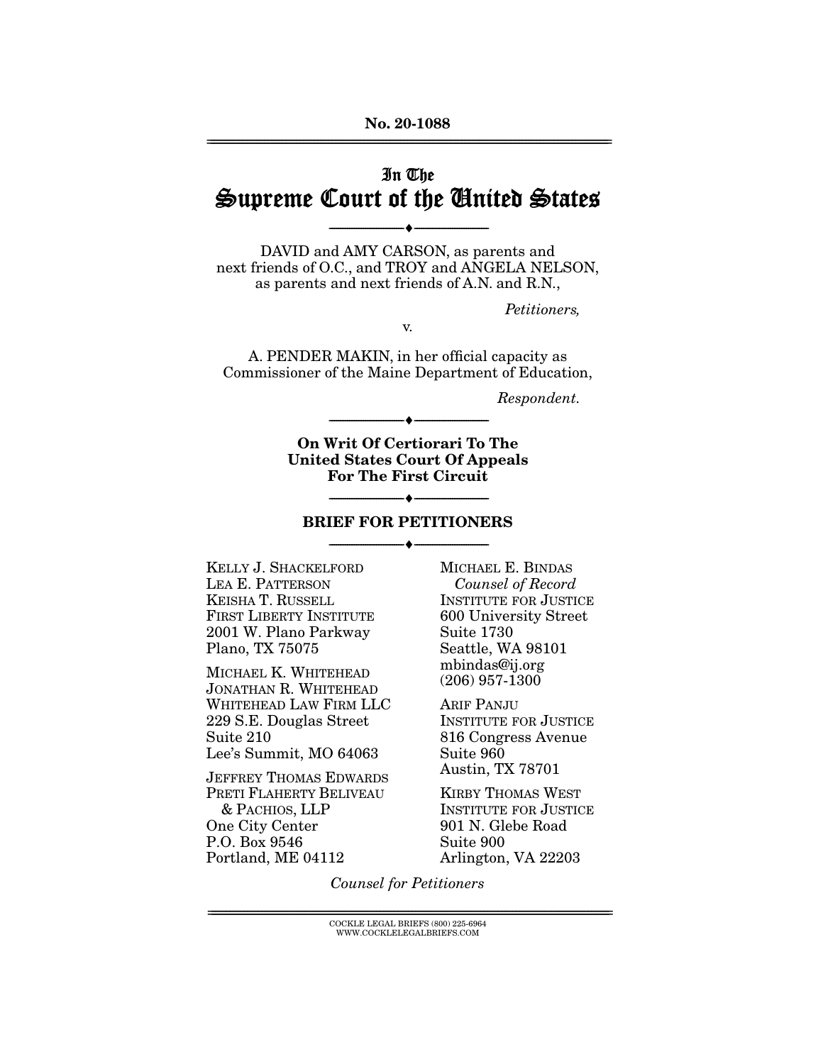No. 20-1088

# In The Supreme Court of the United States

---

DAVID and AMY CARSON, as parents and next friends of O.C., and TROY and ANGELA NELSON, as parents and next friends of A.N. and R.N.,

*Petitioners,*

v.

A. PENDER MAKIN, in her official capacity as Commissioner of the Maine Department of Education,

*Respondent.*

---

**On Writ Of Certiorari To The United States Court Of Appeals For The First Circuit**

---

## BRIEF FOR PETITIONERS

---

KELLY J. SHACKELFORD
LEA E. PATTERSON
KEISHA T. RUSSELL
FIRST LIBERTY INSTITUTE
2001 W. Plano Parkway
Plano, TX 75075

MICHAEL K. WHITEHEAD
JONATHAN R. WHITEHEAD
WHITEHEAD LAW FIRM LLC
229 S.E. Douglas Street
Suite 210
Lee's Summit, MO 64063

JEFFREY THOMAS EDWARDS
PRETI FLAHERTY BELIVEAU & PACHIOS, LLP
One City Center
P.O. Box 9546
Portland, ME 04112

MICHAEL E. BINDAS
*Counsel of Record*
INSTITUTE FOR JUSTICE
600 University Street
Suite 1730
Seattle, WA 98101
mbindas@ij.org
(206) 957-1300

ARIF PANJU
INSTITUTE FOR JUSTICE
816 Congress Avenue
Suite 960
Austin, TX 78701

KIRBY THOMAS WEST
INSTITUTE FOR JUSTICE
901 N. Glebe Road
Suite 900
Arlington, VA 22203

*Counsel for Petitioners*

COCKLE LEGAL BRIEFS (800) 225-6964
WWW.COCKLELEGALBRIEFS.COM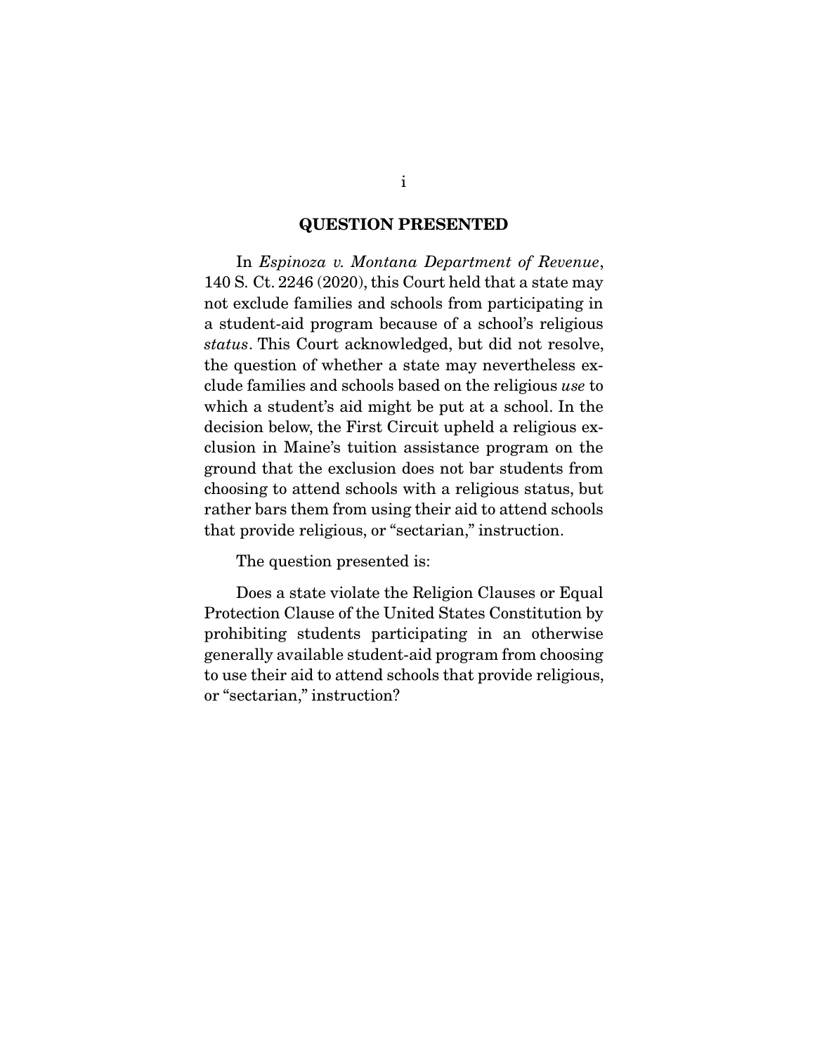## QUESTION PRESENTED

In *Espinoza v. Montana Department of Revenue*, 140 S. Ct. 2246 (2020), this Court held that a state may not exclude families and schools from participating in a student-aid program because of a school's religious *status*. This Court acknowledged, but did not resolve, the question of whether a state may nevertheless exclude families and schools based on the religious *use* to which a student's aid might be put at a school. In the decision below, the First Circuit upheld a religious exclusion in Maine's tuition assistance program on the ground that the exclusion does not bar students from choosing to attend schools with a religious status, but rather bars them from using their aid to attend schools that provide religious, or "sectarian," instruction.

The question presented is:

Does a state violate the Religion Clauses or Equal Protection Clause of the United States Constitution by prohibiting students participating in an otherwise generally available student-aid program from choosing to use their aid to attend schools that provide religious, or "sectarian," instruction?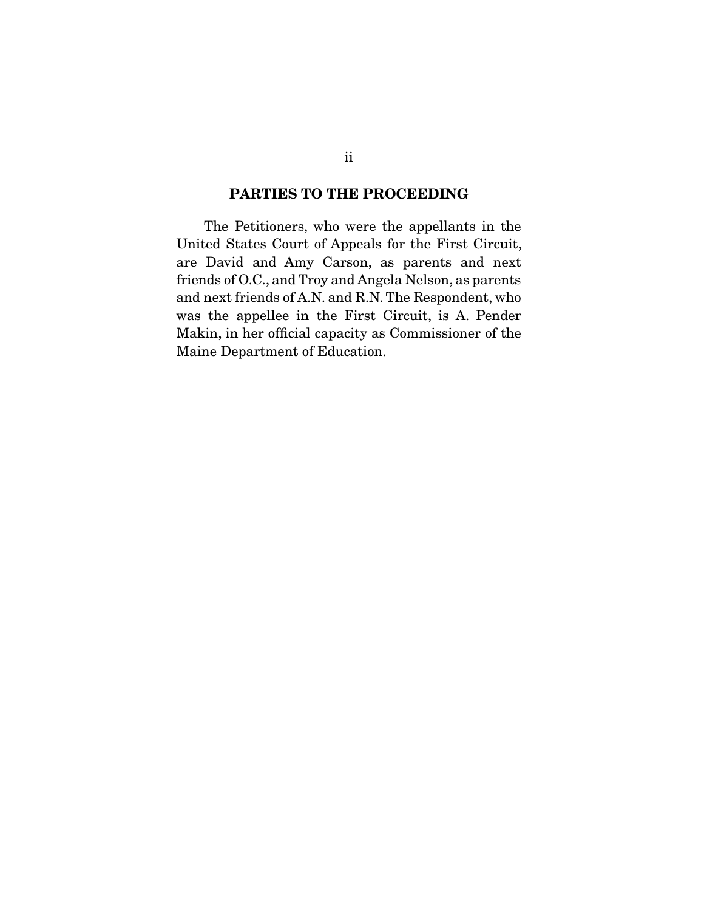## PARTIES TO THE PROCEEDING

The Petitioners, who were the appellants in the United States Court of Appeals for the First Circuit, are David and Amy Carson, as parents and next friends of O.C., and Troy and Angela Nelson, as parents and next friends of A.N. and R.N. The Respondent, who was the appellee in the First Circuit, is A. Pender Makin, in her official capacity as Commissioner of the Maine Department of Education.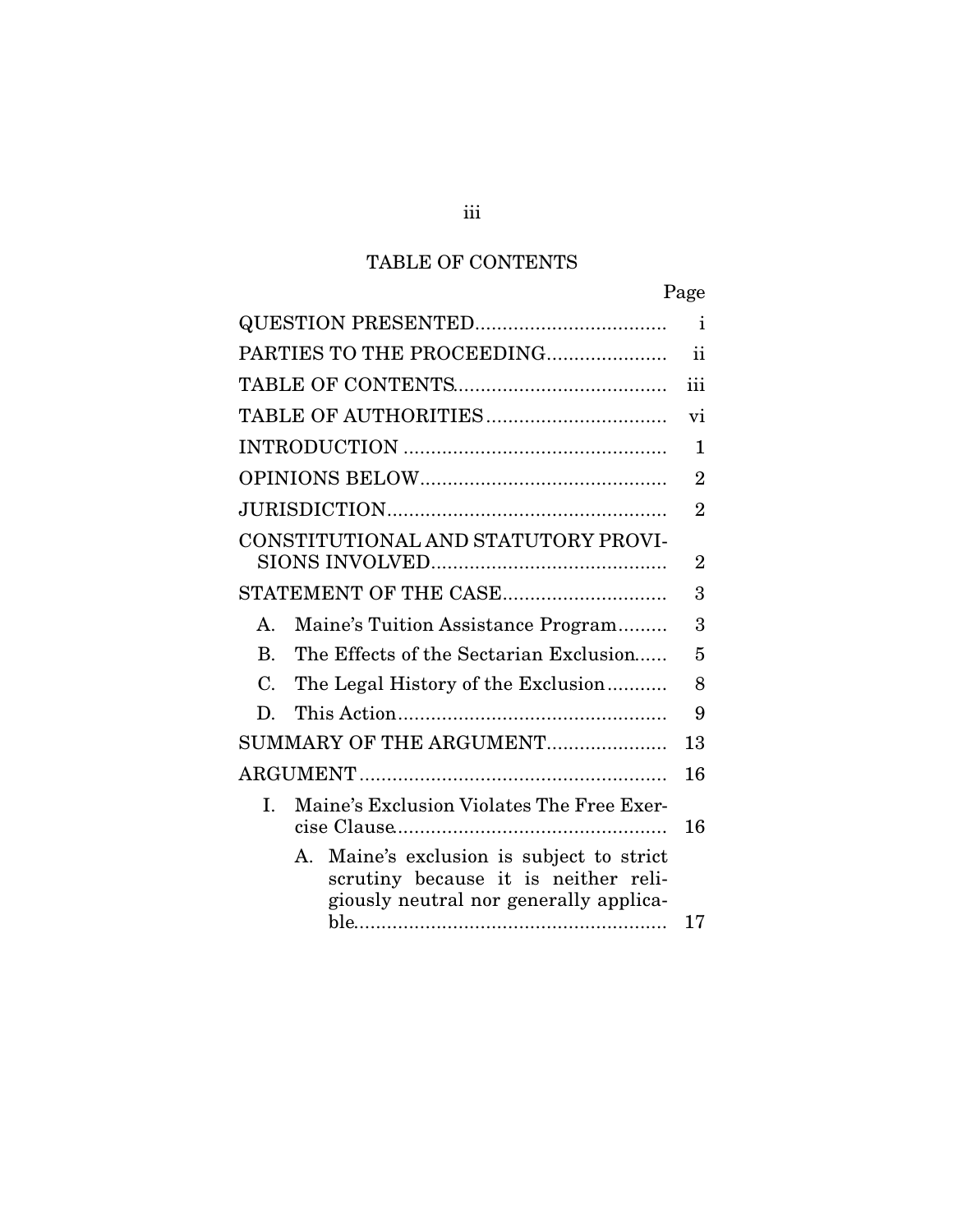## TABLE OF CONTENTS

| | Page |
|---|---|
| QUESTION PRESENTED | i |
| PARTIES TO THE PROCEEDING | ii |
| TABLE OF CONTENTS | iii |
| TABLE OF AUTHORITIES | vi |
| INTRODUCTION | 1 |
| OPINIONS BELOW | 2 |
| JURISDICTION | 2 |
| CONSTITUTIONAL AND STATUTORY PROVISIONS INVOLVED | 2 |
| STATEMENT OF THE CASE | 3 |
| A. Maine's Tuition Assistance Program | 3 |
| B. The Effects of the Sectarian Exclusion | 5 |
| C. The Legal History of the Exclusion | 8 |
| D. This Action | 9 |
| SUMMARY OF THE ARGUMENT | 13 |
| ARGUMENT | 16 |
| I. Maine's Exclusion Violates The Free Exercise Clause | 16 |
| A. Maine's exclusion is subject to strict scrutiny because it is neither religiously neutral nor generally applicable | 17 |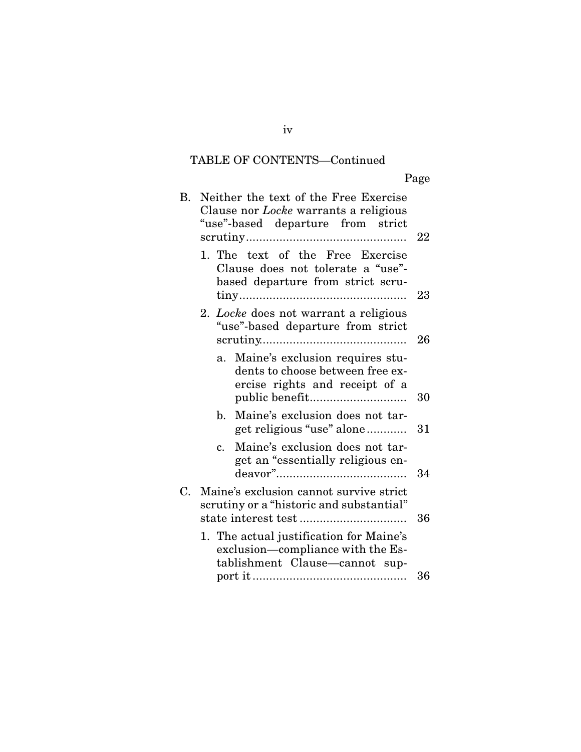TABLE OF CONTENTS—Continued

| | Page |
|---|---|
| B. Neither the text of the Free Exercise Clause nor *Locke* warrants a religious "use"-based departure from strict scrutiny | 22 |
| 1. The text of the Free Exercise Clause does not tolerate a "use"-based departure from strict scrutiny | 23 |
| 2. *Locke* does not warrant a religious "use"-based departure from strict scrutiny | 26 |
| a. Maine's exclusion requires students to choose between free exercise rights and receipt of a public benefit | 30 |
| b. Maine's exclusion does not target religious "use" alone | 31 |
| c. Maine's exclusion does not target an "essentially religious endeavor" | 34 |
| C. Maine's exclusion cannot survive strict scrutiny or a "historic and substantial" state interest test | 36 |
| 1. The actual justification for Maine's exclusion—compliance with the Establishment Clause—cannot support it | 36 |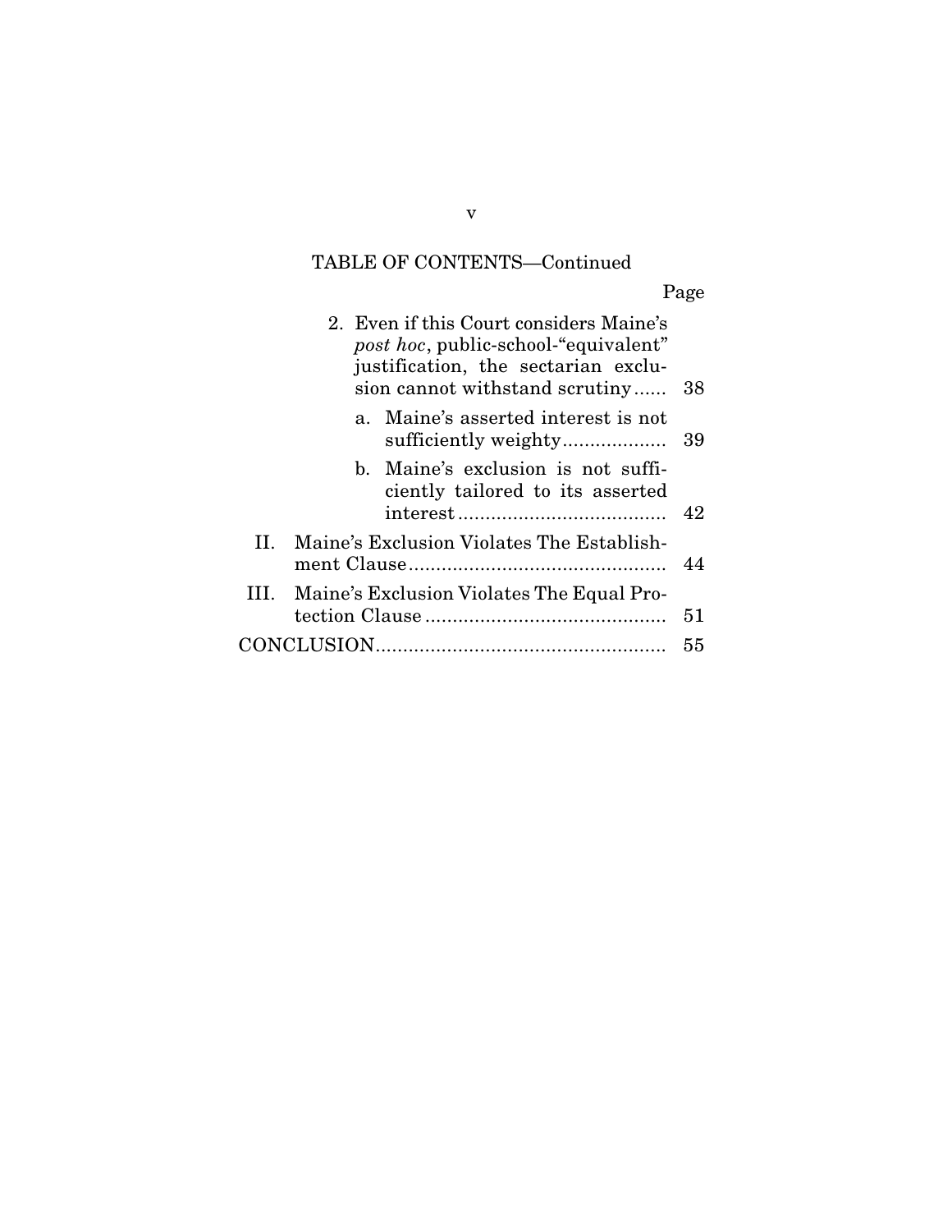TABLE OF CONTENTS—Continued

| | Page |
|---|---|
| 2. Even if this Court considers Maine's *post hoc*, public-school-"equivalent" justification, the sectarian exclusion cannot withstand scrutiny | 38 |
| a. Maine's asserted interest is not sufficiently weighty | 39 |
| b. Maine's exclusion is not sufficiently tailored to its asserted interest | 42 |
| II. Maine's Exclusion Violates The Establishment Clause | 44 |
| III. Maine's Exclusion Violates The Equal Protection Clause | 51 |
| CONCLUSION | 55 |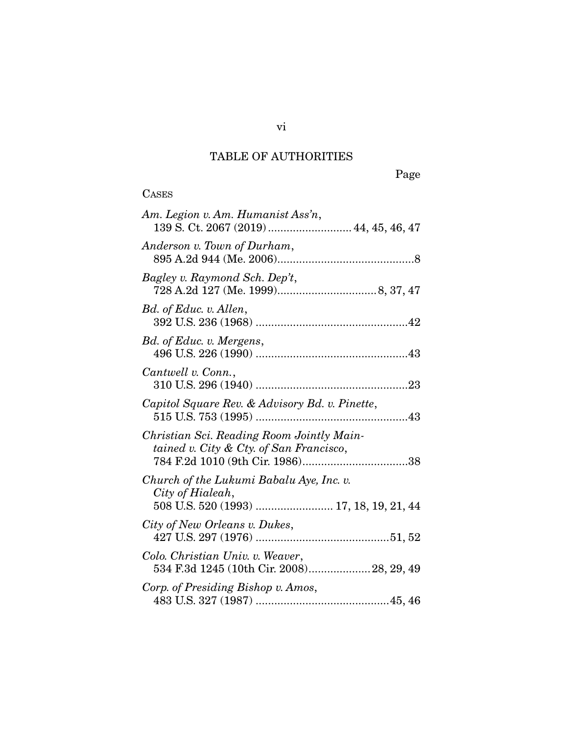# TABLE OF AUTHORITIES

Page

CASES

*Am. Legion v. Am. Humanist Ass'n*, 139 S. Ct. 2067 (2019) .......................... 44, 45, 46, 47

*Anderson v. Town of Durham*, 895 A.2d 944 (Me. 2006)............................................8

*Bagley v. Raymond Sch. Dep't*, 728 A.2d 127 (Me. 1999)................................8, 37, 47

*Bd. of Educ. v. Allen*, 392 U.S. 236 (1968) .................................................42

*Bd. of Educ. v. Mergens*, 496 U.S. 226 (1990) .................................................43

*Cantwell v. Conn.*, 310 U.S. 296 (1940) .................................................23

*Capitol Square Rev. & Advisory Bd. v. Pinette*, 515 U.S. 753 (1995) .................................................43

*Christian Sci. Reading Room Jointly Maintained v. City & Cty. of San Francisco*, 784 F.2d 1010 (9th Cir. 1986)..................................38

*Church of the Lukumi Babalu Aye, Inc. v. City of Hialeah*, 508 U.S. 520 (1993) ........................ 17, 18, 19, 21, 44

*City of New Orleans v. Dukes*, 427 U.S. 297 (1976) ...........................................51, 52

*Colo. Christian Univ. v. Weaver*, 534 F.3d 1245 (10th Cir. 2008)....................28, 29, 49

*Corp. of Presiding Bishop v. Amos*, 483 U.S. 327 (1987) ...........................................45, 46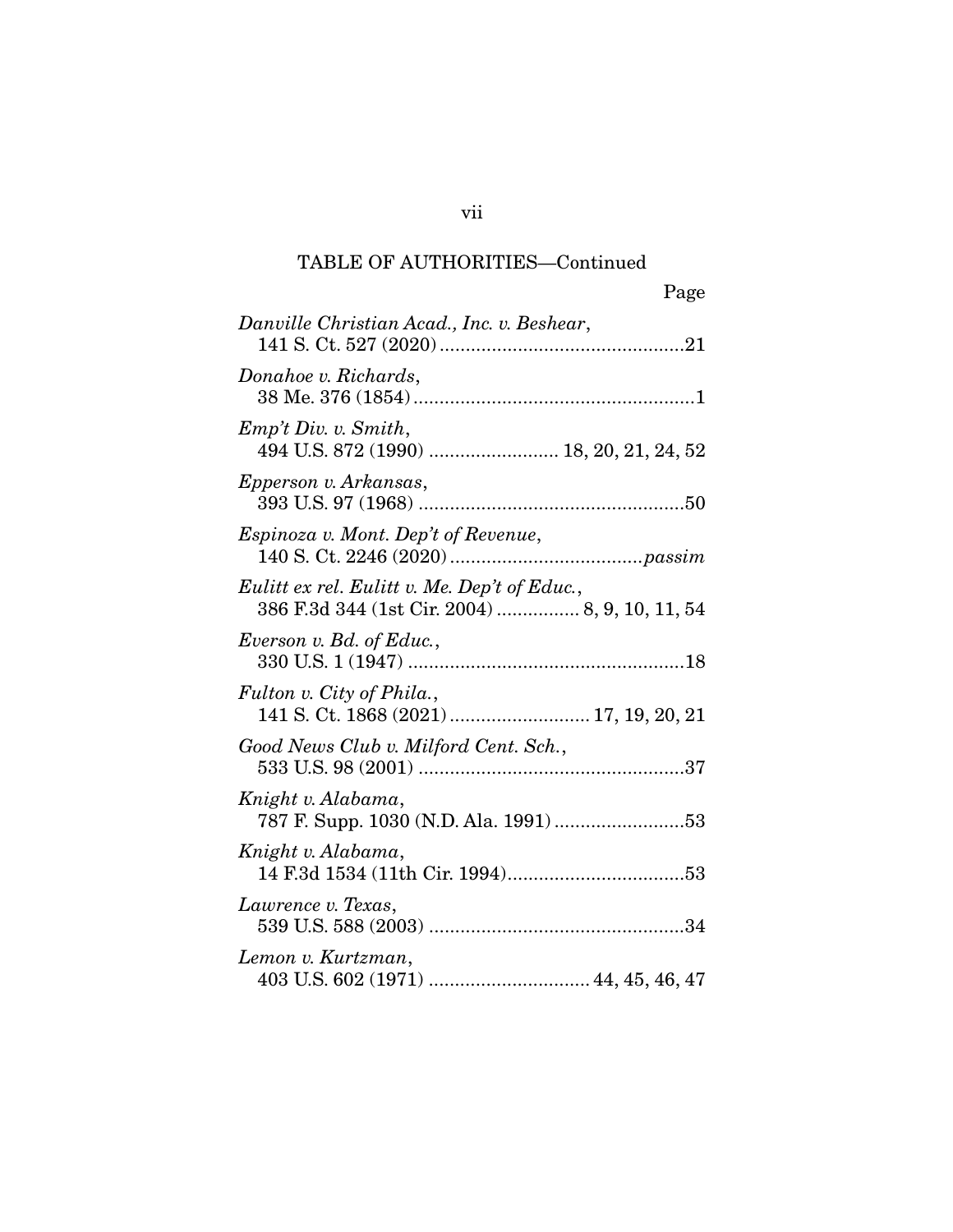TABLE OF AUTHORITIES—Continued

Page

*Danville Christian Acad., Inc. v. Beshear*,
141 S. Ct. 527 (2020) ............................................21

*Donahoe v. Richards*,
38 Me. 376 (1854) ....................................................1

*Emp't Div. v. Smith*,
494 U.S. 872 (1990) ........................ 18, 20, 21, 24, 52

*Epperson v. Arkansas*,
393 U.S. 97 (1968) ..................................................50

*Espinoza v. Mont. Dep't of Revenue*,
140 S. Ct. 2246 (2020) ...................................*passim*

*Eulitt ex rel. Eulitt v. Me. Dep't of Educ.*,
386 F.3d 344 (1st Cir. 2004) ............... 8, 9, 10, 11, 54

*Everson v. Bd. of Educ.*,
330 U.S. 1 (1947) ....................................................18

*Fulton v. City of Phila.*,
141 S. Ct. 1868 (2021) .......................... 17, 19, 20, 21

*Good News Club v. Milford Cent. Sch.*,
533 U.S. 98 (2001) ..................................................37

*Knight v. Alabama*,
787 F. Supp. 1030 (N.D. Ala. 1991) .........................53

*Knight v. Alabama*,
14 F.3d 1534 (11th Cir. 1994).................................53

*Lawrence v. Texas*,
539 U.S. 588 (2003) ................................................34

*Lemon v. Kurtzman*,
403 U.S. 602 (1971) .............................. 44, 45, 46, 47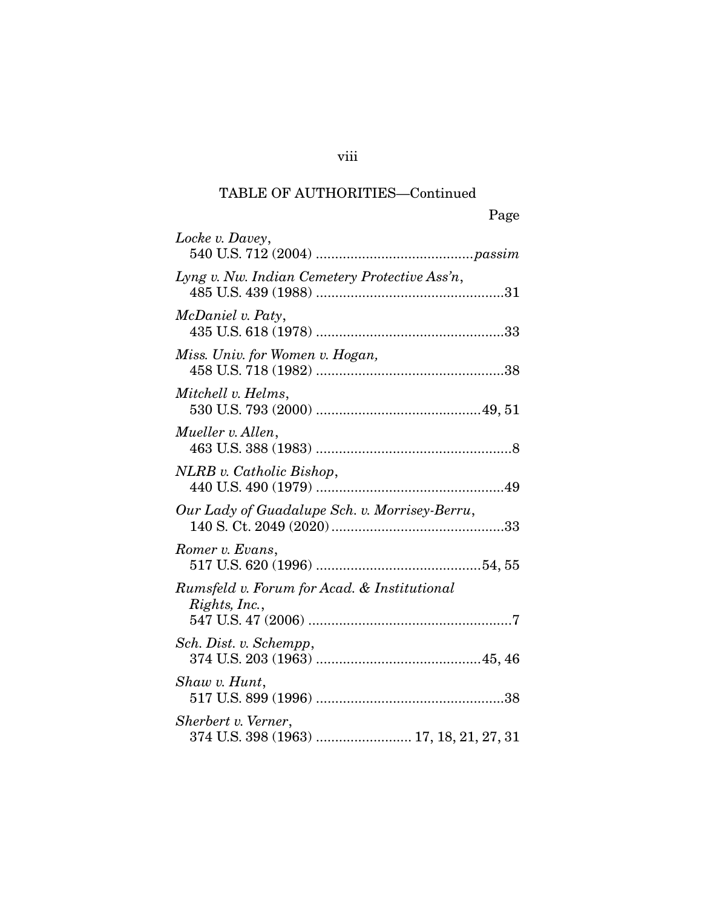TABLE OF AUTHORITIES—Continued

Page

*Locke v. Davey*,
540 U.S. 712 (2004) ........................................*passim*

*Lyng v. Nw. Indian Cemetery Protective Ass'n*,
485 U.S. 439 (1988) ................................................31

*McDaniel v. Paty*,
435 U.S. 618 (1978) ................................................33

*Miss. Univ. for Women v. Hogan,*
458 U.S. 718 (1982) ................................................38

*Mitchell v. Helms*,
530 U.S. 793 (2000) ..........................................49, 51

*Mueller v. Allen*,
463 U.S. 388 (1983) ..................................................8

*NLRB v. Catholic Bishop*,
440 U.S. 490 (1979) ................................................49

*Our Lady of Guadalupe Sch. v. Morrisey-Berru*,
140 S. Ct. 2049 (2020)............................................33

*Romer v. Evans*,
517 U.S. 620 (1996) ..........................................54, 55

*Rumsfeld v. Forum for Acad. & Institutional Rights, Inc.*,
547 U.S. 47 (2006) ....................................................7

*Sch. Dist. v. Schempp*,
374 U.S. 203 (1963) ..........................................45, 46

*Shaw v. Hunt*,
517 U.S. 899 (1996) ................................................38

*Sherbert v. Verner*,
374 U.S. 398 (1963) ........................ 17, 18, 21, 27, 31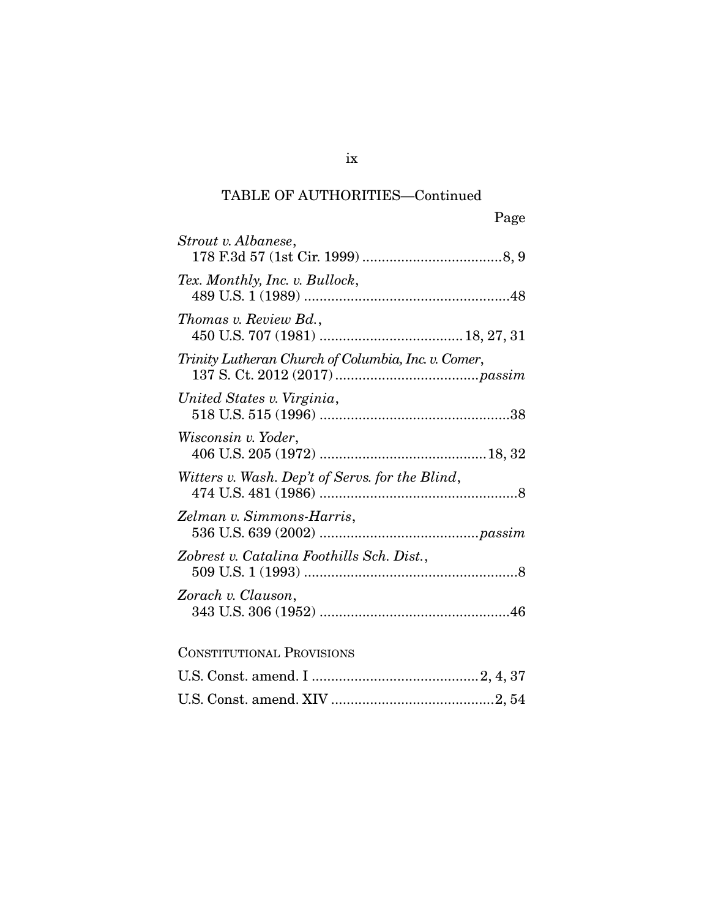TABLE OF AUTHORITIES—Continued

Page

*Strout v. Albanese*,
178 F.3d 57 (1st Cir. 1999) .................................... 8, 9

*Tex. Monthly, Inc. v. Bullock*,
489 U.S. 1 (1989) ..................................................... 48

*Thomas v. Review Bd.*,
450 U.S. 707 (1981) .................................... 18, 27, 31

*Trinity Lutheran Church of Columbia, Inc. v. Comer*,
137 S. Ct. 2012 (2017) .................................... *passim*

*United States v. Virginia*,
518 U.S. 515 (1996) ................................................. 38

*Wisconsin v. Yoder*,
406 U.S. 205 (1972) ........................................... 18, 32

*Witters v. Wash. Dep't of Servs. for the Blind*,
474 U.S. 481 (1986) ................................................... 8

*Zelman v. Simmons-Harris*,
536 U.S. 639 (2002) ........................................ *passim*

*Zobrest v. Catalina Foothills Sch. Dist.*,
509 U.S. 1 (1993) ....................................................... 8

*Zorach v. Clauson*,
343 U.S. 306 (1952) ................................................. 46

CONSTITUTIONAL PROVISIONS

U.S. Const. amend. I ........................................... 2, 4, 37

U.S. Const. amend. XIV ......................................... 2, 54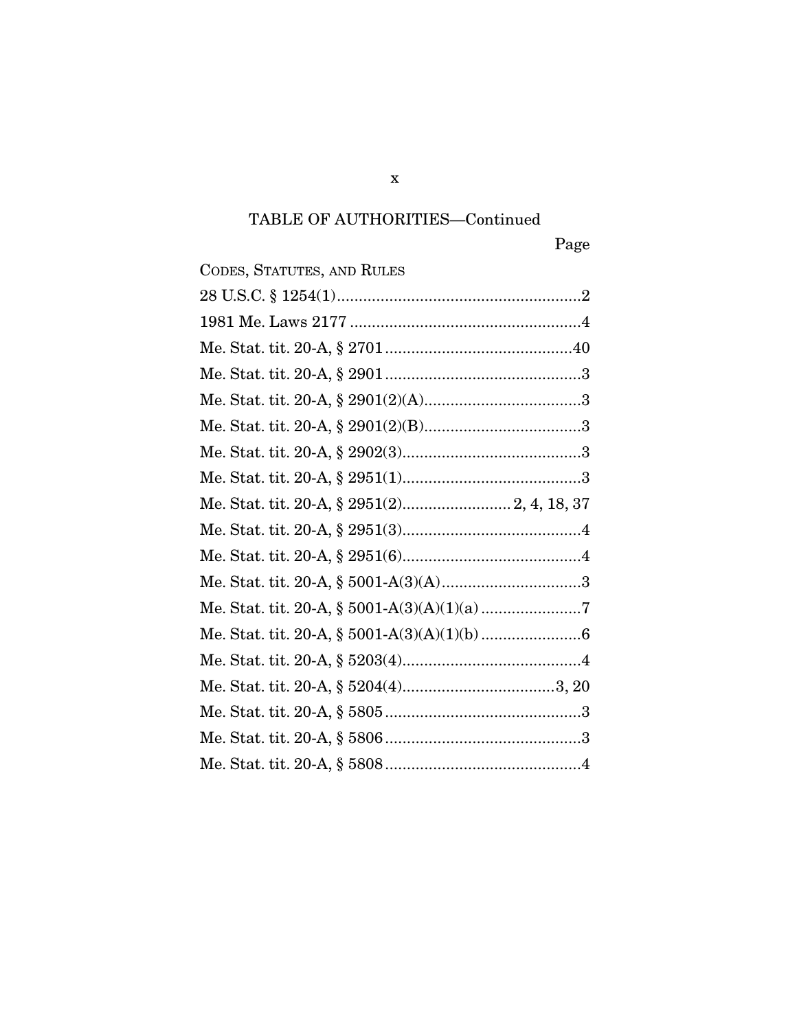TABLE OF AUTHORITIES—Continued

Page

CODES, STATUTES, AND RULES

28 U.S.C. § 1254(1)........................................................2

1981 Me. Laws 2177 .....................................................4

Me. Stat. tit. 20-A, § 2701 ...........................................40

Me. Stat. tit. 20-A, § 2901 .............................................3

Me. Stat. tit. 20-A, § 2901(2)(A)....................................3

Me. Stat. tit. 20-A, § 2901(2)(B)....................................3

Me. Stat. tit. 20-A, § 2902(3).........................................3

Me. Stat. tit. 20-A, § 2951(1).........................................3

Me. Stat. tit. 20-A, § 2951(2)......................... 2, 4, 18, 37

Me. Stat. tit. 20-A, § 2951(3).........................................4

Me. Stat. tit. 20-A, § 2951(6).........................................4

Me. Stat. tit. 20-A, § 5001-A(3)(A)................................3

Me. Stat. tit. 20-A, § 5001-A(3)(A)(1)(a) .......................7

Me. Stat. tit. 20-A, § 5001-A(3)(A)(1)(b) .......................6

Me. Stat. tit. 20-A, § 5203(4).........................................4

Me. Stat. tit. 20-A, § 5204(4)...................................3, 20

Me. Stat. tit. 20-A, § 5805 .............................................3

Me. Stat. tit. 20-A, § 5806 .............................................3

Me. Stat. tit. 20-A, § 5808 .............................................4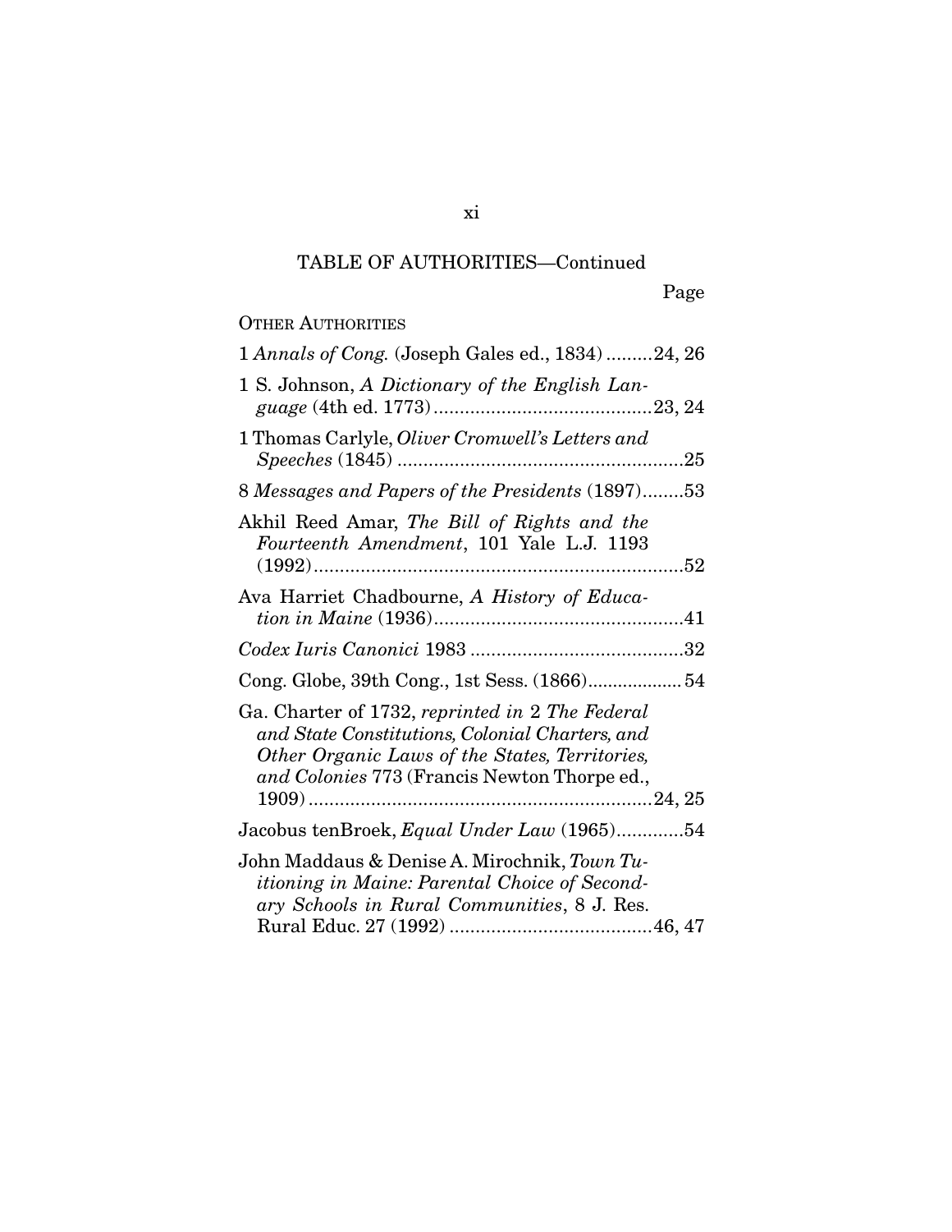TABLE OF AUTHORITIES—Continued

Page

OTHER AUTHORITIES

1 *Annals of Cong.* (Joseph Gales ed., 1834) .........24, 26

1 S. Johnson, *A Dictionary of the English Language* (4th ed. 1773) ..........................................23, 24

1 Thomas Carlyle, *Oliver Cromwell's Letters and Speeches* (1845) .......................................................25

8 *Messages and Papers of the Presidents* (1897)........53

Akhil Reed Amar, *The Bill of Rights and the Fourteenth Amendment*, 101 Yale L.J. 1193 (1992).......................................................................52

Ava Harriet Chadbourne, *A History of Education in Maine* (1936)................................................41

*Codex Iuris Canonici* 1983 .........................................32

Cong. Globe, 39th Cong., 1st Sess. (1866)................... 54

Ga. Charter of 1732, *reprinted in* 2 *The Federal and State Constitutions, Colonial Charters, and Other Organic Laws of the States, Territories, and Colonies* 773 (Francis Newton Thorpe ed., 1909) ..................................................................24, 25

Jacobus tenBroek, *Equal Under Law* (1965).............54

John Maddaus & Denise A. Mirochnik, *Town Tuitioning in Maine: Parental Choice of Secondary Schools in Rural Communities*, 8 J. Res. Rural Educ. 27 (1992) .......................................46, 47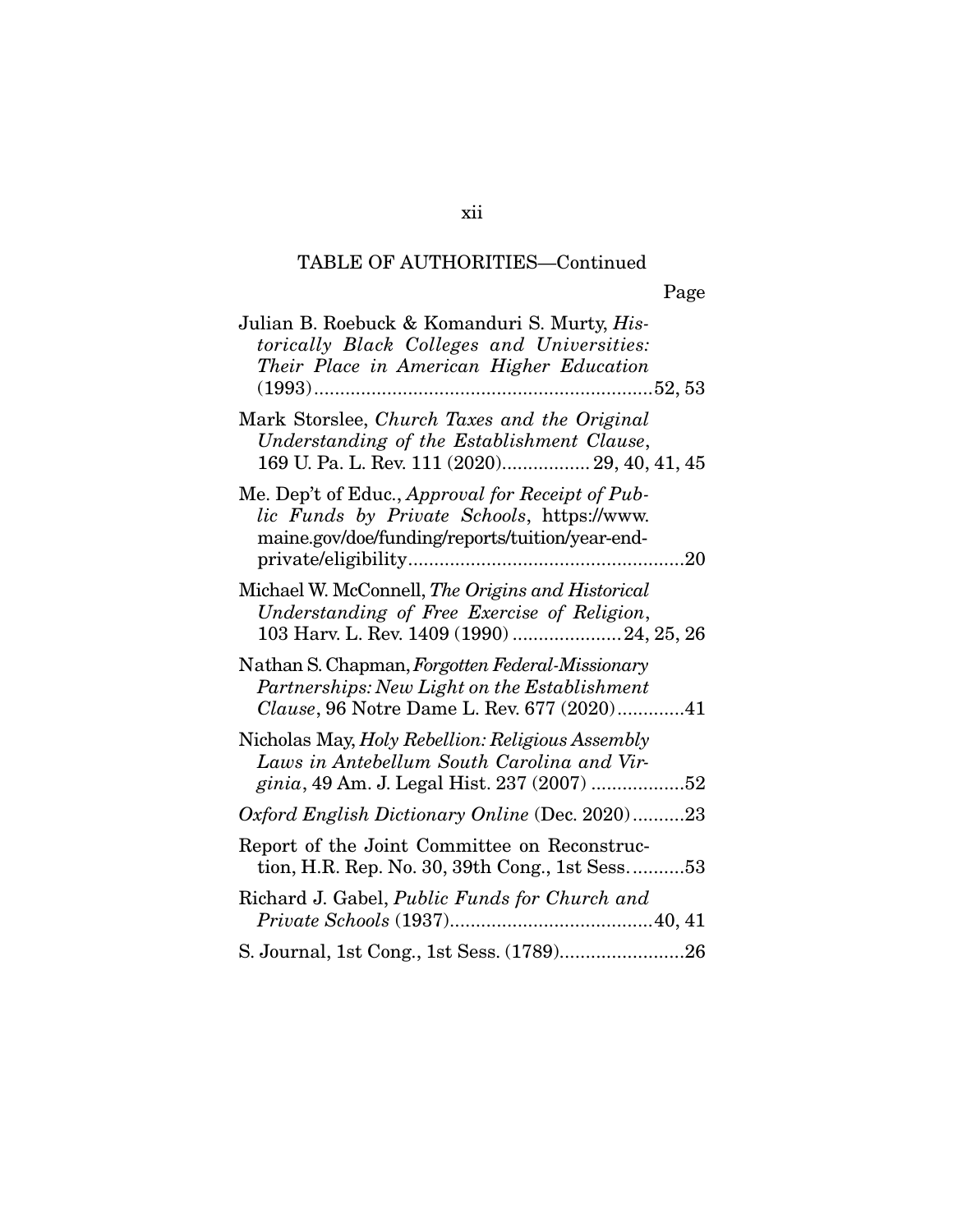TABLE OF AUTHORITIES—Continued

Page

Julian B. Roebuck & Komanduri S. Murty, *Historically Black Colleges and Universities: Their Place in American Higher Education* (1993)....................................................................52, 53

Mark Storslee, *Church Taxes and the Original Understanding of the Establishment Clause*, 169 U. Pa. L. Rev. 111 (2020).................29, 40, 41, 45

Me. Dep't of Educ., *Approval for Receipt of Public Funds by Private Schools*, https://www.maine.gov/doe/funding/reports/tuition/year-end-private/eligibility.....................................................20

Michael W. McConnell, *The Origins and Historical Understanding of Free Exercise of Religion*, 103 Harv. L. Rev. 1409 (1990) .....................24, 25, 26

Nathan S. Chapman, *Forgotten Federal-Missionary Partnerships: New Light on the Establishment Clause*, 96 Notre Dame L. Rev. 677 (2020).............41

Nicholas May, *Holy Rebellion: Religious Assembly Laws in Antebellum South Carolina and Virginia*, 49 Am. J. Legal Hist. 237 (2007) ..................52

*Oxford English Dictionary Online* (Dec. 2020)..........23

Report of the Joint Committee on Reconstruction, H.R. Rep. No. 30, 39th Cong., 1st Sess...........53

Richard J. Gabel, *Public Funds for Church and Private Schools* (1937).......................................40, 41

S. Journal, 1st Cong., 1st Sess. (1789)........................26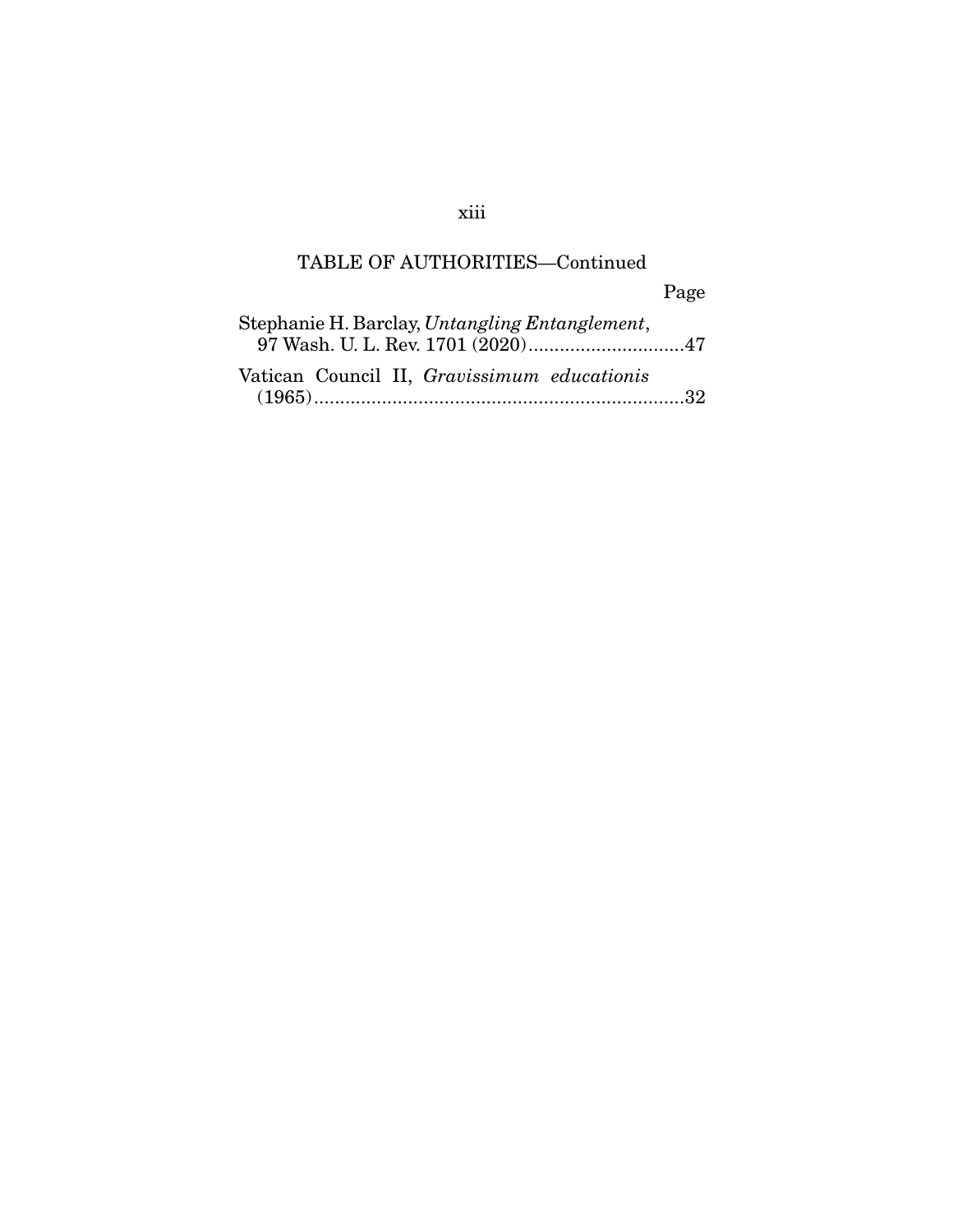TABLE OF AUTHORITIES—Continued

Page

Stephanie H. Barclay, *Untangling Entanglement*, 97 Wash. U. L. Rev. 1701 (2020)..............................47

Vatican Council II, *Gravissimum educationis* (1965)........................................................................32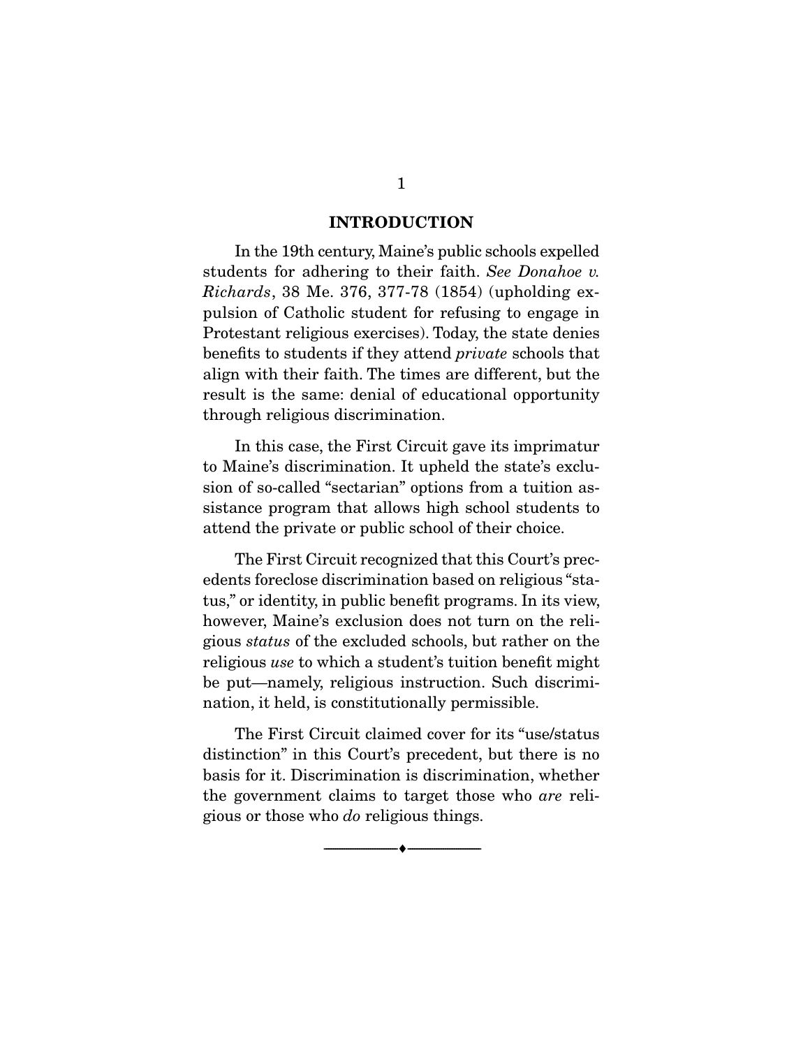## INTRODUCTION

In the 19th century, Maine's public schools expelled students for adhering to their faith. *See Donahoe v. Richards*, 38 Me. 376, 377-78 (1854) (upholding expulsion of Catholic student for refusing to engage in Protestant religious exercises). Today, the state denies benefits to students if they attend *private* schools that align with their faith. The times are different, but the result is the same: denial of educational opportunity through religious discrimination.

In this case, the First Circuit gave its imprimatur to Maine's discrimination. It upheld the state's exclusion of so-called "sectarian" options from a tuition assistance program that allows high school students to attend the private or public school of their choice.

The First Circuit recognized that this Court's precedents foreclose discrimination based on religious "status," or identity, in public benefit programs. In its view, however, Maine's exclusion does not turn on the religious *status* of the excluded schools, but rather on the religious *use* to which a student's tuition benefit might be put—namely, religious instruction. Such discrimination, it held, is constitutionally permissible.

The First Circuit claimed cover for its "use/status distinction" in this Court's precedent, but there is no basis for it. Discrimination is discrimination, whether the government claims to target those who *are* religious or those who *do* religious things.

---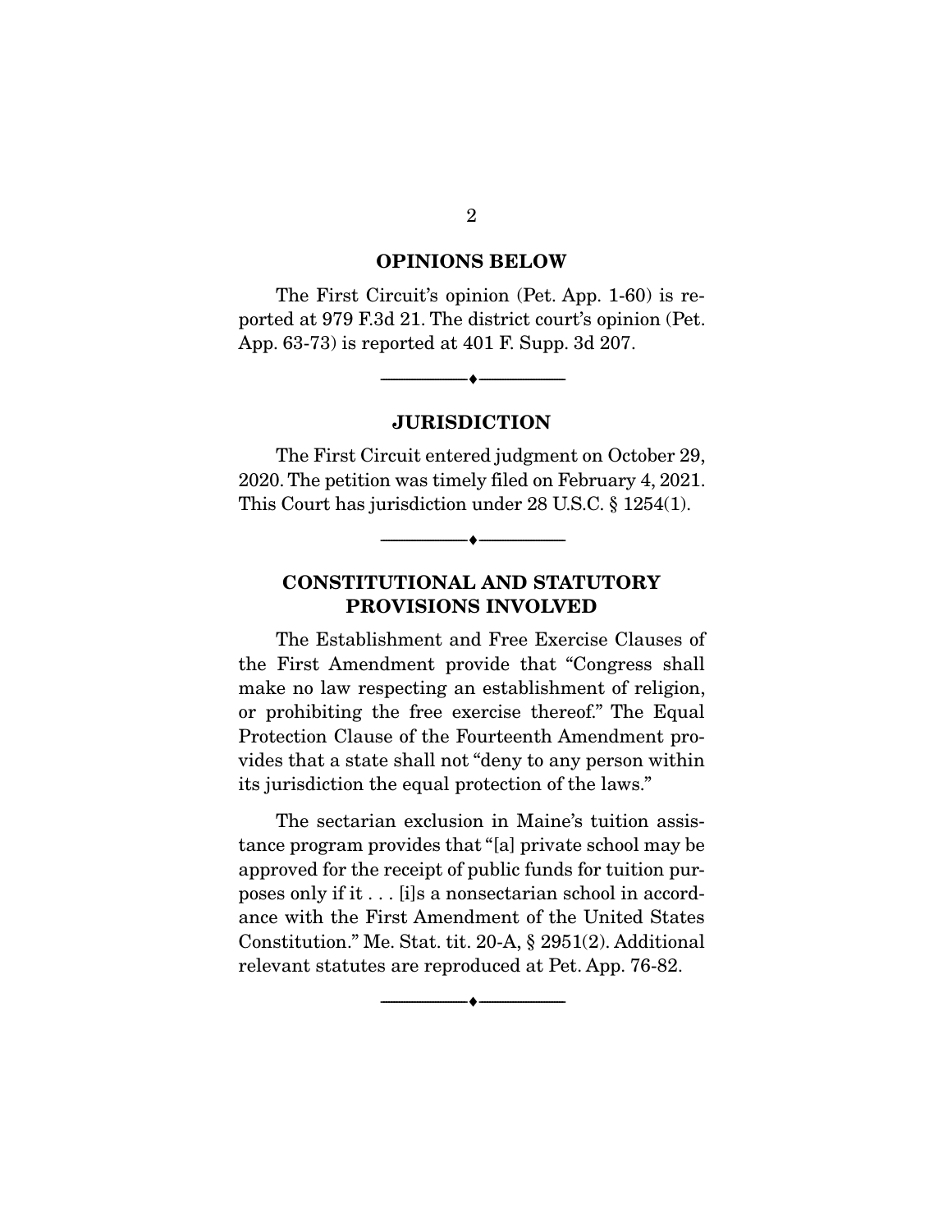## OPINIONS BELOW

The First Circuit's opinion (Pet. App. 1-60) is reported at 979 F.3d 21. The district court's opinion (Pet. App. 63-73) is reported at 401 F. Supp. 3d 207.

---

## JURISDICTION

The First Circuit entered judgment on October 29, 2020. The petition was timely filed on February 4, 2021. This Court has jurisdiction under 28 U.S.C. § 1254(1).

---

## CONSTITUTIONAL AND STATUTORY PROVISIONS INVOLVED

The Establishment and Free Exercise Clauses of the First Amendment provide that "Congress shall make no law respecting an establishment of religion, or prohibiting the free exercise thereof." The Equal Protection Clause of the Fourteenth Amendment provides that a state shall not "deny to any person within its jurisdiction the equal protection of the laws."

The sectarian exclusion in Maine's tuition assistance program provides that "[a] private school may be approved for the receipt of public funds for tuition purposes only if it . . . [i]s a nonsectarian school in accordance with the First Amendment of the United States Constitution." Me. Stat. tit. 20-A, § 2951(2). Additional relevant statutes are reproduced at Pet. App. 76-82.

---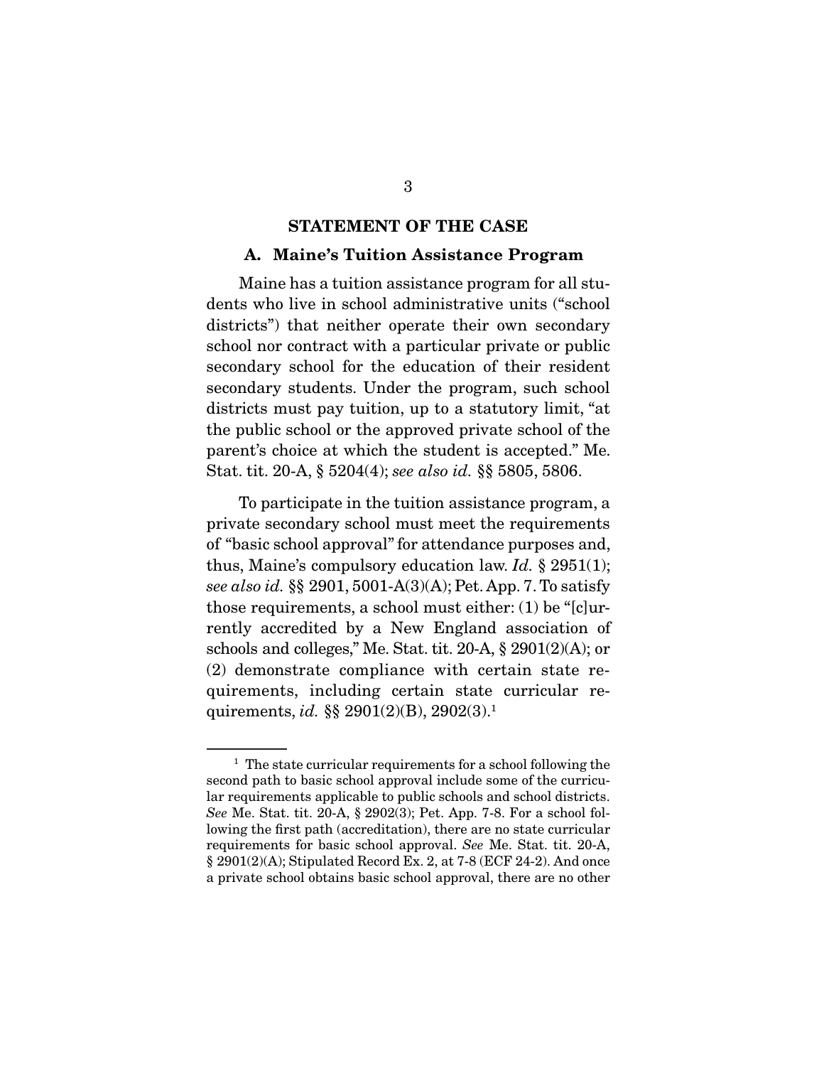## STATEMENT OF THE CASE

### A. Maine's Tuition Assistance Program

Maine has a tuition assistance program for all students who live in school administrative units ("school districts") that neither operate their own secondary school nor contract with a particular private or public secondary school for the education of their resident secondary students. Under the program, such school districts must pay tuition, up to a statutory limit, "at the public school or the approved private school of the parent's choice at which the student is accepted." Me. Stat. tit. 20-A, § 5204(4); *see also id.* §§ 5805, 5806.

To participate in the tuition assistance program, a private secondary school must meet the requirements of "basic school approval" for attendance purposes and, thus, Maine's compulsory education law. *Id.* § 2951(1); *see also id.* §§ 2901, 5001-A(3)(A); Pet. App. 7. To satisfy those requirements, a school must either: (1) be "[c]urrently accredited by a New England association of schools and colleges," Me. Stat. tit. 20-A, § 2901(2)(A); or (2) demonstrate compliance with certain state requirements, including certain state curricular requirements, *id.* §§ 2901(2)(B), 2902(3).[1]

---

[1] The state curricular requirements for a school following the second path to basic school approval include some of the curricular requirements applicable to public schools and school districts. *See* Me. Stat. tit. 20-A, § 2902(3); Pet. App. 7-8. For a school following the first path (accreditation), there are no state curricular requirements for basic school approval. *See* Me. Stat. tit. 20-A, § 2901(2)(A); Stipulated Record Ex. 2, at 7-8 (ECF 24-2). And once a private school obtains basic school approval, there are no other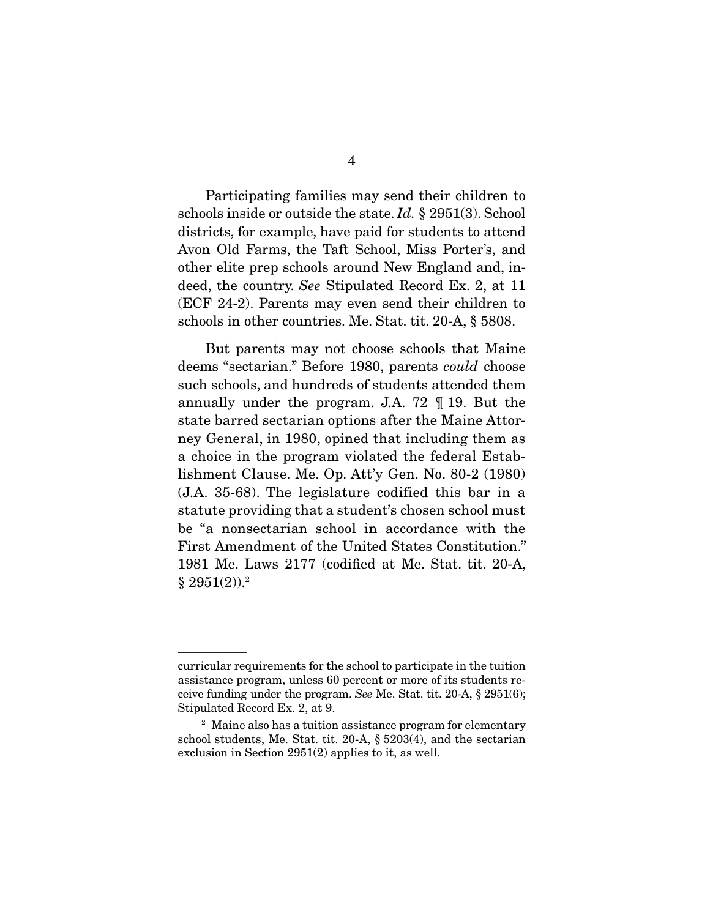Participating families may send their children to schools inside or outside the state. *Id.* § 2951(3). School districts, for example, have paid for students to attend Avon Old Farms, the Taft School, Miss Porter's, and other elite prep schools around New England and, indeed, the country. *See* Stipulated Record Ex. 2, at 11 (ECF 24-2). Parents may even send their children to schools in other countries. Me. Stat. tit. 20-A, § 5808.

But parents may not choose schools that Maine deems "sectarian." Before 1980, parents *could* choose such schools, and hundreds of students attended them annually under the program. J.A. 72 ¶ 19. But the state barred sectarian options after the Maine Attorney General, in 1980, opined that including them as a choice in the program violated the federal Establishment Clause. Me. Op. Att'y Gen. No. 80-2 (1980) (J.A. 35-68). The legislature codified this bar in a statute providing that a student's chosen school must be "a nonsectarian school in accordance with the First Amendment of the United States Constitution." 1981 Me. Laws 2177 (codified at Me. Stat. tit. 20-A, § 2951(2)).[2]

---

curricular requirements for the school to participate in the tuition assistance program, unless 60 percent or more of its students receive funding under the program. *See* Me. Stat. tit. 20-A, § 2951(6); Stipulated Record Ex. 2, at 9.

[2] Maine also has a tuition assistance program for elementary school students, Me. Stat. tit. 20-A, § 5203(4), and the sectarian exclusion in Section 2951(2) applies to it, as well.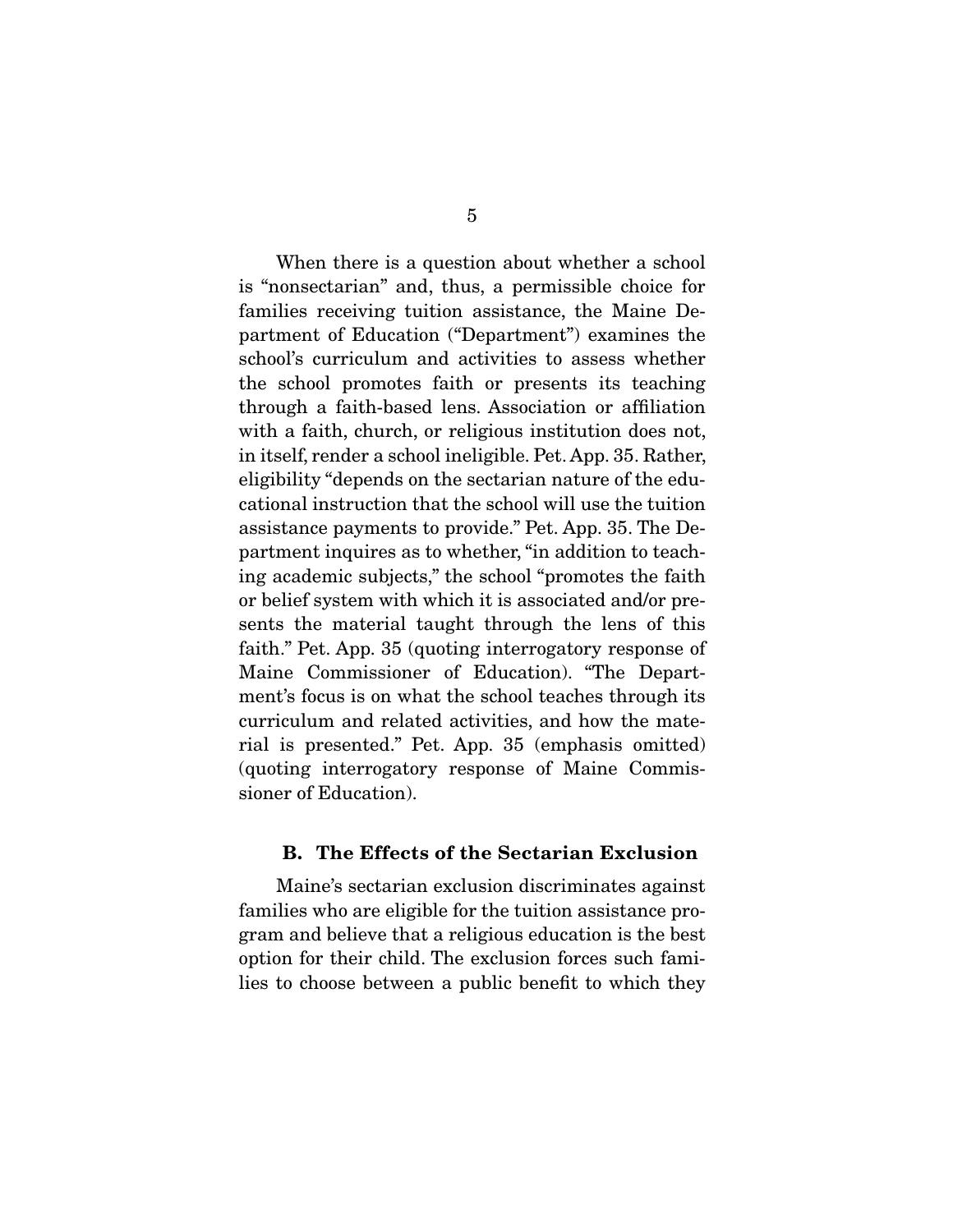When there is a question about whether a school is "nonsectarian" and, thus, a permissible choice for families receiving tuition assistance, the Maine Department of Education ("Department") examines the school's curriculum and activities to assess whether the school promotes faith or presents its teaching through a faith-based lens. Association or affiliation with a faith, church, or religious institution does not, in itself, render a school ineligible. Pet. App. 35. Rather, eligibility "depends on the sectarian nature of the educational instruction that the school will use the tuition assistance payments to provide." Pet. App. 35. The Department inquires as to whether, "in addition to teaching academic subjects," the school "promotes the faith or belief system with which it is associated and/or presents the material taught through the lens of this faith." Pet. App. 35 (quoting interrogatory response of Maine Commissioner of Education). "The Department's focus is on what the school teaches through its curriculum and related activities, and how the material is presented." Pet. App. 35 (emphasis omitted) (quoting interrogatory response of Maine Commissioner of Education).

### B. The Effects of the Sectarian Exclusion

Maine's sectarian exclusion discriminates against families who are eligible for the tuition assistance program and believe that a religious education is the best option for their child. The exclusion forces such families to choose between a public benefit to which they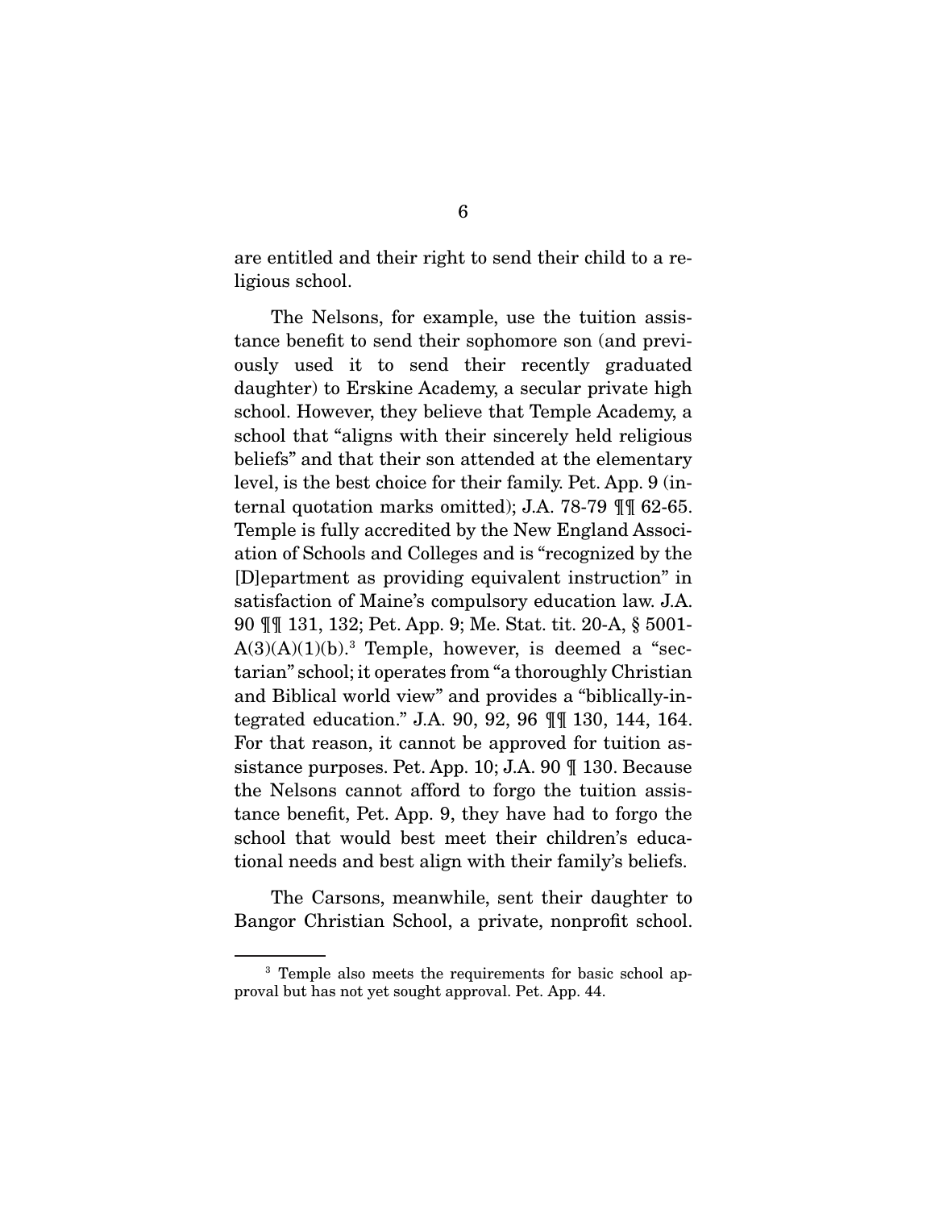are entitled and their right to send their child to a religious school.

The Nelsons, for example, use the tuition assistance benefit to send their sophomore son (and previously used it to send their recently graduated daughter) to Erskine Academy, a secular private high school. However, they believe that Temple Academy, a school that "aligns with their sincerely held religious beliefs" and that their son attended at the elementary level, is the best choice for their family. Pet. App. 9 (internal quotation marks omitted); J.A. 78-79 ¶¶ 62-65. Temple is fully accredited by the New England Association of Schools and Colleges and is "recognized by the [D]epartment as providing equivalent instruction" in satisfaction of Maine's compulsory education law. J.A. 90 ¶¶ 131, 132; Pet. App. 9; Me. Stat. tit. 20-A, § 5001-A(3)(A)(1)(b).[3] Temple, however, is deemed a "sectarian" school; it operates from "a thoroughly Christian and Biblical world view" and provides a "biblically-integrated education." J.A. 90, 92, 96 ¶¶ 130, 144, 164. For that reason, it cannot be approved for tuition assistance purposes. Pet. App. 10; J.A. 90 ¶ 130. Because the Nelsons cannot afford to forgo the tuition assistance benefit, Pet. App. 9, they have had to forgo the school that would best meet their children's educational needs and best align with their family's beliefs.

The Carsons, meanwhile, sent their daughter to Bangor Christian School, a private, nonprofit school.

[3] Temple also meets the requirements for basic school approval but has not yet sought approval. Pet. App. 44.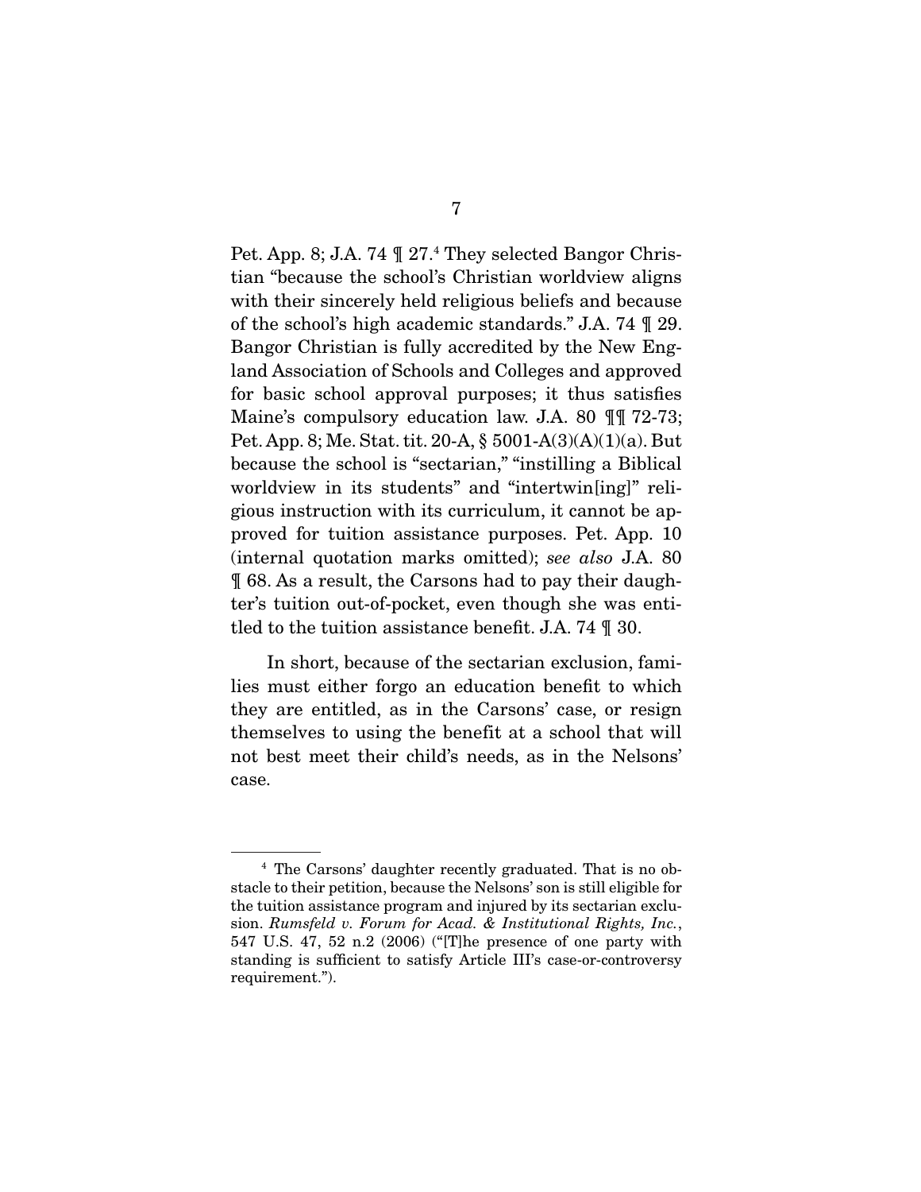Pet. App. 8; J.A. 74 ¶ 27.[4] They selected Bangor Christian "because the school's Christian worldview aligns with their sincerely held religious beliefs and because of the school's high academic standards." J.A. 74 ¶ 29. Bangor Christian is fully accredited by the New England Association of Schools and Colleges and approved for basic school approval purposes; it thus satisfies Maine's compulsory education law. J.A. 80 ¶¶ 72-73; Pet. App. 8; Me. Stat. tit. 20-A, § 5001-A(3)(A)(1)(a). But because the school is "sectarian," "instilling a Biblical worldview in its students" and "intertwin[ing]" religious instruction with its curriculum, it cannot be approved for tuition assistance purposes. Pet. App. 10 (internal quotation marks omitted); *see also* J.A. 80 ¶ 68. As a result, the Carsons had to pay their daughter's tuition out-of-pocket, even though she was entitled to the tuition assistance benefit. J.A. 74 ¶ 30.

In short, because of the sectarian exclusion, families must either forgo an education benefit to which they are entitled, as in the Carsons' case, or resign themselves to using the benefit at a school that will not best meet their child's needs, as in the Nelsons' case.

---

[4] The Carsons' daughter recently graduated. That is no obstacle to their petition, because the Nelsons' son is still eligible for the tuition assistance program and injured by its sectarian exclusion. *Rumsfeld v. Forum for Acad. & Institutional Rights, Inc.*, 547 U.S. 47, 52 n.2 (2006) ("[T]he presence of one party with standing is sufficient to satisfy Article III's case-or-controversy requirement.").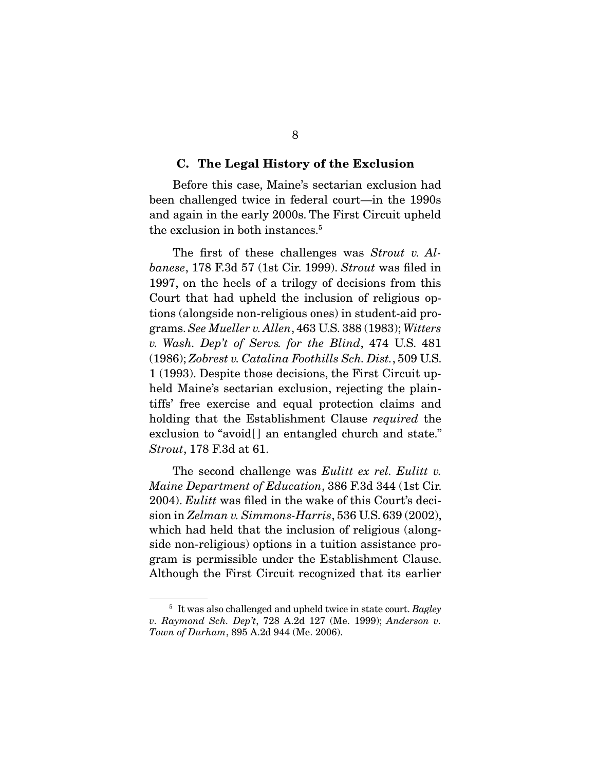### C. The Legal History of the Exclusion

Before this case, Maine's sectarian exclusion had been challenged twice in federal court—in the 1990s and again in the early 2000s. The First Circuit upheld the exclusion in both instances.[5]

The first of these challenges was *Strout v. Albanese*, 178 F.3d 57 (1st Cir. 1999). *Strout* was filed in 1997, on the heels of a trilogy of decisions from this Court that had upheld the inclusion of religious options (alongside non-religious ones) in student-aid programs. *See Mueller v. Allen*, 463 U.S. 388 (1983); *Witters v. Wash. Dep't of Servs. for the Blind*, 474 U.S. 481 (1986); *Zobrest v. Catalina Foothills Sch. Dist.*, 509 U.S. 1 (1993). Despite those decisions, the First Circuit upheld Maine's sectarian exclusion, rejecting the plaintiffs' free exercise and equal protection claims and holding that the Establishment Clause *required* the exclusion to "avoid[] an entangled church and state." *Strout*, 178 F.3d at 61.

The second challenge was *Eulitt ex rel. Eulitt v. Maine Department of Education*, 386 F.3d 344 (1st Cir. 2004). *Eulitt* was filed in the wake of this Court's decision in *Zelman v. Simmons-Harris*, 536 U.S. 639 (2002), which had held that the inclusion of religious (alongside non-religious) options in a tuition assistance program is permissible under the Establishment Clause. Although the First Circuit recognized that its earlier

[5] It was also challenged and upheld twice in state court. *Bagley v. Raymond Sch. Dep't*, 728 A.2d 127 (Me. 1999); *Anderson v. Town of Durham*, 895 A.2d 944 (Me. 2006).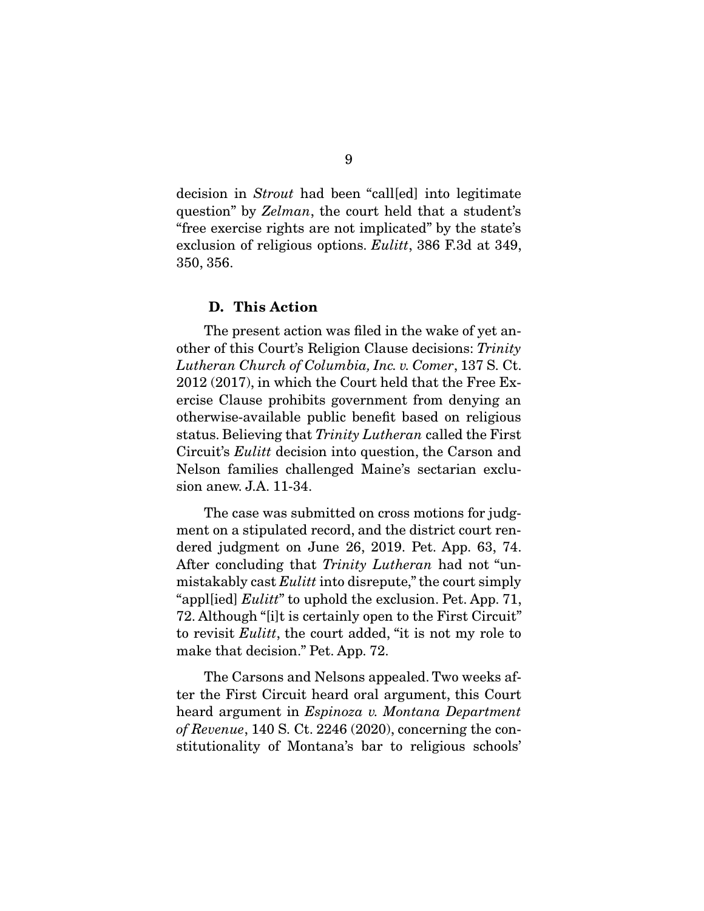decision in *Strout* had been "call[ed] into legitimate question" by *Zelman*, the court held that a student's "free exercise rights are not implicated" by the state's exclusion of religious options. *Eulitt*, 386 F.3d at 349, 350, 356.

### D. This Action

The present action was filed in the wake of yet another of this Court's Religion Clause decisions: *Trinity Lutheran Church of Columbia, Inc. v. Comer*, 137 S. Ct. 2012 (2017), in which the Court held that the Free Exercise Clause prohibits government from denying an otherwise-available public benefit based on religious status. Believing that *Trinity Lutheran* called the First Circuit's *Eulitt* decision into question, the Carson and Nelson families challenged Maine's sectarian exclusion anew. J.A. 11-34.

The case was submitted on cross motions for judgment on a stipulated record, and the district court rendered judgment on June 26, 2019. Pet. App. 63, 74. After concluding that *Trinity Lutheran* had not "unmistakably cast *Eulitt* into disrepute," the court simply "appl[ied] *Eulitt*" to uphold the exclusion. Pet. App. 71, 72. Although "[i]t is certainly open to the First Circuit" to revisit *Eulitt*, the court added, "it is not my role to make that decision." Pet. App. 72.

The Carsons and Nelsons appealed. Two weeks after the First Circuit heard oral argument, this Court heard argument in *Espinoza v. Montana Department of Revenue*, 140 S. Ct. 2246 (2020), concerning the constitutionality of Montana's bar to religious schools'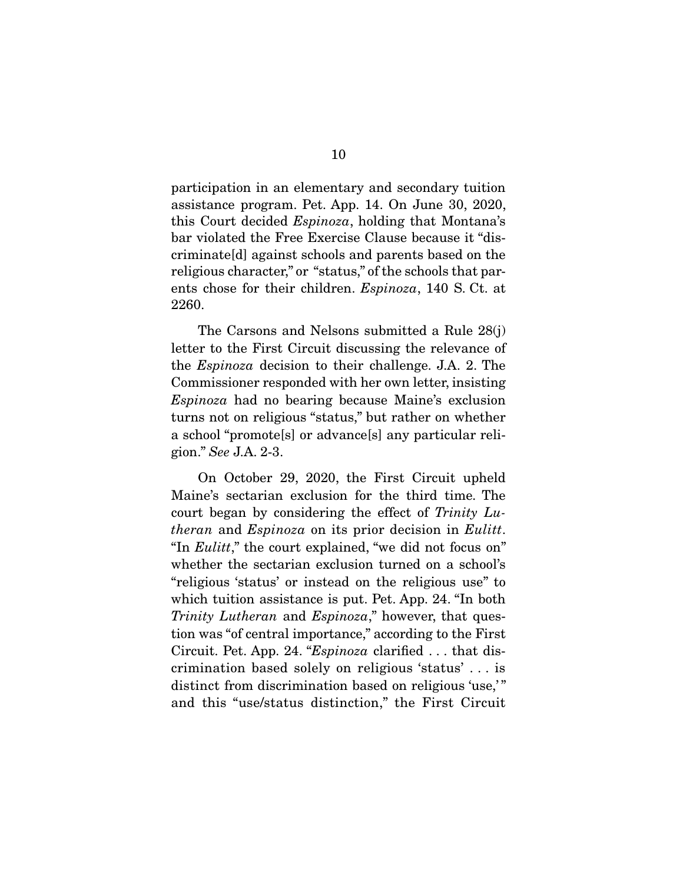participation in an elementary and secondary tuition assistance program. Pet. App. 14. On June 30, 2020, this Court decided *Espinoza*, holding that Montana's bar violated the Free Exercise Clause because it "discriminate[d] against schools and parents based on the religious character," or "status," of the schools that parents chose for their children. *Espinoza*, 140 S. Ct. at 2260.

The Carsons and Nelsons submitted a Rule 28(j) letter to the First Circuit discussing the relevance of the *Espinoza* decision to their challenge. J.A. 2. The Commissioner responded with her own letter, insisting *Espinoza* had no bearing because Maine's exclusion turns not on religious "status," but rather on whether a school "promote[s] or advance[s] any particular religion." *See* J.A. 2-3.

On October 29, 2020, the First Circuit upheld Maine's sectarian exclusion for the third time. The court began by considering the effect of *Trinity Lutheran* and *Espinoza* on its prior decision in *Eulitt*. "In *Eulitt*," the court explained, "we did not focus on" whether the sectarian exclusion turned on a school's "religious 'status' or instead on the religious use" to which tuition assistance is put. Pet. App. 24. "In both *Trinity Lutheran* and *Espinoza*," however, that question was "of central importance," according to the First Circuit. Pet. App. 24. "*Espinoza* clarified . . . that discrimination based solely on religious 'status' . . . is distinct from discrimination based on religious 'use,'" and this "use/status distinction," the First Circuit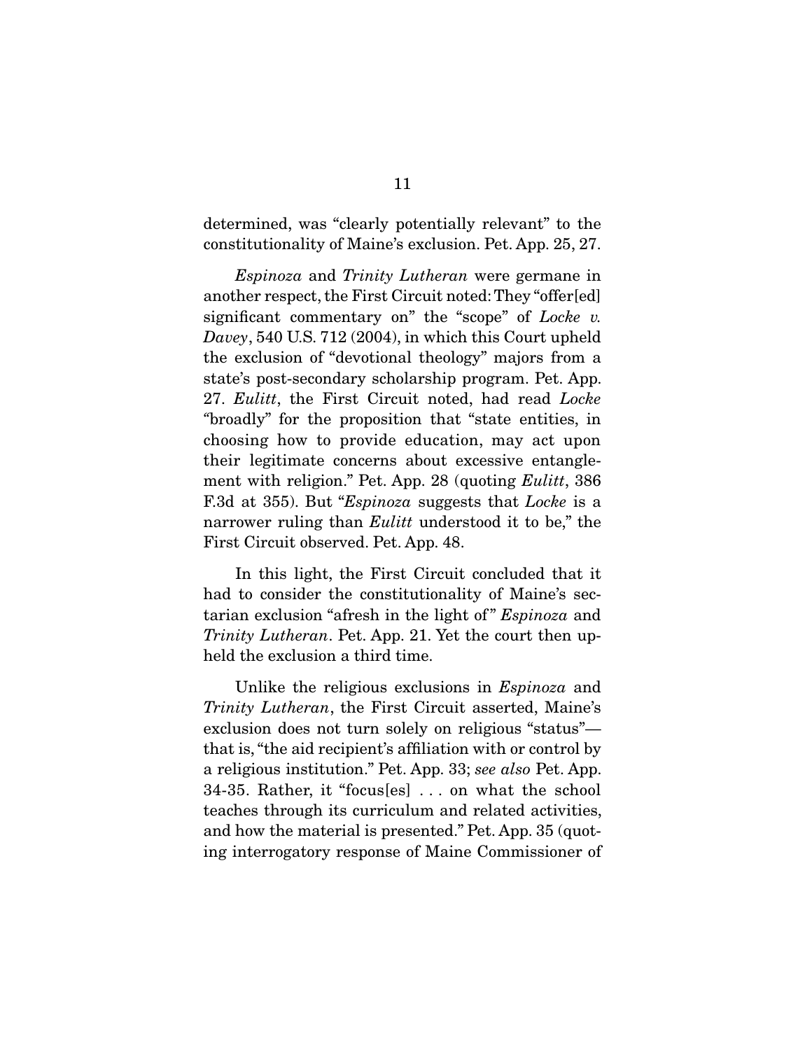determined, was "clearly potentially relevant" to the constitutionality of Maine's exclusion. Pet. App. 25, 27.

*Espinoza* and *Trinity Lutheran* were germane in another respect, the First Circuit noted: They "offer[ed] significant commentary on" the "scope" of *Locke v. Davey*, 540 U.S. 712 (2004), in which this Court upheld the exclusion of "devotional theology" majors from a state's post-secondary scholarship program. Pet. App. 27. *Eulitt*, the First Circuit noted, had read *Locke* "broadly" for the proposition that "state entities, in choosing how to provide education, may act upon their legitimate concerns about excessive entanglement with religion." Pet. App. 28 (quoting *Eulitt*, 386 F.3d at 355). But "*Espinoza* suggests that *Locke* is a narrower ruling than *Eulitt* understood it to be," the First Circuit observed. Pet. App. 48.

In this light, the First Circuit concluded that it had to consider the constitutionality of Maine's sectarian exclusion "afresh in the light of" *Espinoza* and *Trinity Lutheran*. Pet. App. 21. Yet the court then upheld the exclusion a third time.

Unlike the religious exclusions in *Espinoza* and *Trinity Lutheran*, the First Circuit asserted, Maine's exclusion does not turn solely on religious "status"—that is, "the aid recipient's affiliation with or control by a religious institution." Pet. App. 33; *see also* Pet. App. 34-35. Rather, it "focus[es] . . . on what the school teaches through its curriculum and related activities, and how the material is presented." Pet. App. 35 (quoting interrogatory response of Maine Commissioner of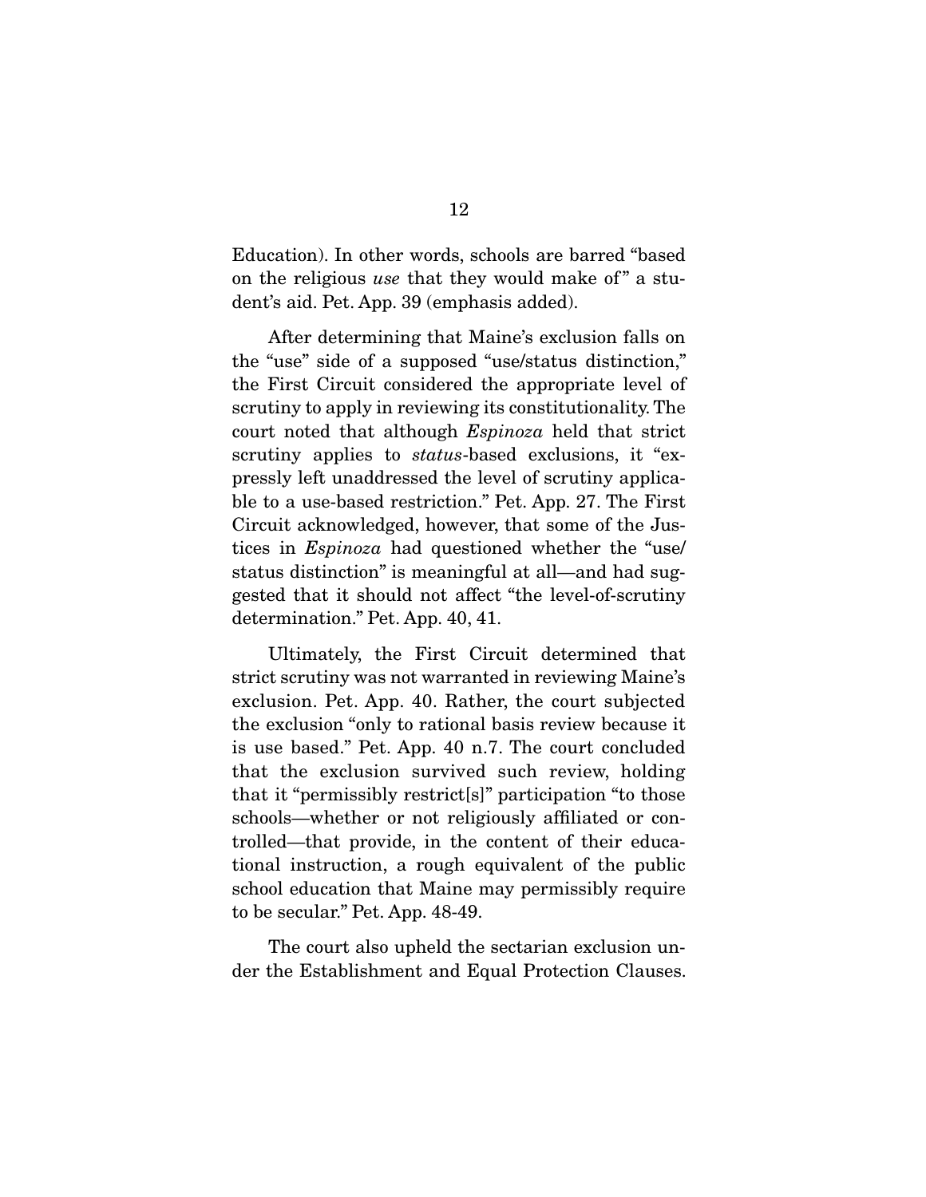Education). In other words, schools are barred "based on the religious *use* that they would make of" a student's aid. Pet. App. 39 (emphasis added).

After determining that Maine's exclusion falls on the "use" side of a supposed "use/status distinction," the First Circuit considered the appropriate level of scrutiny to apply in reviewing its constitutionality. The court noted that although *Espinoza* held that strict scrutiny applies to *status*-based exclusions, it "expressly left unaddressed the level of scrutiny applicable to a use-based restriction." Pet. App. 27. The First Circuit acknowledged, however, that some of the Justices in *Espinoza* had questioned whether the "use/status distinction" is meaningful at all—and had suggested that it should not affect "the level-of-scrutiny determination." Pet. App. 40, 41.

Ultimately, the First Circuit determined that strict scrutiny was not warranted in reviewing Maine's exclusion. Pet. App. 40. Rather, the court subjected the exclusion "only to rational basis review because it is use based." Pet. App. 40 n.7. The court concluded that the exclusion survived such review, holding that it "permissibly restrict[s]" participation "to those schools—whether or not religiously affiliated or controlled—that provide, in the content of their educational instruction, a rough equivalent of the public school education that Maine may permissibly require to be secular." Pet. App. 48-49.

The court also upheld the sectarian exclusion under the Establishment and Equal Protection Clauses.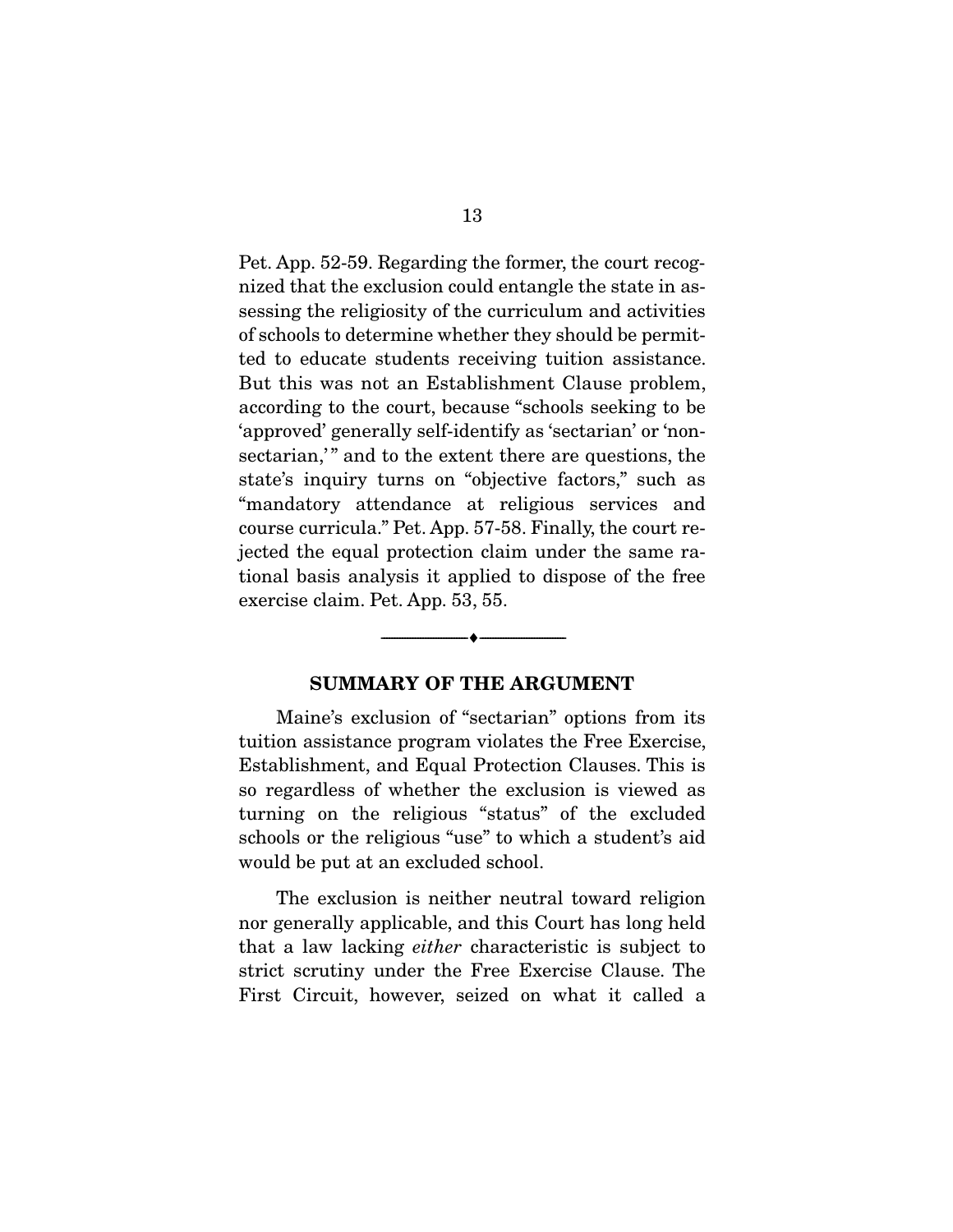Pet. App. 52-59. Regarding the former, the court recognized that the exclusion could entangle the state in assessing the religiosity of the curriculum and activities of schools to determine whether they should be permitted to educate students receiving tuition assistance. But this was not an Establishment Clause problem, according to the court, because "schools seeking to be 'approved' generally self-identify as 'sectarian' or 'nonsectarian,'" and to the extent there are questions, the state's inquiry turns on "objective factors," such as "mandatory attendance at religious services and course curricula." Pet. App. 57-58. Finally, the court rejected the equal protection claim under the same rational basis analysis it applied to dispose of the free exercise claim. Pet. App. 53, 55.

---

## SUMMARY OF THE ARGUMENT

Maine's exclusion of "sectarian" options from its tuition assistance program violates the Free Exercise, Establishment, and Equal Protection Clauses. This is so regardless of whether the exclusion is viewed as turning on the religious "status" of the excluded schools or the religious "use" to which a student's aid would be put at an excluded school.

The exclusion is neither neutral toward religion nor generally applicable, and this Court has long held that a law lacking *either* characteristic is subject to strict scrutiny under the Free Exercise Clause. The First Circuit, however, seized on what it called a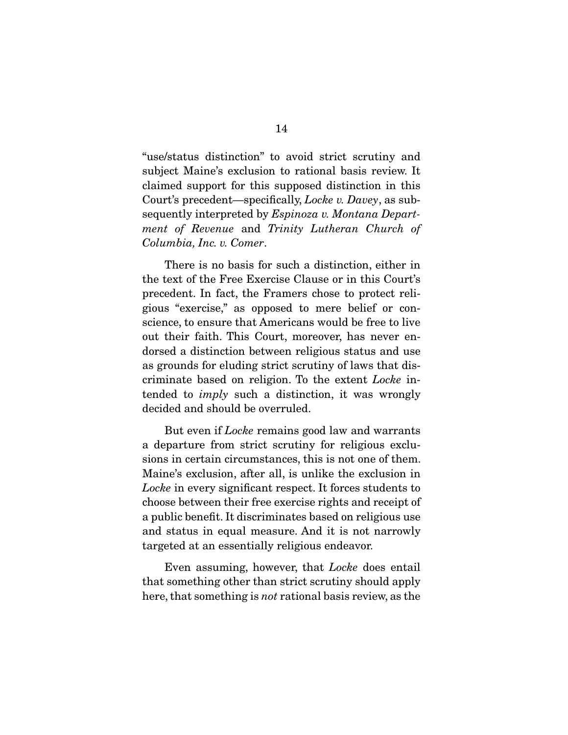"use/status distinction" to avoid strict scrutiny and subject Maine's exclusion to rational basis review. It claimed support for this supposed distinction in this Court's precedent—specifically, *Locke v. Davey*, as subsequently interpreted by *Espinoza v. Montana Department of Revenue* and *Trinity Lutheran Church of Columbia, Inc. v. Comer*.

There is no basis for such a distinction, either in the text of the Free Exercise Clause or in this Court's precedent. In fact, the Framers chose to protect religious "exercise," as opposed to mere belief or conscience, to ensure that Americans would be free to live out their faith. This Court, moreover, has never endorsed a distinction between religious status and use as grounds for eluding strict scrutiny of laws that discriminate based on religion. To the extent *Locke* intended to *imply* such a distinction, it was wrongly decided and should be overruled.

But even if *Locke* remains good law and warrants a departure from strict scrutiny for religious exclusions in certain circumstances, this is not one of them. Maine's exclusion, after all, is unlike the exclusion in *Locke* in every significant respect. It forces students to choose between their free exercise rights and receipt of a public benefit. It discriminates based on religious use and status in equal measure. And it is not narrowly targeted at an essentially religious endeavor.

Even assuming, however, that *Locke* does entail that something other than strict scrutiny should apply here, that something is *not* rational basis review, as the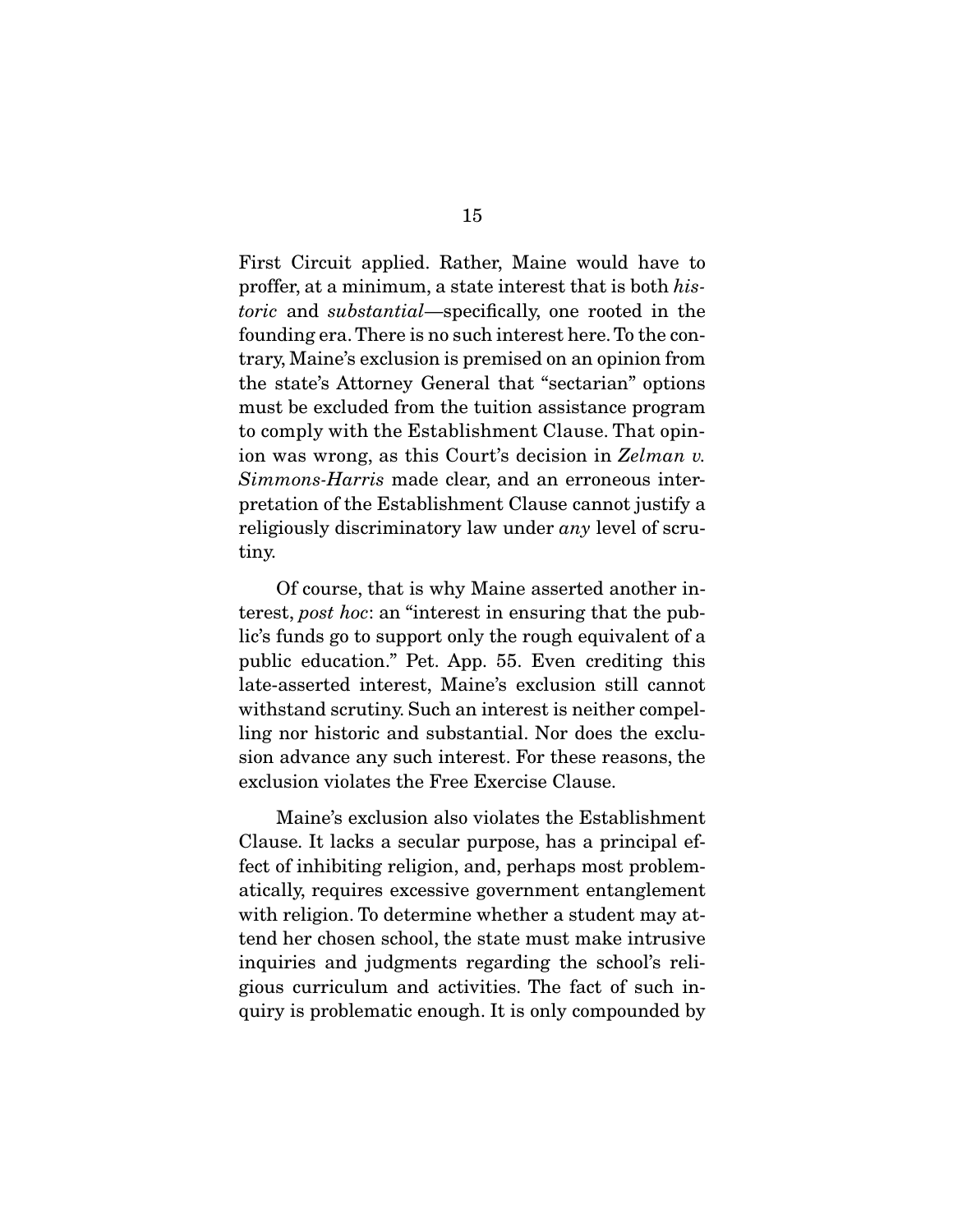First Circuit applied. Rather, Maine would have to proffer, at a minimum, a state interest that is both *historic* and *substantial*—specifically, one rooted in the founding era. There is no such interest here. To the contrary, Maine's exclusion is premised on an opinion from the state's Attorney General that "sectarian" options must be excluded from the tuition assistance program to comply with the Establishment Clause. That opinion was wrong, as this Court's decision in *Zelman v. Simmons-Harris* made clear, and an erroneous interpretation of the Establishment Clause cannot justify a religiously discriminatory law under *any* level of scrutiny.

Of course, that is why Maine asserted another interest, *post hoc*: an "interest in ensuring that the public's funds go to support only the rough equivalent of a public education." Pet. App. 55. Even crediting this late-asserted interest, Maine's exclusion still cannot withstand scrutiny. Such an interest is neither compelling nor historic and substantial. Nor does the exclusion advance any such interest. For these reasons, the exclusion violates the Free Exercise Clause.

Maine's exclusion also violates the Establishment Clause. It lacks a secular purpose, has a principal effect of inhibiting religion, and, perhaps most problematically, requires excessive government entanglement with religion. To determine whether a student may attend her chosen school, the state must make intrusive inquiries and judgments regarding the school's religious curriculum and activities. The fact of such inquiry is problematic enough. It is only compounded by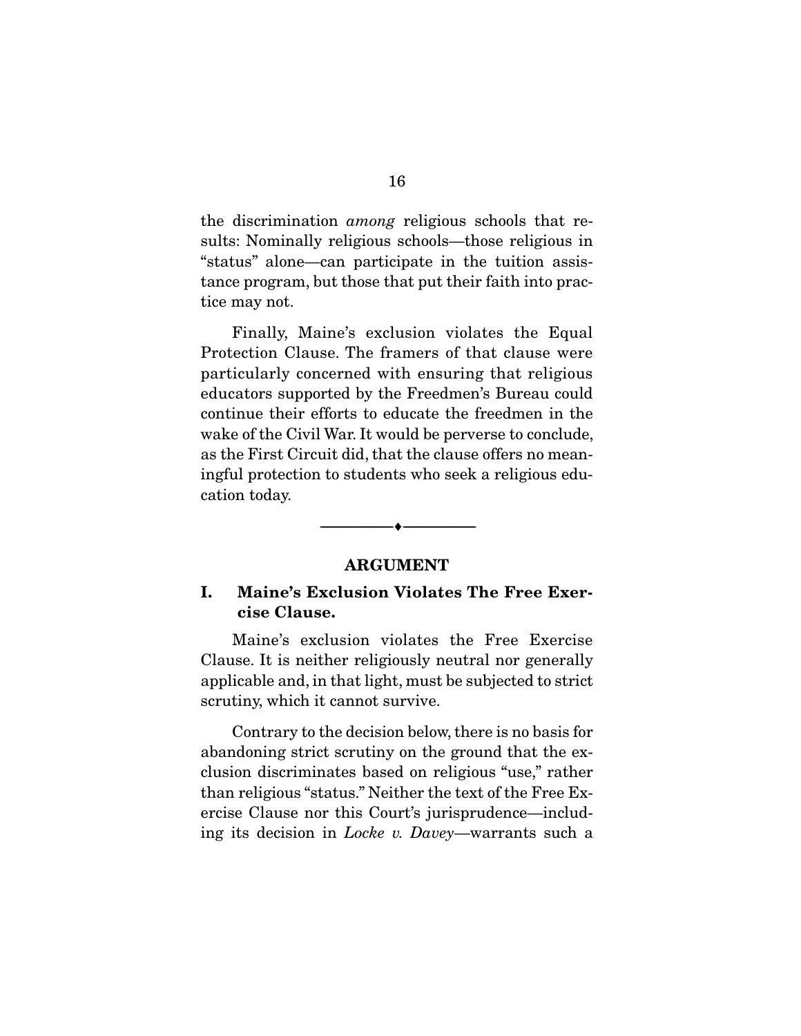the discrimination *among* religious schools that results: Nominally religious schools—those religious in "status" alone—can participate in the tuition assistance program, but those that put their faith into practice may not.

Finally, Maine's exclusion violates the Equal Protection Clause. The framers of that clause were particularly concerned with ensuring that religious educators supported by the Freedmen's Bureau could continue their efforts to educate the freedmen in the wake of the Civil War. It would be perverse to conclude, as the First Circuit did, that the clause offers no meaningful protection to students who seek a religious education today.

---

## ARGUMENT

### I. Maine's Exclusion Violates The Free Exercise Clause.

Maine's exclusion violates the Free Exercise Clause. It is neither religiously neutral nor generally applicable and, in that light, must be subjected to strict scrutiny, which it cannot survive.

Contrary to the decision below, there is no basis for abandoning strict scrutiny on the ground that the exclusion discriminates based on religious "use," rather than religious "status." Neither the text of the Free Exercise Clause nor this Court's jurisprudence—including its decision in *Locke v. Davey*—warrants such a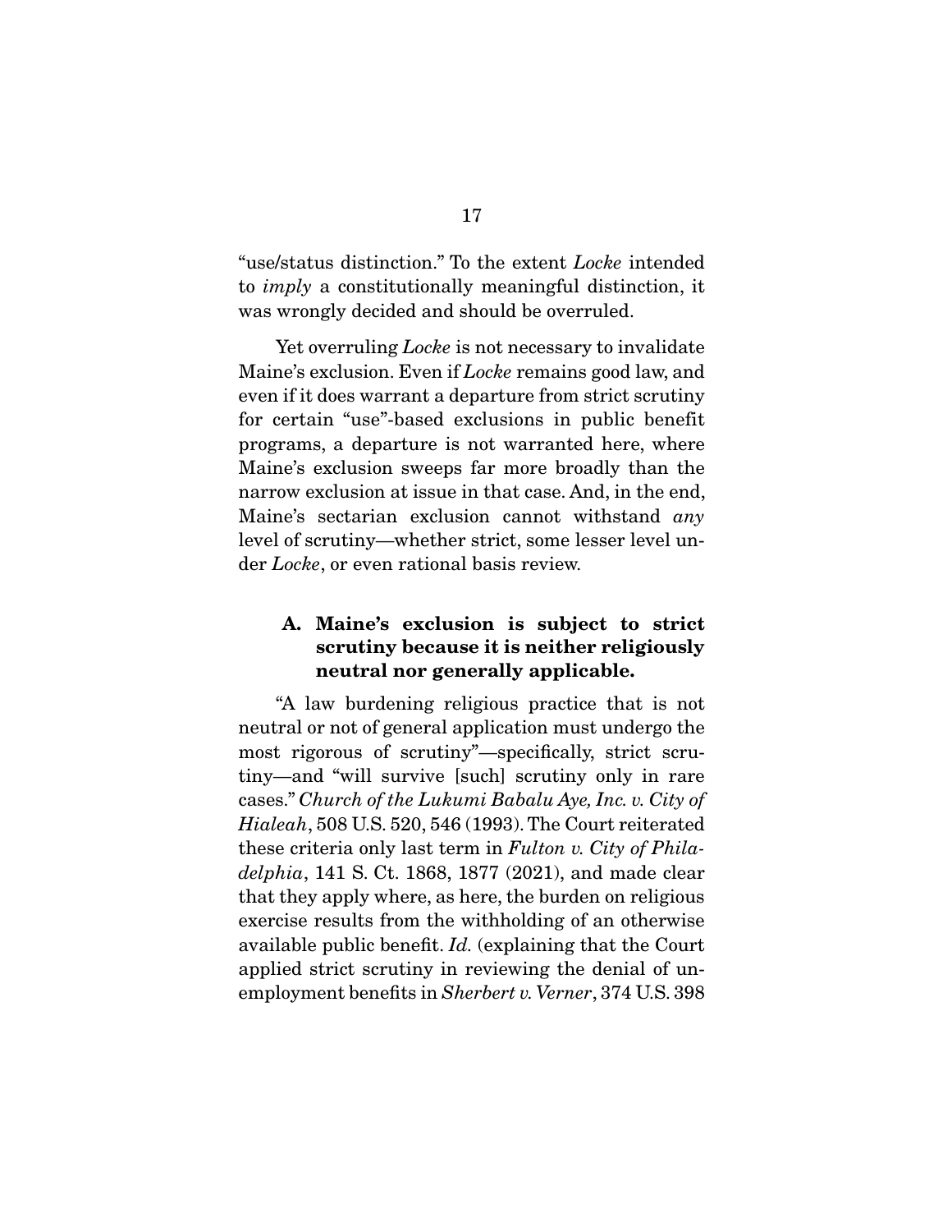"use/status distinction." To the extent *Locke* intended to *imply* a constitutionally meaningful distinction, it was wrongly decided and should be overruled.

Yet overruling *Locke* is not necessary to invalidate Maine's exclusion. Even if *Locke* remains good law, and even if it does warrant a departure from strict scrutiny for certain "use"-based exclusions in public benefit programs, a departure is not warranted here, where Maine's exclusion sweeps far more broadly than the narrow exclusion at issue in that case. And, in the end, Maine's sectarian exclusion cannot withstand *any* level of scrutiny—whether strict, some lesser level under *Locke*, or even rational basis review.

### A. Maine's exclusion is subject to strict scrutiny because it is neither religiously neutral nor generally applicable.

"A law burdening religious practice that is not neutral or not of general application must undergo the most rigorous of scrutiny"—specifically, strict scrutiny—and "will survive [such] scrutiny only in rare cases." *Church of the Lukumi Babalu Aye, Inc. v. City of Hialeah*, 508 U.S. 520, 546 (1993). The Court reiterated these criteria only last term in *Fulton v. City of Philadelphia*, 141 S. Ct. 1868, 1877 (2021), and made clear that they apply where, as here, the burden on religious exercise results from the withholding of an otherwise available public benefit. *Id.* (explaining that the Court applied strict scrutiny in reviewing the denial of unemployment benefits in *Sherbert v. Verner*, 374 U.S. 398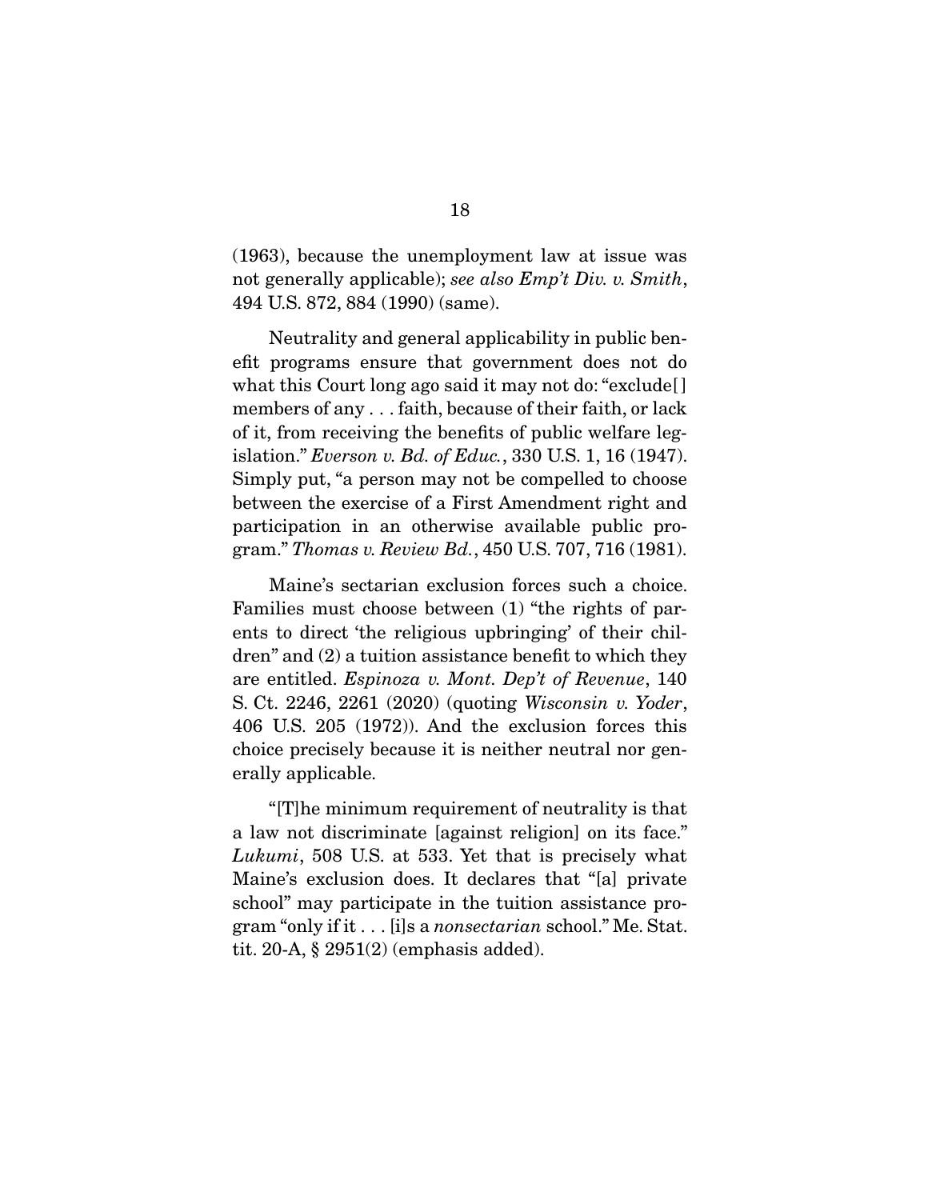(1963), because the unemployment law at issue was not generally applicable); *see also Emp't Div. v. Smith*, 494 U.S. 872, 884 (1990) (same).

Neutrality and general applicability in public benefit programs ensure that government does not do what this Court long ago said it may not do: "exclude[] members of any . . . faith, because of their faith, or lack of it, from receiving the benefits of public welfare legislation." *Everson v. Bd. of Educ.*, 330 U.S. 1, 16 (1947). Simply put, "a person may not be compelled to choose between the exercise of a First Amendment right and participation in an otherwise available public program." *Thomas v. Review Bd.*, 450 U.S. 707, 716 (1981).

Maine's sectarian exclusion forces such a choice. Families must choose between (1) "the rights of parents to direct 'the religious upbringing' of their children" and (2) a tuition assistance benefit to which they are entitled. *Espinoza v. Mont. Dep't of Revenue*, 140 S. Ct. 2246, 2261 (2020) (quoting *Wisconsin v. Yoder*, 406 U.S. 205 (1972)). And the exclusion forces this choice precisely because it is neither neutral nor generally applicable.

"[T]he minimum requirement of neutrality is that a law not discriminate [against religion] on its face." *Lukumi*, 508 U.S. at 533. Yet that is precisely what Maine's exclusion does. It declares that "[a] private school" may participate in the tuition assistance program "only if it . . . [i]s a *nonsectarian* school." Me. Stat. tit. 20-A, § 2951(2) (emphasis added).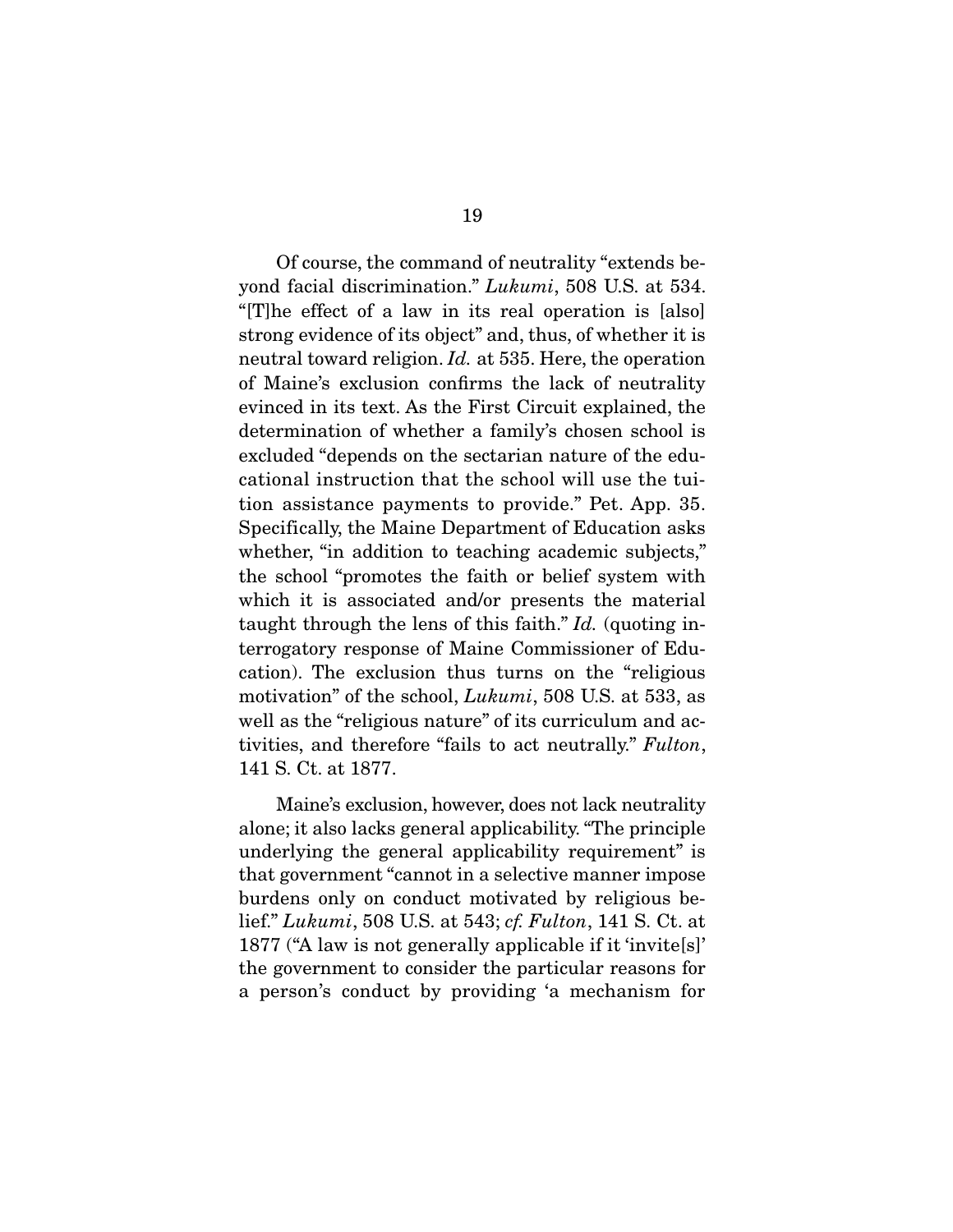Of course, the command of neutrality "extends beyond facial discrimination." *Lukumi*, 508 U.S. at 534. "[T]he effect of a law in its real operation is [also] strong evidence of its object" and, thus, of whether it is neutral toward religion. *Id.* at 535. Here, the operation of Maine's exclusion confirms the lack of neutrality evinced in its text. As the First Circuit explained, the determination of whether a family's chosen school is excluded "depends on the sectarian nature of the educational instruction that the school will use the tuition assistance payments to provide." Pet. App. 35. Specifically, the Maine Department of Education asks whether, "in addition to teaching academic subjects," the school "promotes the faith or belief system with which it is associated and/or presents the material taught through the lens of this faith." *Id.* (quoting interrogatory response of Maine Commissioner of Education). The exclusion thus turns on the "religious motivation" of the school, *Lukumi*, 508 U.S. at 533, as well as the "religious nature" of its curriculum and activities, and therefore "fails to act neutrally." *Fulton*, 141 S. Ct. at 1877.

Maine's exclusion, however, does not lack neutrality alone; it also lacks general applicability. "The principle underlying the general applicability requirement" is that government "cannot in a selective manner impose burdens only on conduct motivated by religious belief." *Lukumi*, 508 U.S. at 543; *cf. Fulton*, 141 S. Ct. at 1877 ("A law is not generally applicable if it 'invite[s]' the government to consider the particular reasons for a person's conduct by providing 'a mechanism for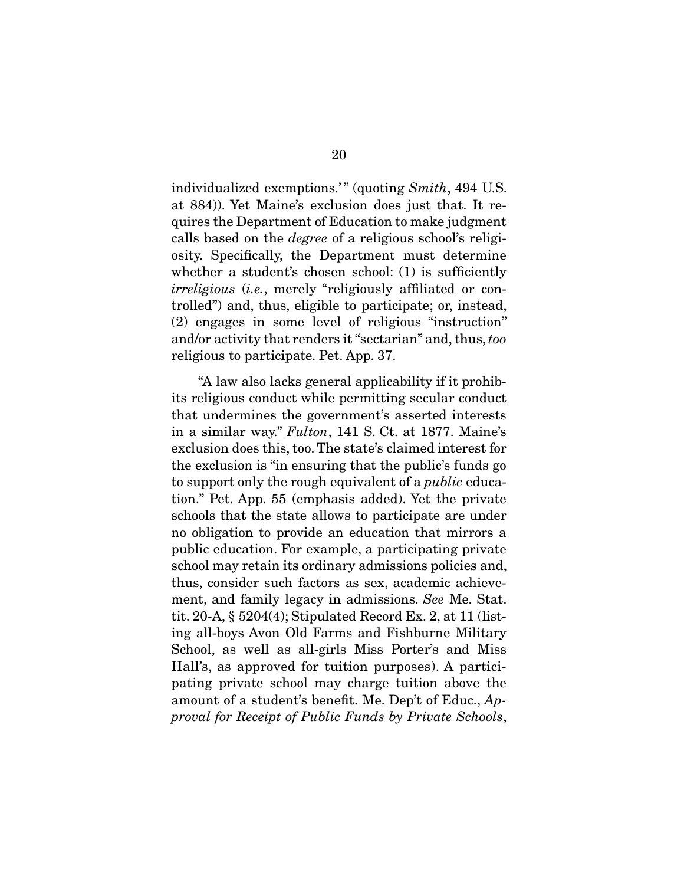individualized exemptions.'" (quoting *Smith*, 494 U.S. at 884)). Yet Maine's exclusion does just that. It requires the Department of Education to make judgment calls based on the *degree* of a religious school's religiosity. Specifically, the Department must determine whether a student's chosen school: (1) is sufficiently *irreligious* (*i.e.*, merely "religiously affiliated or controlled") and, thus, eligible to participate; or, instead, (2) engages in some level of religious "instruction" and/or activity that renders it "sectarian" and, thus, *too* religious to participate. Pet. App. 37.

"A law also lacks general applicability if it prohibits religious conduct while permitting secular conduct that undermines the government's asserted interests in a similar way." *Fulton*, 141 S. Ct. at 1877. Maine's exclusion does this, too. The state's claimed interest for the exclusion is "in ensuring that the public's funds go to support only the rough equivalent of a *public* education." Pet. App. 55 (emphasis added). Yet the private schools that the state allows to participate are under no obligation to provide an education that mirrors a public education. For example, a participating private school may retain its ordinary admissions policies and, thus, consider such factors as sex, academic achievement, and family legacy in admissions. *See* Me. Stat. tit. 20-A, § 5204(4); Stipulated Record Ex. 2, at 11 (listing all-boys Avon Old Farms and Fishburne Military School, as well as all-girls Miss Porter's and Miss Hall's, as approved for tuition purposes). A participating private school may charge tuition above the amount of a student's benefit. Me. Dep't of Educ., *Approval for Receipt of Public Funds by Private Schools*,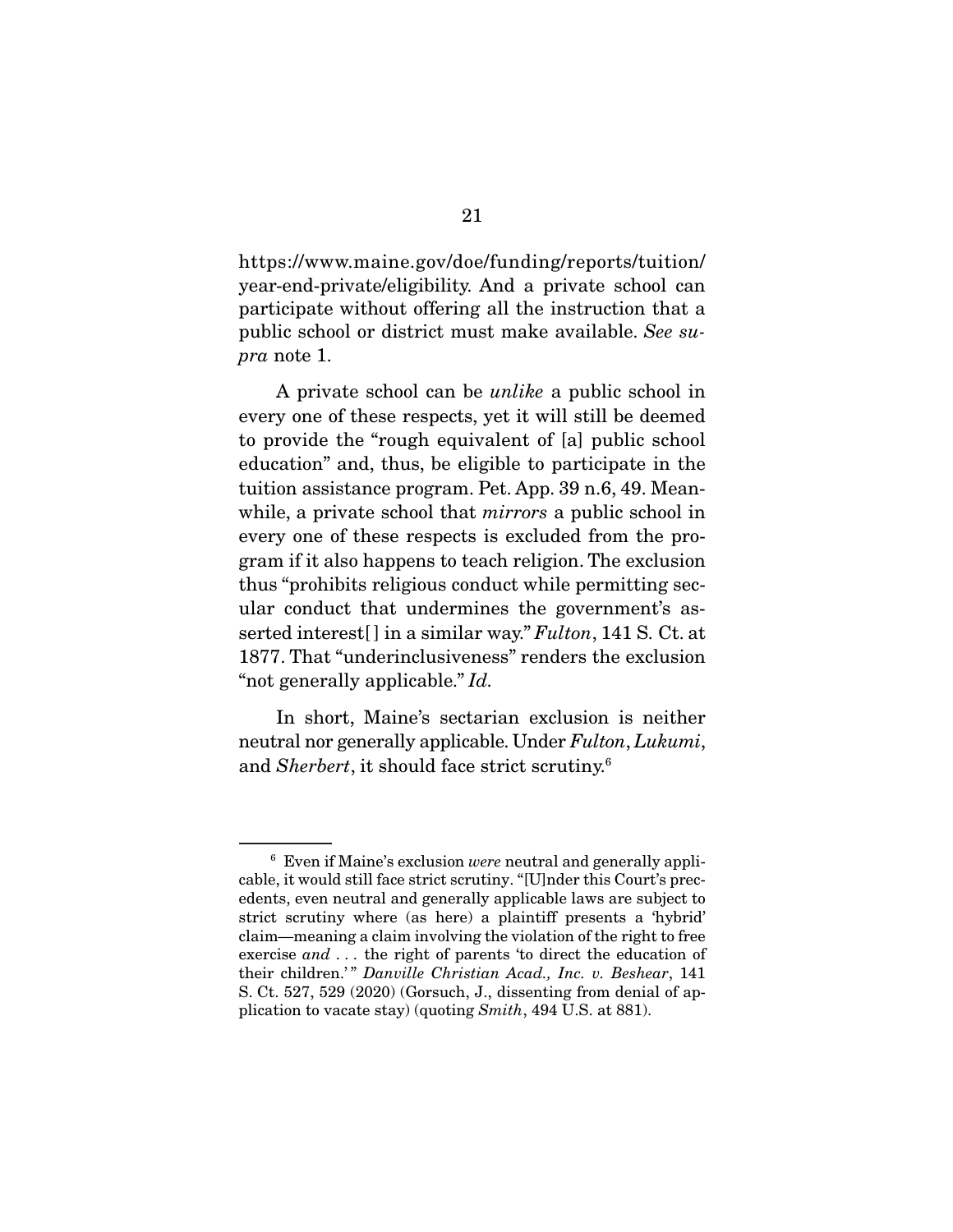https://www.maine.gov/doe/funding/reports/tuition/year-end-private/eligibility. And a private school can participate without offering all the instruction that a public school or district must make available. *See supra* note 1.

A private school can be *unlike* a public school in every one of these respects, yet it will still be deemed to provide the "rough equivalent of [a] public school education" and, thus, be eligible to participate in the tuition assistance program. Pet. App. 39 n.6, 49. Meanwhile, a private school that *mirrors* a public school in every one of these respects is excluded from the program if it also happens to teach religion. The exclusion thus "prohibits religious conduct while permitting secular conduct that undermines the government's asserted interest[ ] in a similar way." *Fulton*, 141 S. Ct. at 1877. That "underinclusiveness" renders the exclusion "not generally applicable." *Id.*

In short, Maine's sectarian exclusion is neither neutral nor generally applicable. Under *Fulton*, *Lukumi*, and *Sherbert*, it should face strict scrutiny.[6]

---

[6] Even if Maine's exclusion *were* neutral and generally applicable, it would still face strict scrutiny. "[U]nder this Court's precedents, even neutral and generally applicable laws are subject to strict scrutiny where (as here) a plaintiff presents a 'hybrid' claim—meaning a claim involving the violation of the right to free exercise *and* . . . the right of parents 'to direct the education of their children.'" *Danville Christian Acad., Inc. v. Beshear*, 141 S. Ct. 527, 529 (2020) (Gorsuch, J., dissenting from denial of application to vacate stay) (quoting *Smith*, 494 U.S. at 881).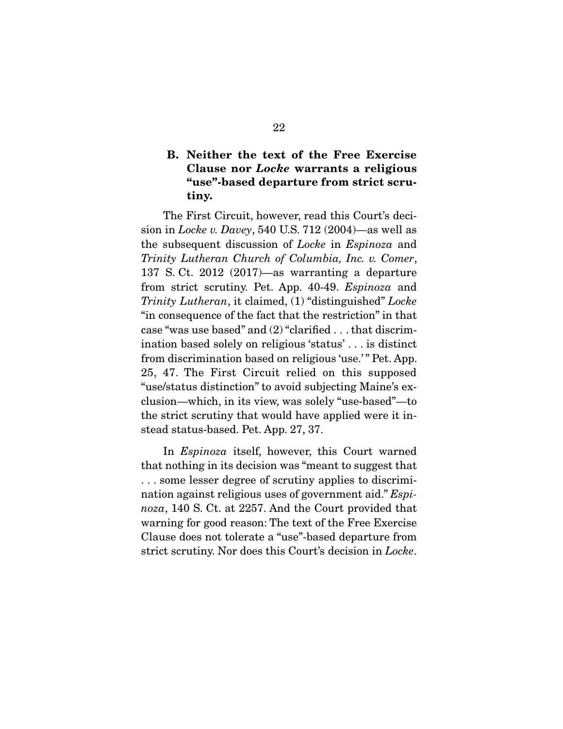### B. Neither the text of the Free Exercise Clause nor *Locke* warrants a religious "use"-based departure from strict scrutiny.

The First Circuit, however, read this Court's decision in *Locke v. Davey*, 540 U.S. 712 (2004)—as well as the subsequent discussion of *Locke* in *Espinoza* and *Trinity Lutheran Church of Columbia, Inc. v. Comer*, 137 S. Ct. 2012 (2017)—as warranting a departure from strict scrutiny. Pet. App. 40-49. *Espinoza* and *Trinity Lutheran*, it claimed, (1) "distinguished" *Locke* "in consequence of the fact that the restriction" in that case "was use based" and (2) "clarified . . . that discrimination based solely on religious 'status' . . . is distinct from discrimination based on religious 'use.'" Pet. App. 25, 47. The First Circuit relied on this supposed "use/status distinction" to avoid subjecting Maine's exclusion—which, in its view, was solely "use-based"—to the strict scrutiny that would have applied were it instead status-based. Pet. App. 27, 37.

In *Espinoza* itself, however, this Court warned that nothing in its decision was "meant to suggest that . . . some lesser degree of scrutiny applies to discrimination against religious uses of government aid." *Espinoza*, 140 S. Ct. at 2257. And the Court provided that warning for good reason: The text of the Free Exercise Clause does not tolerate a "use"-based departure from strict scrutiny. Nor does this Court's decision in *Locke*.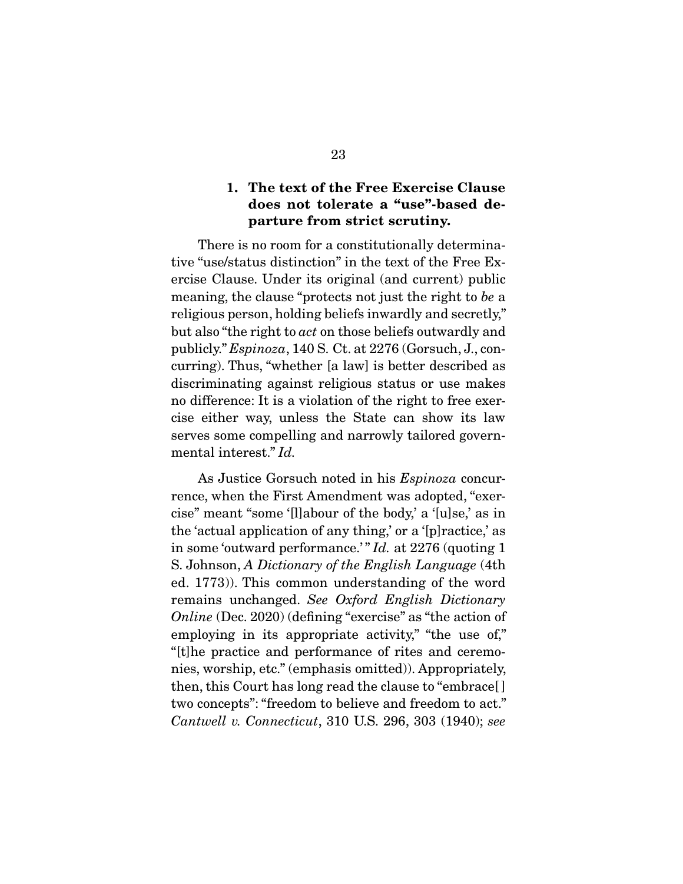### 1. The text of the Free Exercise Clause does not tolerate a "use"-based departure from strict scrutiny.

There is no room for a constitutionally determinative "use/status distinction" in the text of the Free Exercise Clause. Under its original (and current) public meaning, the clause "protects not just the right to *be* a religious person, holding beliefs inwardly and secretly," but also "the right to *act* on those beliefs outwardly and publicly." *Espinoza*, 140 S. Ct. at 2276 (Gorsuch, J., concurring). Thus, "whether [a law] is better described as discriminating against religious status or use makes no difference: It is a violation of the right to free exercise either way, unless the State can show its law serves some compelling and narrowly tailored governmental interest." *Id.*

As Justice Gorsuch noted in his *Espinoza* concurrence, when the First Amendment was adopted, "exercise" meant "some '[l]abour of the body,' a '[u]se,' as in the 'actual application of any thing,' or a '[p]ractice,' as in some 'outward performance.'" *Id.* at 2276 (quoting 1 S. Johnson, *A Dictionary of the English Language* (4th ed. 1773)). This common understanding of the word remains unchanged. *See Oxford English Dictionary Online* (Dec. 2020) (defining "exercise" as "the action of employing in its appropriate activity," "the use of," "[t]he practice and performance of rites and ceremonies, worship, etc." (emphasis omitted)). Appropriately, then, this Court has long read the clause to "embrace[] two concepts": "freedom to believe and freedom to act." *Cantwell v. Connecticut*, 310 U.S. 296, 303 (1940); *see*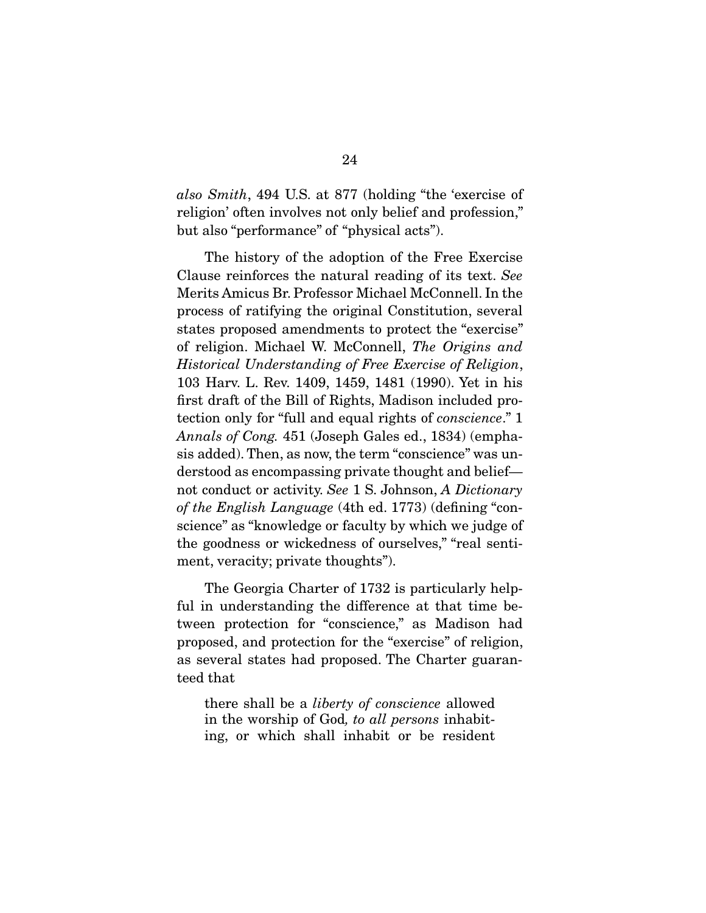*also Smith*, 494 U.S. at 877 (holding "the 'exercise of religion' often involves not only belief and profession," but also "performance" of "physical acts").

The history of the adoption of the Free Exercise Clause reinforces the natural reading of its text. *See* Merits Amicus Br. Professor Michael McConnell. In the process of ratifying the original Constitution, several states proposed amendments to protect the "exercise" of religion. Michael W. McConnell, *The Origins and Historical Understanding of Free Exercise of Religion*, 103 Harv. L. Rev. 1409, 1459, 1481 (1990). Yet in his first draft of the Bill of Rights, Madison included protection only for "full and equal rights of *conscience*." 1 *Annals of Cong.* 451 (Joseph Gales ed., 1834) (emphasis added). Then, as now, the term "conscience" was understood as encompassing private thought and belief—not conduct or activity. *See* 1 S. Johnson, *A Dictionary of the English Language* (4th ed. 1773) (defining "conscience" as "knowledge or faculty by which we judge of the goodness or wickedness of ourselves," "real sentiment, veracity; private thoughts").

The Georgia Charter of 1732 is particularly helpful in understanding the difference at that time between protection for "conscience," as Madison had proposed, and protection for the "exercise" of religion, as several states had proposed. The Charter guaranteed that

> there shall be a *liberty of conscience* allowed in the worship of God*, to all persons* inhabiting, or which shall inhabit or be resident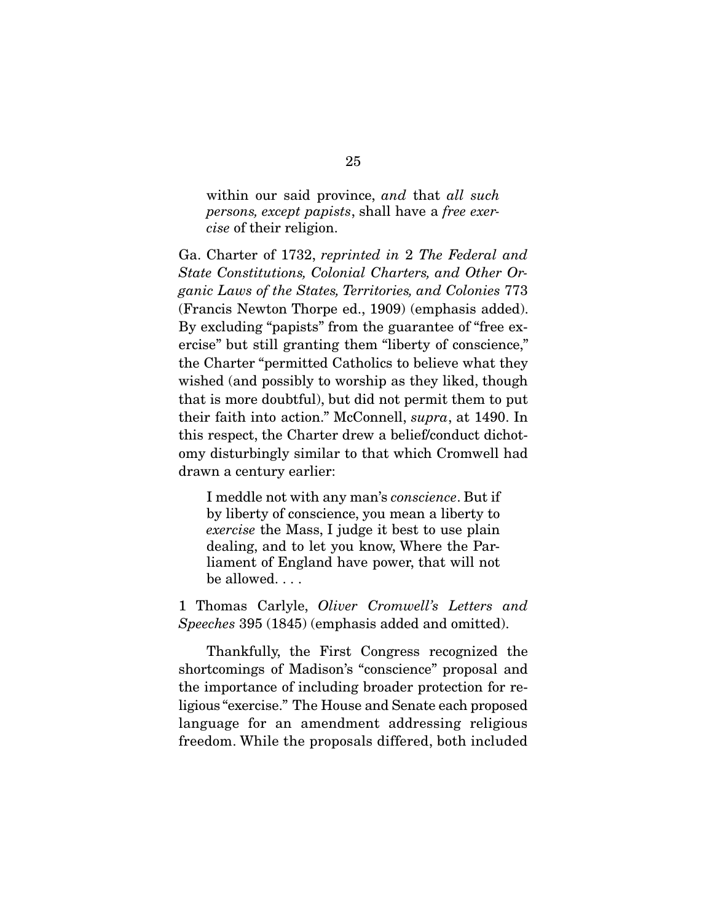> within our said province, *and* that *all such persons, except papists*, shall have a *free exercise* of their religion.

Ga. Charter of 1732, *reprinted in* 2 *The Federal and State Constitutions, Colonial Charters, and Other Organic Laws of the States, Territories, and Colonies* 773 (Francis Newton Thorpe ed., 1909) (emphasis added). By excluding "papists" from the guarantee of "free exercise" but still granting them "liberty of conscience," the Charter "permitted Catholics to believe what they wished (and possibly to worship as they liked, though that is more doubtful), but did not permit them to put their faith into action." McConnell, *supra*, at 1490. In this respect, the Charter drew a belief/conduct dichotomy disturbingly similar to that which Cromwell had drawn a century earlier:

> I meddle not with any man's *conscience*. But if by liberty of conscience, you mean a liberty to *exercise* the Mass, I judge it best to use plain dealing, and to let you know, Where the Parliament of England have power, that will not be allowed. . . .

1 Thomas Carlyle, *Oliver Cromwell's Letters and Speeches* 395 (1845) (emphasis added and omitted).

Thankfully, the First Congress recognized the shortcomings of Madison's "conscience" proposal and the importance of including broader protection for religious "exercise." The House and Senate each proposed language for an amendment addressing religious freedom. While the proposals differed, both included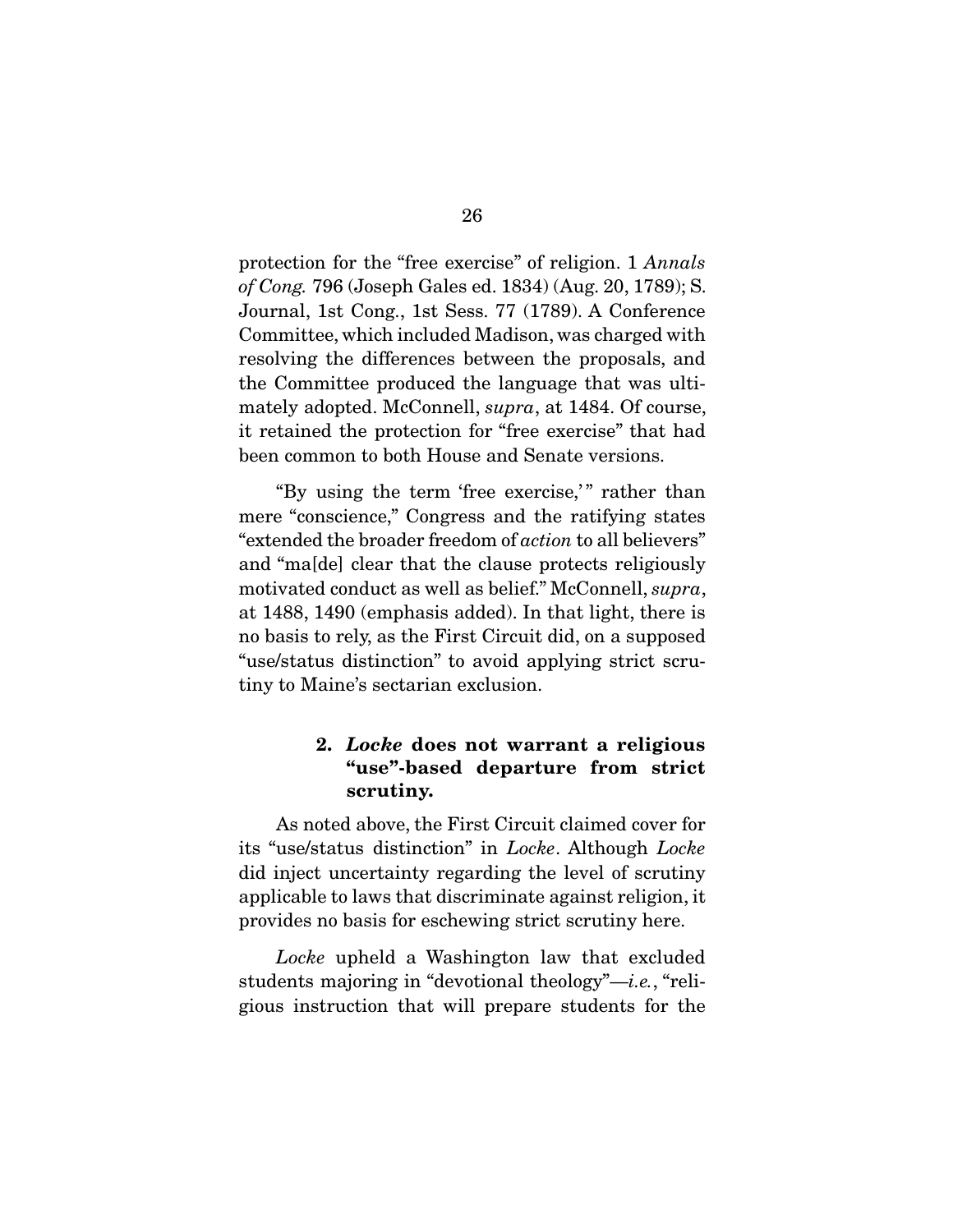protection for the "free exercise" of religion. 1 *Annals of Cong.* 796 (Joseph Gales ed. 1834) (Aug. 20, 1789); S. Journal, 1st Cong., 1st Sess. 77 (1789). A Conference Committee, which included Madison, was charged with resolving the differences between the proposals, and the Committee produced the language that was ultimately adopted. McConnell, *supra*, at 1484. Of course, it retained the protection for "free exercise" that had been common to both House and Senate versions.

"By using the term 'free exercise,'" rather than mere "conscience," Congress and the ratifying states "extended the broader freedom of *action* to all believers" and "ma[de] clear that the clause protects religiously motivated conduct as well as belief." McConnell, *supra*, at 1488, 1490 (emphasis added). In that light, there is no basis to rely, as the First Circuit did, on a supposed "use/status distinction" to avoid applying strict scrutiny to Maine's sectarian exclusion.

**2. *Locke* does not warrant a religious "use"-based departure from strict scrutiny.**

As noted above, the First Circuit claimed cover for its "use/status distinction" in *Locke*. Although *Locke* did inject uncertainty regarding the level of scrutiny applicable to laws that discriminate against religion, it provides no basis for eschewing strict scrutiny here.

*Locke* upheld a Washington law that excluded students majoring in "devotional theology"—*i.e.*, "religious instruction that will prepare students for the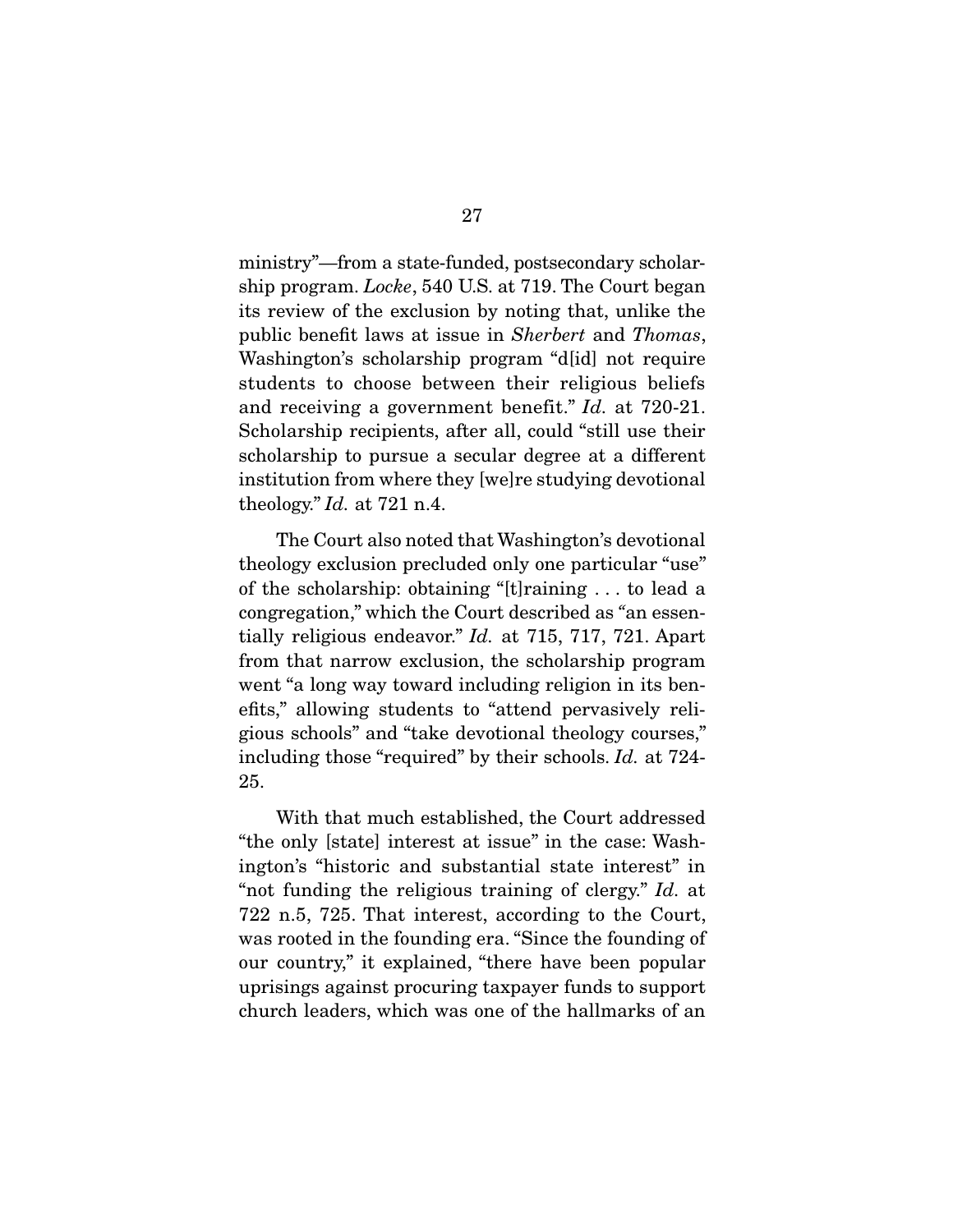ministry"—from a state-funded, postsecondary scholarship program. *Locke*, 540 U.S. at 719. The Court began its review of the exclusion by noting that, unlike the public benefit laws at issue in *Sherbert* and *Thomas*, Washington's scholarship program "d[id] not require students to choose between their religious beliefs and receiving a government benefit." *Id.* at 720-21. Scholarship recipients, after all, could "still use their scholarship to pursue a secular degree at a different institution from where they [we]re studying devotional theology." *Id.* at 721 n.4.

The Court also noted that Washington's devotional theology exclusion precluded only one particular "use" of the scholarship: obtaining "[t]raining . . . to lead a congregation," which the Court described as "an essentially religious endeavor." *Id.* at 715, 717, 721. Apart from that narrow exclusion, the scholarship program went "a long way toward including religion in its benefits," allowing students to "attend pervasively religious schools" and "take devotional theology courses," including those "required" by their schools. *Id.* at 724-25.

With that much established, the Court addressed "the only [state] interest at issue" in the case: Washington's "historic and substantial state interest" in "not funding the religious training of clergy." *Id.* at 722 n.5, 725. That interest, according to the Court, was rooted in the founding era. "Since the founding of our country," it explained, "there have been popular uprisings against procuring taxpayer funds to support church leaders, which was one of the hallmarks of an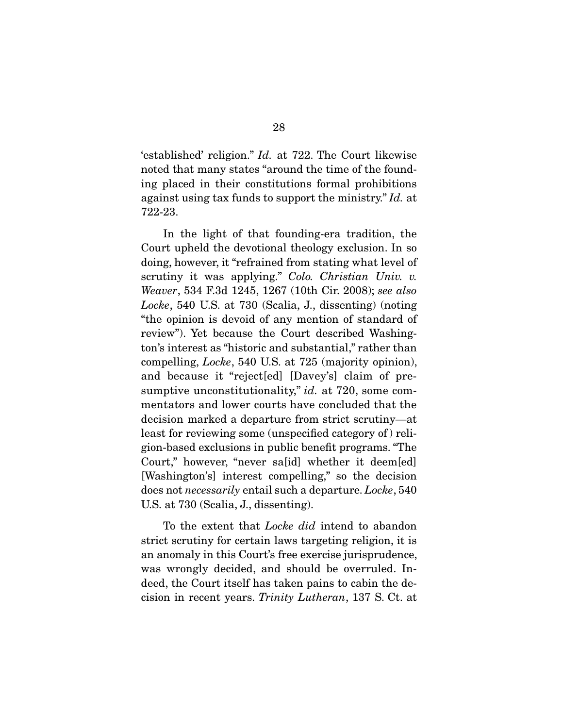'established' religion." *Id.* at 722. The Court likewise noted that many states "around the time of the founding placed in their constitutions formal prohibitions against using tax funds to support the ministry." *Id.* at 722-23.

In the light of that founding-era tradition, the Court upheld the devotional theology exclusion. In so doing, however, it "refrained from stating what level of scrutiny it was applying." *Colo. Christian Univ. v. Weaver*, 534 F.3d 1245, 1267 (10th Cir. 2008); *see also Locke*, 540 U.S. at 730 (Scalia, J., dissenting) (noting "the opinion is devoid of any mention of standard of review"). Yet because the Court described Washington's interest as "historic and substantial," rather than compelling, *Locke*, 540 U.S. at 725 (majority opinion), and because it "reject[ed] [Davey's] claim of presumptive unconstitutionality," *id.* at 720, some commentators and lower courts have concluded that the decision marked a departure from strict scrutiny—at least for reviewing some (unspecified category of) religion-based exclusions in public benefit programs. "The Court," however, "never sa[id] whether it deem[ed] [Washington's] interest compelling," so the decision does not *necessarily* entail such a departure. *Locke*, 540 U.S. at 730 (Scalia, J., dissenting).

To the extent that *Locke did* intend to abandon strict scrutiny for certain laws targeting religion, it is an anomaly in this Court's free exercise jurisprudence, was wrongly decided, and should be overruled. Indeed, the Court itself has taken pains to cabin the decision in recent years. *Trinity Lutheran*, 137 S. Ct. at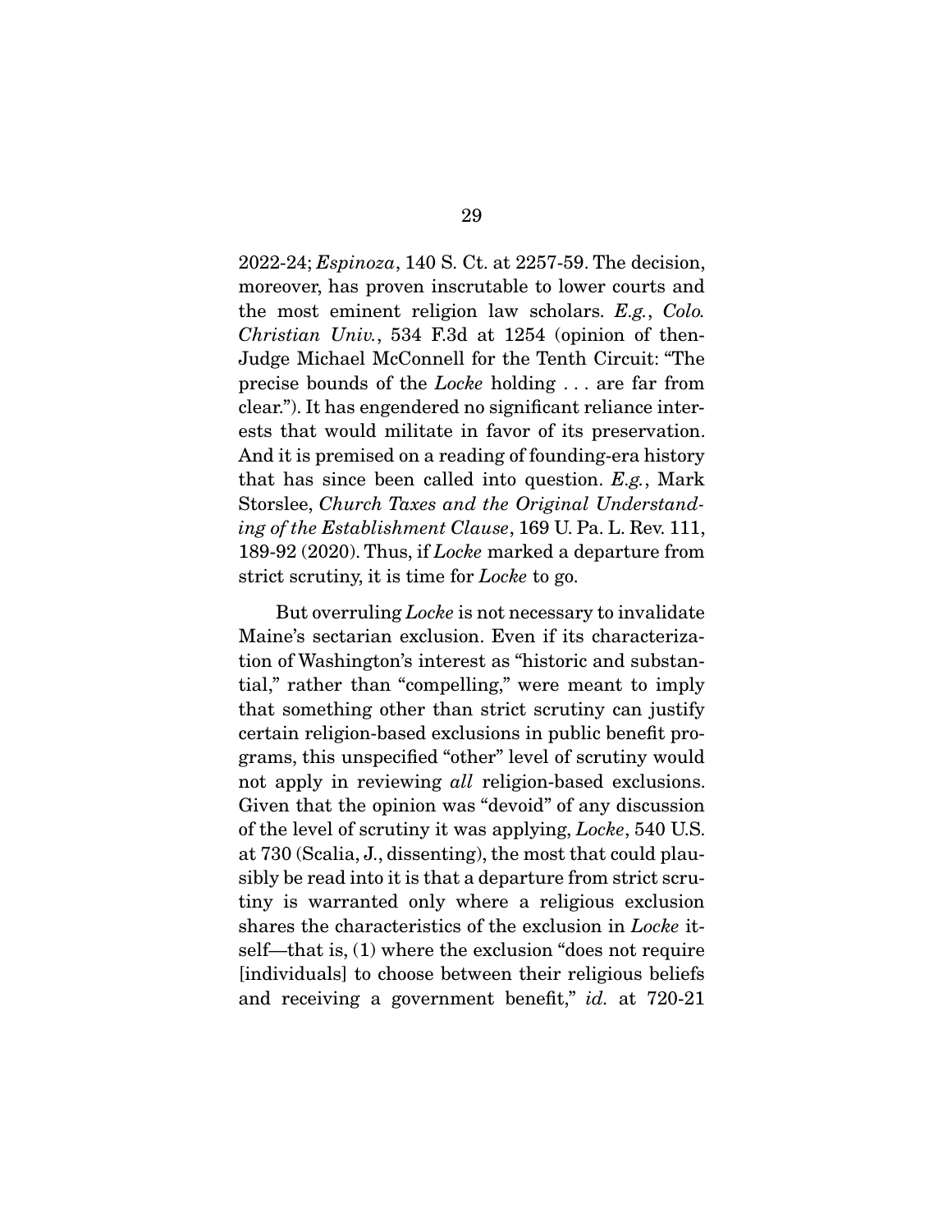2022-24; *Espinoza*, 140 S. Ct. at 2257-59. The decision, moreover, has proven inscrutable to lower courts and the most eminent religion law scholars. *E.g.*, *Colo. Christian Univ.*, 534 F.3d at 1254 (opinion of then-Judge Michael McConnell for the Tenth Circuit: "The precise bounds of the *Locke* holding . . . are far from clear."). It has engendered no significant reliance interests that would militate in favor of its preservation. And it is premised on a reading of founding-era history that has since been called into question. *E.g.*, Mark Storslee, *Church Taxes and the Original Understanding of the Establishment Clause*, 169 U. Pa. L. Rev. 111, 189-92 (2020). Thus, if *Locke* marked a departure from strict scrutiny, it is time for *Locke* to go.

But overruling *Locke* is not necessary to invalidate Maine's sectarian exclusion. Even if its characterization of Washington's interest as "historic and substantial," rather than "compelling," were meant to imply that something other than strict scrutiny can justify certain religion-based exclusions in public benefit programs, this unspecified "other" level of scrutiny would not apply in reviewing *all* religion-based exclusions. Given that the opinion was "devoid" of any discussion of the level of scrutiny it was applying, *Locke*, 540 U.S. at 730 (Scalia, J., dissenting), the most that could plausibly be read into it is that a departure from strict scrutiny is warranted only where a religious exclusion shares the characteristics of the exclusion in *Locke* itself—that is, (1) where the exclusion "does not require [individuals] to choose between their religious beliefs and receiving a government benefit," *id.* at 720-21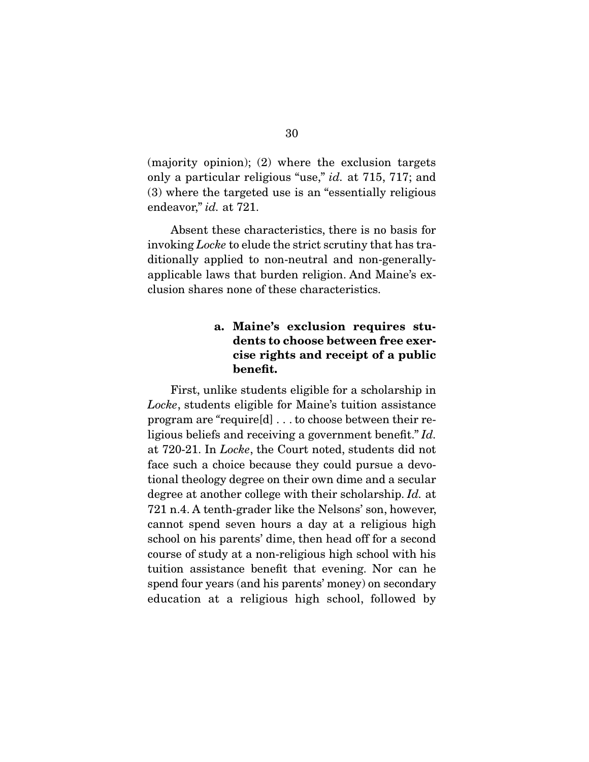(majority opinion); (2) where the exclusion targets only a particular religious "use," *id.* at 715, 717; and (3) where the targeted use is an "essentially religious endeavor," *id.* at 721.

Absent these characteristics, there is no basis for invoking *Locke* to elude the strict scrutiny that has traditionally applied to non-neutral and non-generally-applicable laws that burden religion. And Maine's exclusion shares none of these characteristics.

**a. Maine's exclusion requires students to choose between free exercise rights and receipt of a public benefit.**

First, unlike students eligible for a scholarship in *Locke*, students eligible for Maine's tuition assistance program are "require[d] . . . to choose between their religious beliefs and receiving a government benefit." *Id.* at 720-21. In *Locke*, the Court noted, students did not face such a choice because they could pursue a devotional theology degree on their own dime and a secular degree at another college with their scholarship. *Id.* at 721 n.4. A tenth-grader like the Nelsons' son, however, cannot spend seven hours a day at a religious high school on his parents' dime, then head off for a second course of study at a non-religious high school with his tuition assistance benefit that evening. Nor can he spend four years (and his parents' money) on secondary education at a religious high school, followed by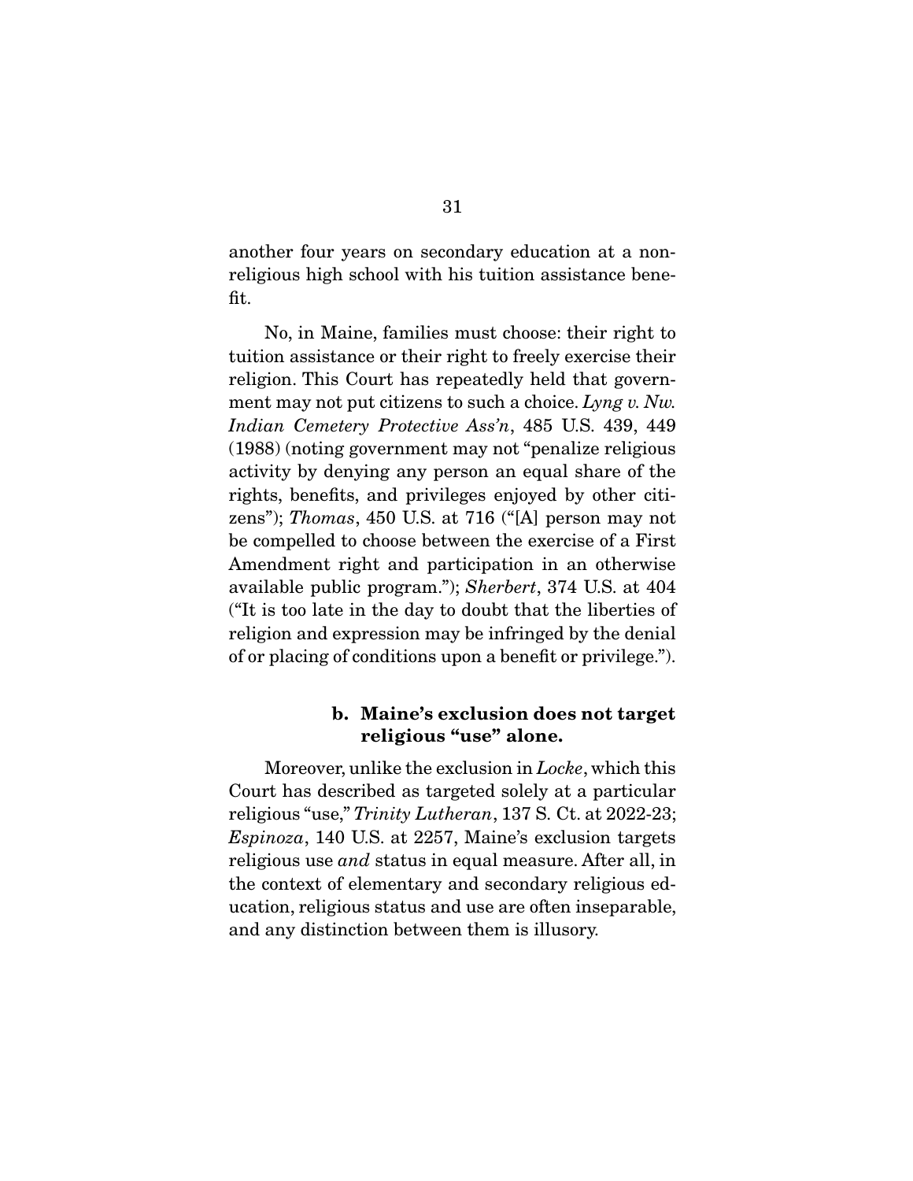another four years on secondary education at a non-religious high school with his tuition assistance benefit.

No, in Maine, families must choose: their right to tuition assistance or their right to freely exercise their religion. This Court has repeatedly held that government may not put citizens to such a choice. *Lyng v. Nw. Indian Cemetery Protective Ass'n*, 485 U.S. 439, 449 (1988) (noting government may not "penalize religious activity by denying any person an equal share of the rights, benefits, and privileges enjoyed by other citizens"); *Thomas*, 450 U.S. at 716 ("[A] person may not be compelled to choose between the exercise of a First Amendment right and participation in an otherwise available public program."); *Sherbert*, 374 U.S. at 404 ("It is too late in the day to doubt that the liberties of religion and expression may be infringed by the denial of or placing of conditions upon a benefit or privilege.").

#### b. Maine's exclusion does not target religious "use" alone.

Moreover, unlike the exclusion in *Locke*, which this Court has described as targeted solely at a particular religious "use," *Trinity Lutheran*, 137 S. Ct. at 2022-23; *Espinoza*, 140 U.S. at 2257, Maine's exclusion targets religious use *and* status in equal measure. After all, in the context of elementary and secondary religious education, religious status and use are often inseparable, and any distinction between them is illusory.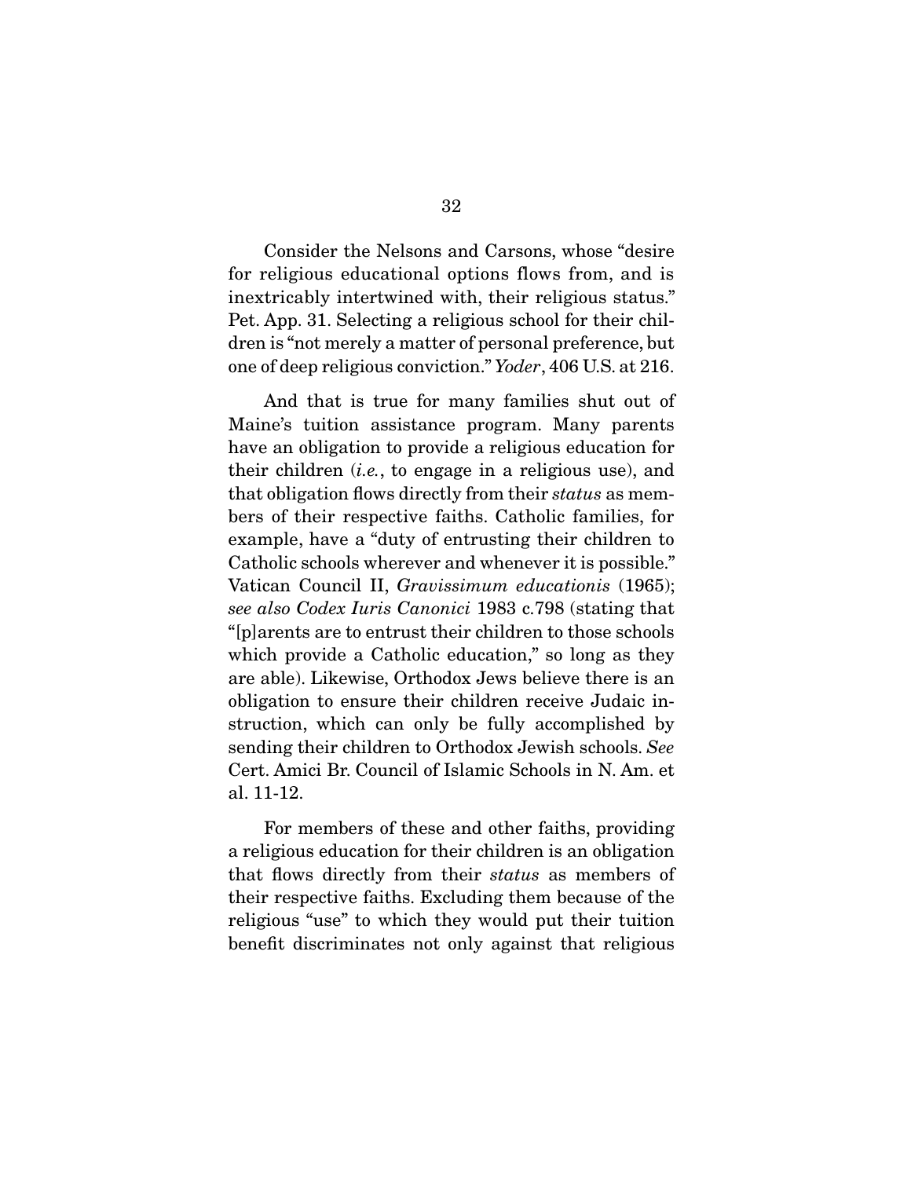Consider the Nelsons and Carsons, whose "desire for religious educational options flows from, and is inextricably intertwined with, their religious status." Pet. App. 31. Selecting a religious school for their children is "not merely a matter of personal preference, but one of deep religious conviction." *Yoder*, 406 U.S. at 216.

And that is true for many families shut out of Maine's tuition assistance program. Many parents have an obligation to provide a religious education for their children (*i.e.*, to engage in a religious use), and that obligation flows directly from their *status* as members of their respective faiths. Catholic families, for example, have a "duty of entrusting their children to Catholic schools wherever and whenever it is possible." Vatican Council II, *Gravissimum educationis* (1965); *see also Codex Iuris Canonici* 1983 c.798 (stating that "[p]arents are to entrust their children to those schools which provide a Catholic education," so long as they are able). Likewise, Orthodox Jews believe there is an obligation to ensure their children receive Judaic instruction, which can only be fully accomplished by sending their children to Orthodox Jewish schools. *See* Cert. Amici Br. Council of Islamic Schools in N. Am. et al. 11-12.

For members of these and other faiths, providing a religious education for their children is an obligation that flows directly from their *status* as members of their respective faiths. Excluding them because of the religious "use" to which they would put their tuition benefit discriminates not only against that religious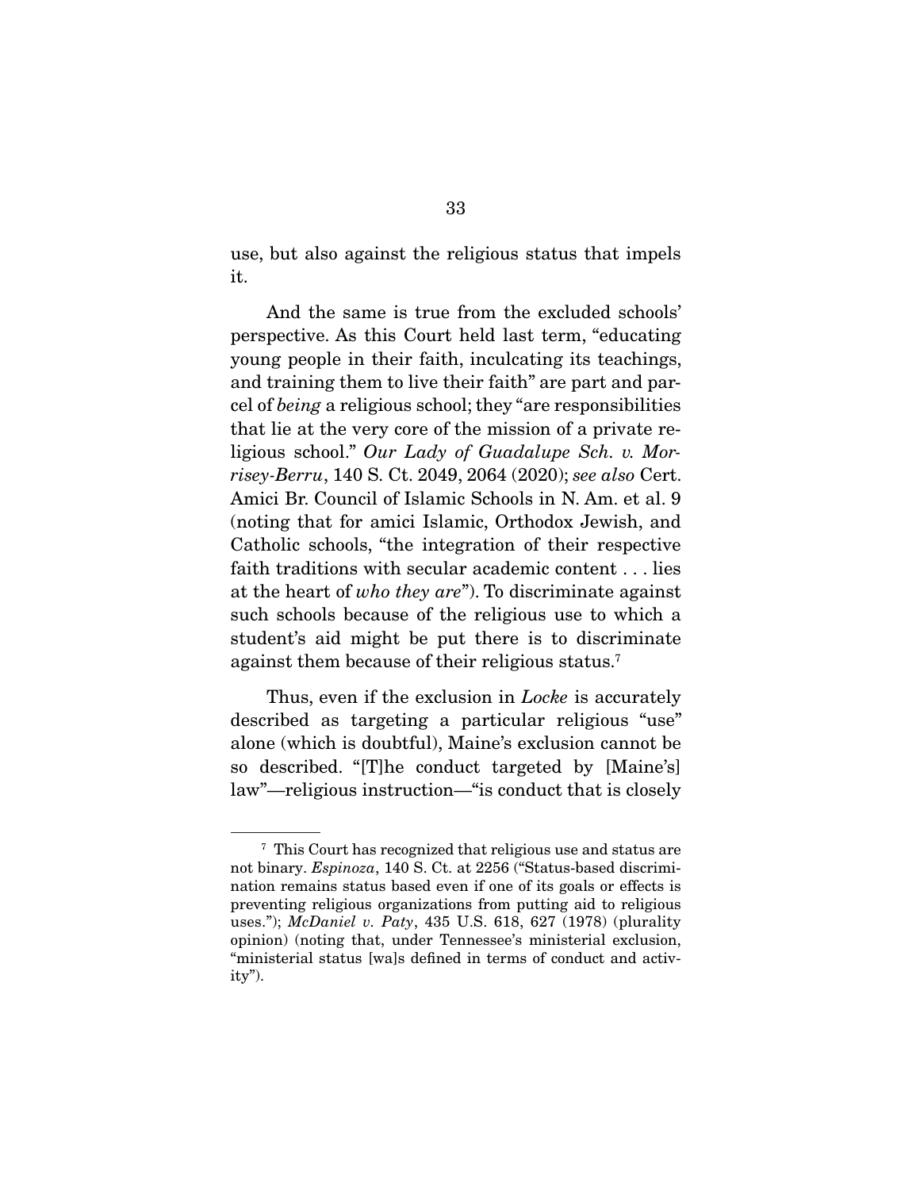use, but also against the religious status that impels it.

And the same is true from the excluded schools' perspective. As this Court held last term, "educating young people in their faith, inculcating its teachings, and training them to live their faith" are part and parcel of *being* a religious school; they "are responsibilities that lie at the very core of the mission of a private religious school." *Our Lady of Guadalupe Sch. v. Morrisey-Berru*, 140 S. Ct. 2049, 2064 (2020); *see also* Cert. Amici Br. Council of Islamic Schools in N. Am. et al. 9 (noting that for amici Islamic, Orthodox Jewish, and Catholic schools, "the integration of their respective faith traditions with secular academic content . . . lies at the heart of *who they are*"). To discriminate against such schools because of the religious use to which a student's aid might be put there is to discriminate against them because of their religious status.[7]

Thus, even if the exclusion in *Locke* is accurately described as targeting a particular religious "use" alone (which is doubtful), Maine's exclusion cannot be so described. "[T]he conduct targeted by [Maine's] law"—religious instruction—"is conduct that is closely

---

[7] This Court has recognized that religious use and status are not binary. *Espinoza*, 140 S. Ct. at 2256 ("Status-based discrimination remains status based even if one of its goals or effects is preventing religious organizations from putting aid to religious uses."); *McDaniel v. Paty*, 435 U.S. 618, 627 (1978) (plurality opinion) (noting that, under Tennessee's ministerial exclusion, "ministerial status [wa]s defined in terms of conduct and activity").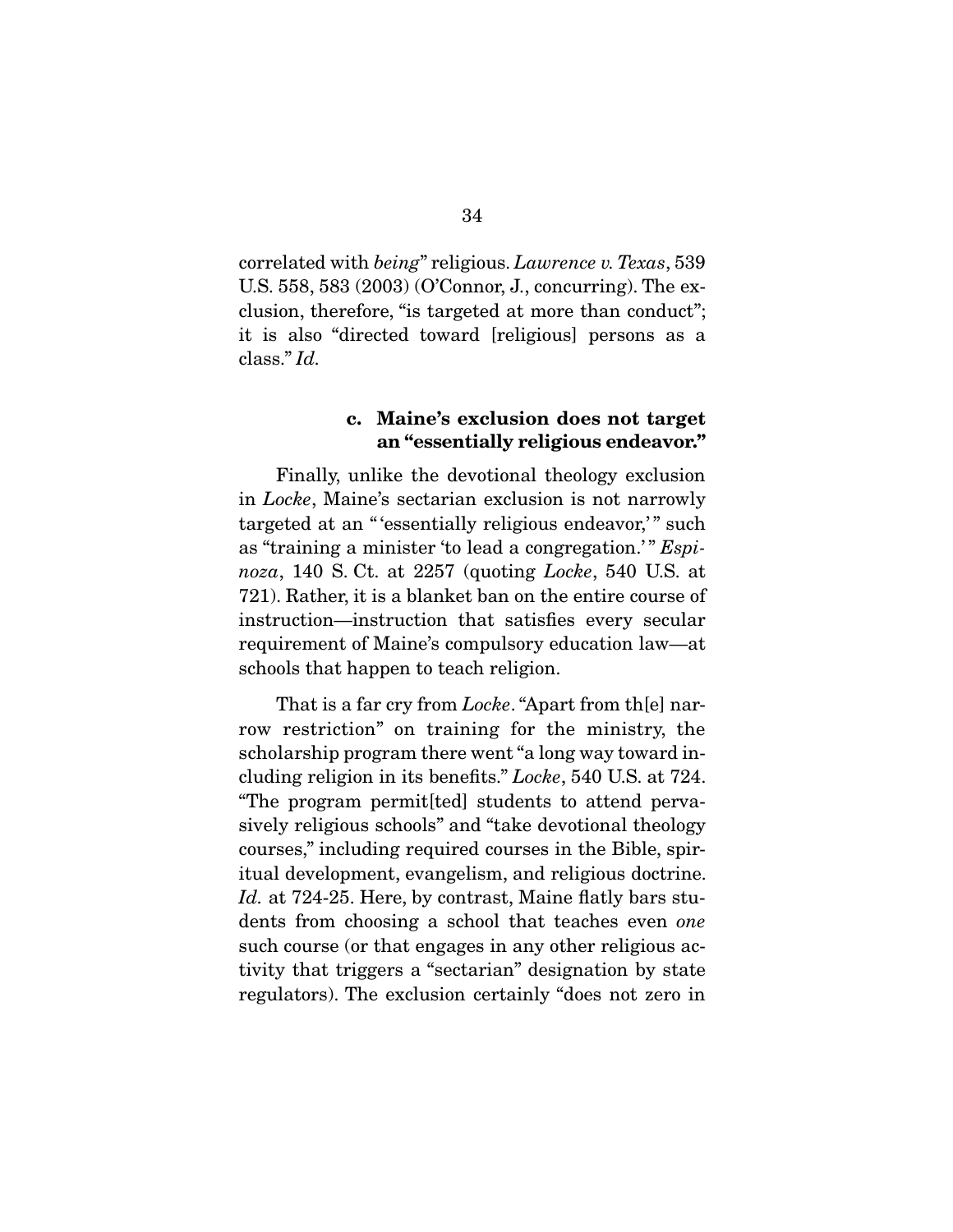correlated with *being*" religious. *Lawrence v. Texas*, 539 U.S. 558, 583 (2003) (O'Connor, J., concurring). The exclusion, therefore, "is targeted at more than conduct"; it is also "directed toward [religious] persons as a class." *Id.*

#### c. Maine's exclusion does not target an "essentially religious endeavor."

Finally, unlike the devotional theology exclusion in *Locke*, Maine's sectarian exclusion is not narrowly targeted at an "'essentially religious endeavor,'" such as "training a minister 'to lead a congregation.'" *Espinoza*, 140 S. Ct. at 2257 (quoting *Locke*, 540 U.S. at 721). Rather, it is a blanket ban on the entire course of instruction—instruction that satisfies every secular requirement of Maine's compulsory education law—at schools that happen to teach religion.

That is a far cry from *Locke*. "Apart from th[e] narrow restriction" on training for the ministry, the scholarship program there went "a long way toward including religion in its benefits." *Locke*, 540 U.S. at 724. "The program permit[ted] students to attend pervasively religious schools" and "take devotional theology courses," including required courses in the Bible, spiritual development, evangelism, and religious doctrine. *Id.* at 724-25. Here, by contrast, Maine flatly bars students from choosing a school that teaches even *one* such course (or that engages in any other religious activity that triggers a "sectarian" designation by state regulators). The exclusion certainly "does not zero in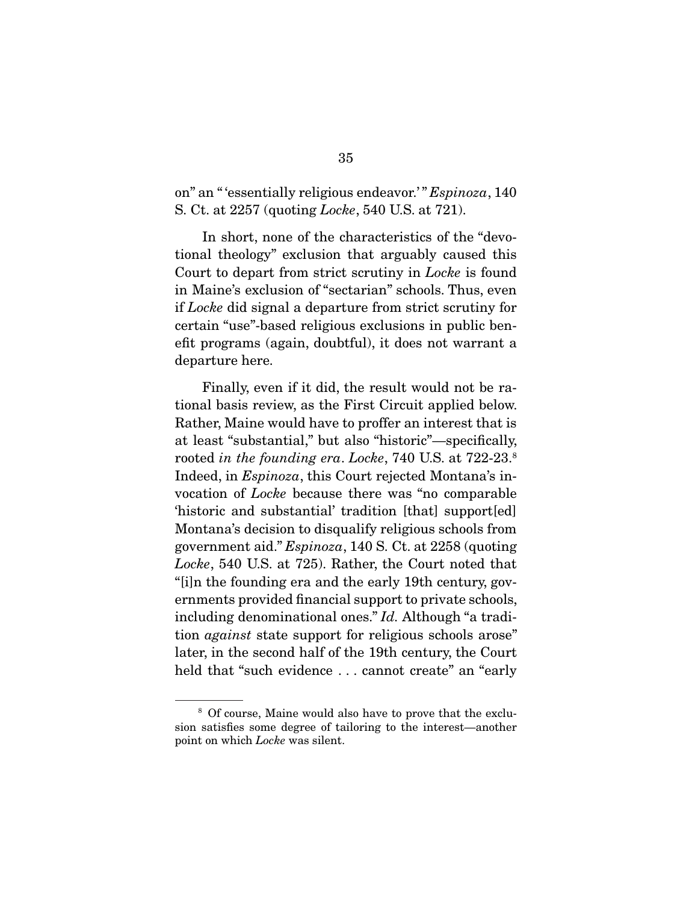on" an " 'essentially religious endeavor.' " *Espinoza*, 140 S. Ct. at 2257 (quoting *Locke*, 540 U.S. at 721).

In short, none of the characteristics of the "devotional theology" exclusion that arguably caused this Court to depart from strict scrutiny in *Locke* is found in Maine's exclusion of "sectarian" schools. Thus, even if *Locke* did signal a departure from strict scrutiny for certain "use"-based religious exclusions in public benefit programs (again, doubtful), it does not warrant a departure here.

Finally, even if it did, the result would not be rational basis review, as the First Circuit applied below. Rather, Maine would have to proffer an interest that is at least "substantial," but also "historic"—specifically, rooted *in the founding era*. *Locke*, 740 U.S. at 722-23.[8] Indeed, in *Espinoza*, this Court rejected Montana's invocation of *Locke* because there was "no comparable 'historic and substantial' tradition [that] support[ed] Montana's decision to disqualify religious schools from government aid." *Espinoza*, 140 S. Ct. at 2258 (quoting *Locke*, 540 U.S. at 725). Rather, the Court noted that "[i]n the founding era and the early 19th century, governments provided financial support to private schools, including denominational ones." *Id.* Although "a tradition *against* state support for religious schools arose" later, in the second half of the 19th century, the Court held that "such evidence . . . cannot create" an "early

---

[8] Of course, Maine would also have to prove that the exclusion satisfies some degree of tailoring to the interest—another point on which *Locke* was silent.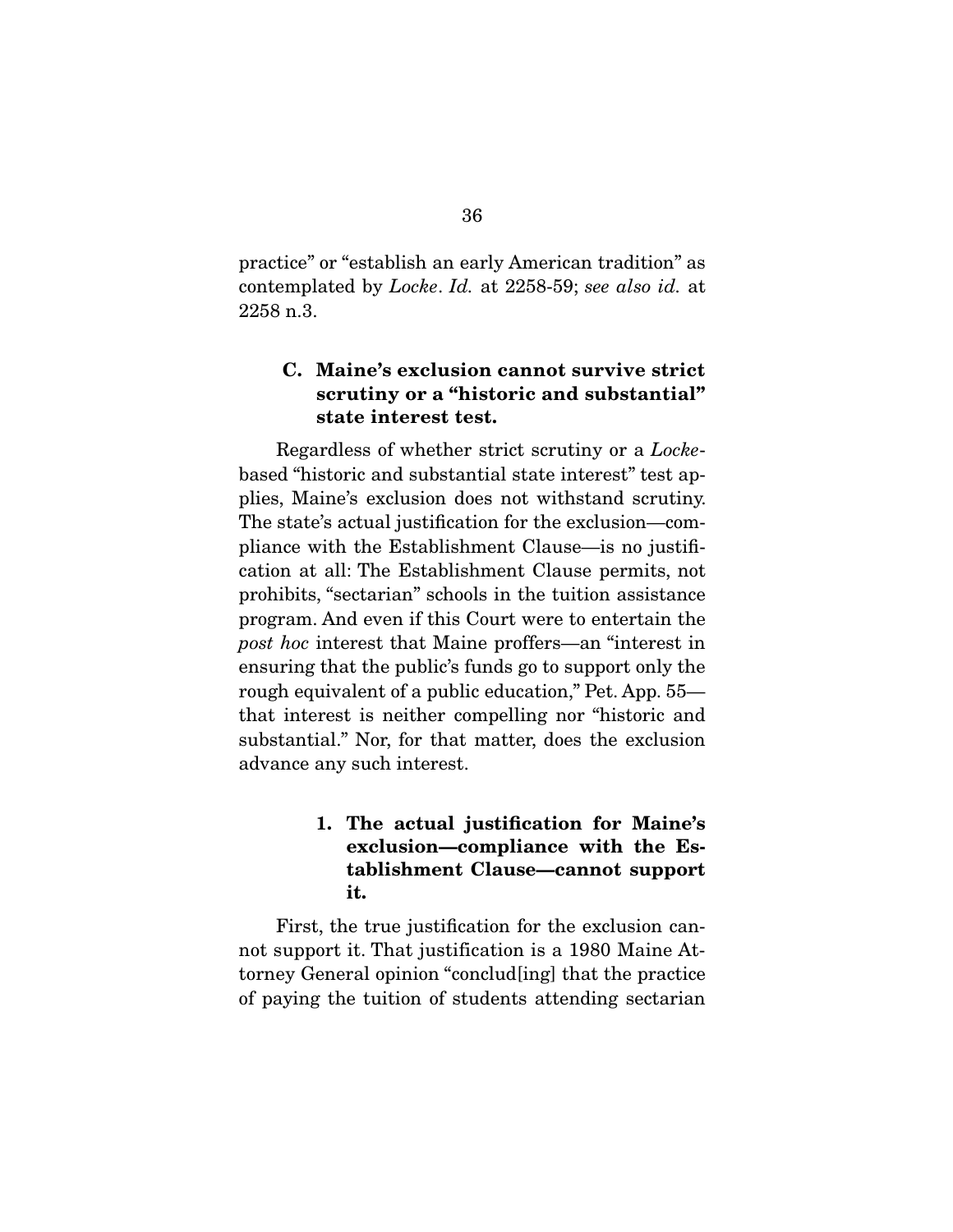practice" or "establish an early American tradition" as contemplated by *Locke*. *Id.* at 2258-59; *see also id.* at 2258 n.3.

### C. Maine's exclusion cannot survive strict scrutiny or a "historic and substantial" state interest test.

Regardless of whether strict scrutiny or a *Locke*-based "historic and substantial state interest" test applies, Maine's exclusion does not withstand scrutiny. The state's actual justification for the exclusion—compliance with the Establishment Clause—is no justification at all: The Establishment Clause permits, not prohibits, "sectarian" schools in the tuition assistance program. And even if this Court were to entertain the *post hoc* interest that Maine proffers—an "interest in ensuring that the public's funds go to support only the rough equivalent of a public education," Pet. App. 55—that interest is neither compelling nor "historic and substantial." Nor, for that matter, does the exclusion advance any such interest.

#### 1. The actual justification for Maine's exclusion—compliance with the Establishment Clause—cannot support it.

First, the true justification for the exclusion cannot support it. That justification is a 1980 Maine Attorney General opinion "conclud[ing] that the practice of paying the tuition of students attending sectarian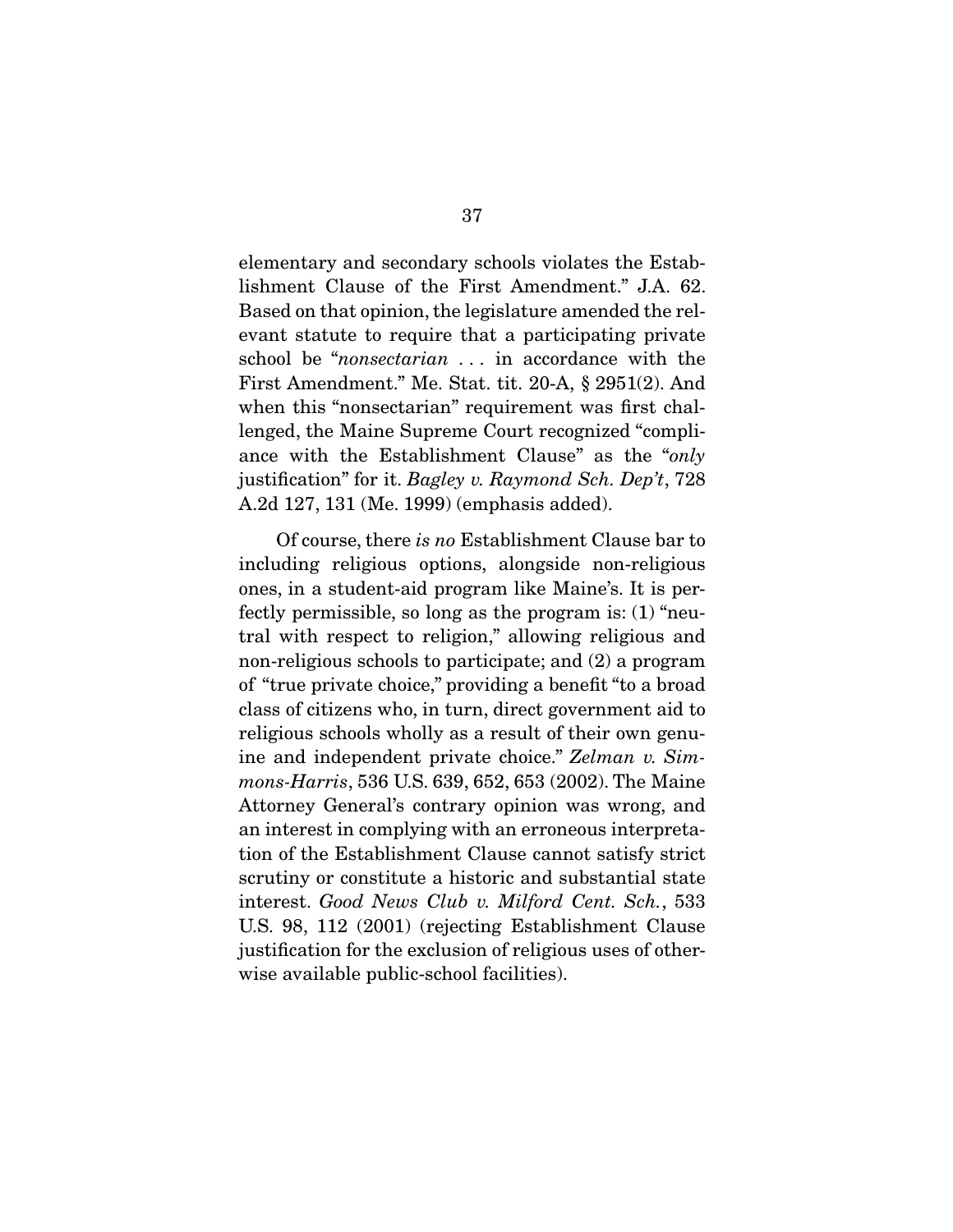elementary and secondary schools violates the Establishment Clause of the First Amendment." J.A. 62. Based on that opinion, the legislature amended the relevant statute to require that a participating private school be "*nonsectarian* . . . in accordance with the First Amendment." Me. Stat. tit. 20-A, § 2951(2). And when this "nonsectarian" requirement was first challenged, the Maine Supreme Court recognized "compliance with the Establishment Clause" as the "*only* justification" for it. *Bagley v. Raymond Sch. Dep't*, 728 A.2d 127, 131 (Me. 1999) (emphasis added).

Of course, there *is no* Establishment Clause bar to including religious options, alongside non-religious ones, in a student-aid program like Maine's. It is perfectly permissible, so long as the program is: (1) "neutral with respect to religion," allowing religious and non-religious schools to participate; and (2) a program of "true private choice," providing a benefit "to a broad class of citizens who, in turn, direct government aid to religious schools wholly as a result of their own genuine and independent private choice." *Zelman v. Simmons-Harris*, 536 U.S. 639, 652, 653 (2002). The Maine Attorney General's contrary opinion was wrong, and an interest in complying with an erroneous interpretation of the Establishment Clause cannot satisfy strict scrutiny or constitute a historic and substantial state interest. *Good News Club v. Milford Cent. Sch.*, 533 U.S. 98, 112 (2001) (rejecting Establishment Clause justification for the exclusion of religious uses of otherwise available public-school facilities).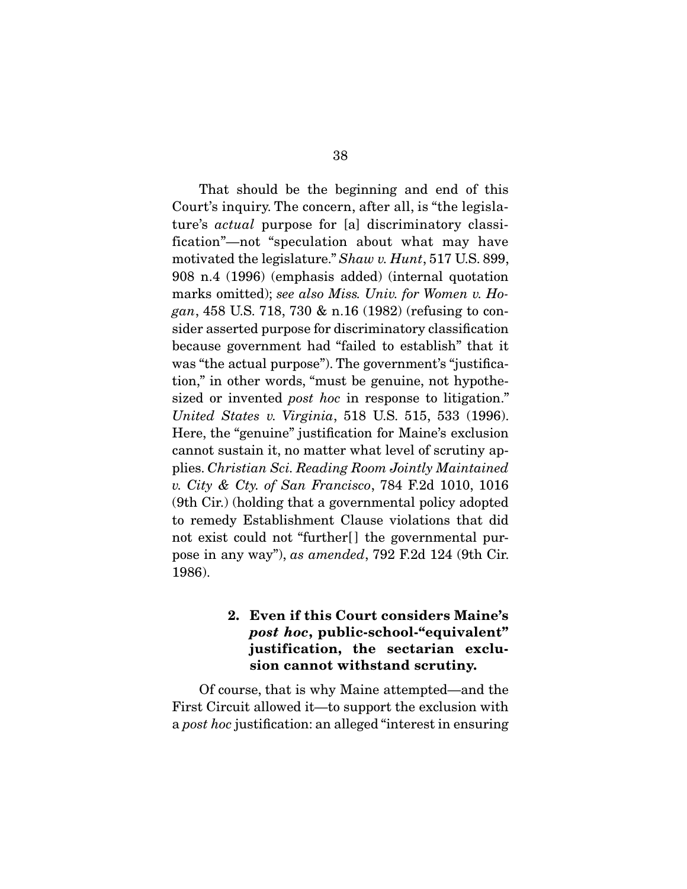That should be the beginning and end of this Court's inquiry. The concern, after all, is "the legislature's *actual* purpose for [a] discriminatory classification"—not "speculation about what may have motivated the legislature." *Shaw v. Hunt*, 517 U.S. 899, 908 n.4 (1996) (emphasis added) (internal quotation marks omitted); *see also Miss. Univ. for Women v. Hogan*, 458 U.S. 718, 730 & n.16 (1982) (refusing to consider asserted purpose for discriminatory classification because government had "failed to establish" that it was "the actual purpose"). The government's "justification," in other words, "must be genuine, not hypothesized or invented *post hoc* in response to litigation." *United States v. Virginia*, 518 U.S. 515, 533 (1996). Here, the "genuine" justification for Maine's exclusion cannot sustain it, no matter what level of scrutiny applies. *Christian Sci. Reading Room Jointly Maintained v. City & Cty. of San Francisco*, 784 F.2d 1010, 1016 (9th Cir.) (holding that a governmental policy adopted to remedy Establishment Clause violations that did not exist could not "further[] the governmental purpose in any way"), *as amended*, 792 F.2d 124 (9th Cir. 1986).

#### 2. Even if this Court considers Maine's *post hoc*, public-school-"equivalent" justification, the sectarian exclusion cannot withstand scrutiny.

Of course, that is why Maine attempted—and the First Circuit allowed it—to support the exclusion with a *post hoc* justification: an alleged "interest in ensuring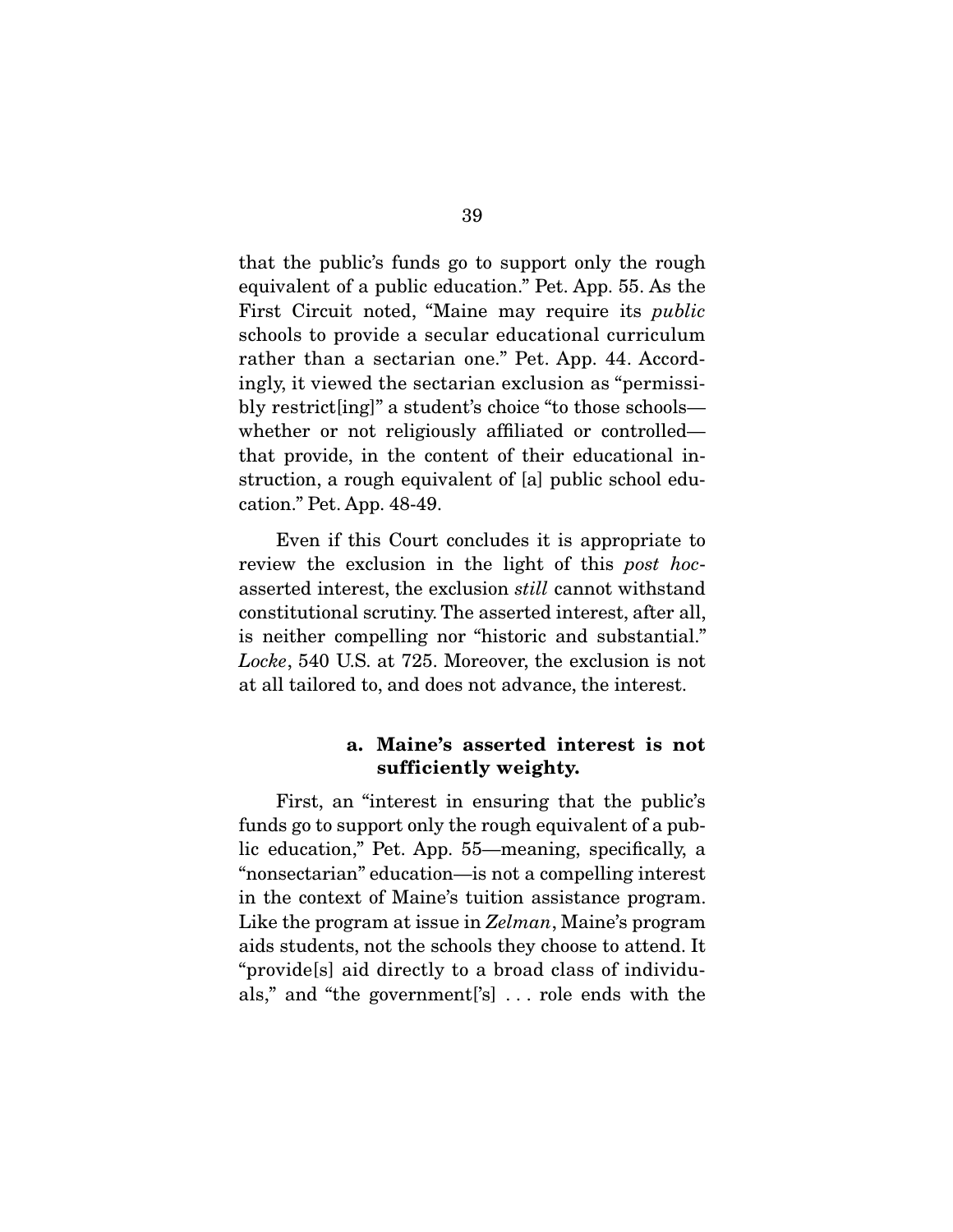that the public's funds go to support only the rough equivalent of a public education." Pet. App. 55. As the First Circuit noted, "Maine may require its *public* schools to provide a secular educational curriculum rather than a sectarian one." Pet. App. 44. Accordingly, it viewed the sectarian exclusion as "permissibly restrict[ing]" a student's choice "to those schools—whether or not religiously affiliated or controlled—that provide, in the content of their educational instruction, a rough equivalent of [a] public school education." Pet. App. 48-49.

Even if this Court concludes it is appropriate to review the exclusion in the light of this *post hoc*-asserted interest, the exclusion *still* cannot withstand constitutional scrutiny. The asserted interest, after all, is neither compelling nor "historic and substantial." *Locke*, 540 U.S. at 725. Moreover, the exclusion is not at all tailored to, and does not advance, the interest.

#### a. Maine's asserted interest is not sufficiently weighty.

First, an "interest in ensuring that the public's funds go to support only the rough equivalent of a public education," Pet. App. 55—meaning, specifically, a "nonsectarian" education—is not a compelling interest in the context of Maine's tuition assistance program. Like the program at issue in *Zelman*, Maine's program aids students, not the schools they choose to attend. It "provide[s] aid directly to a broad class of individuals," and "the government['s] . . . role ends with the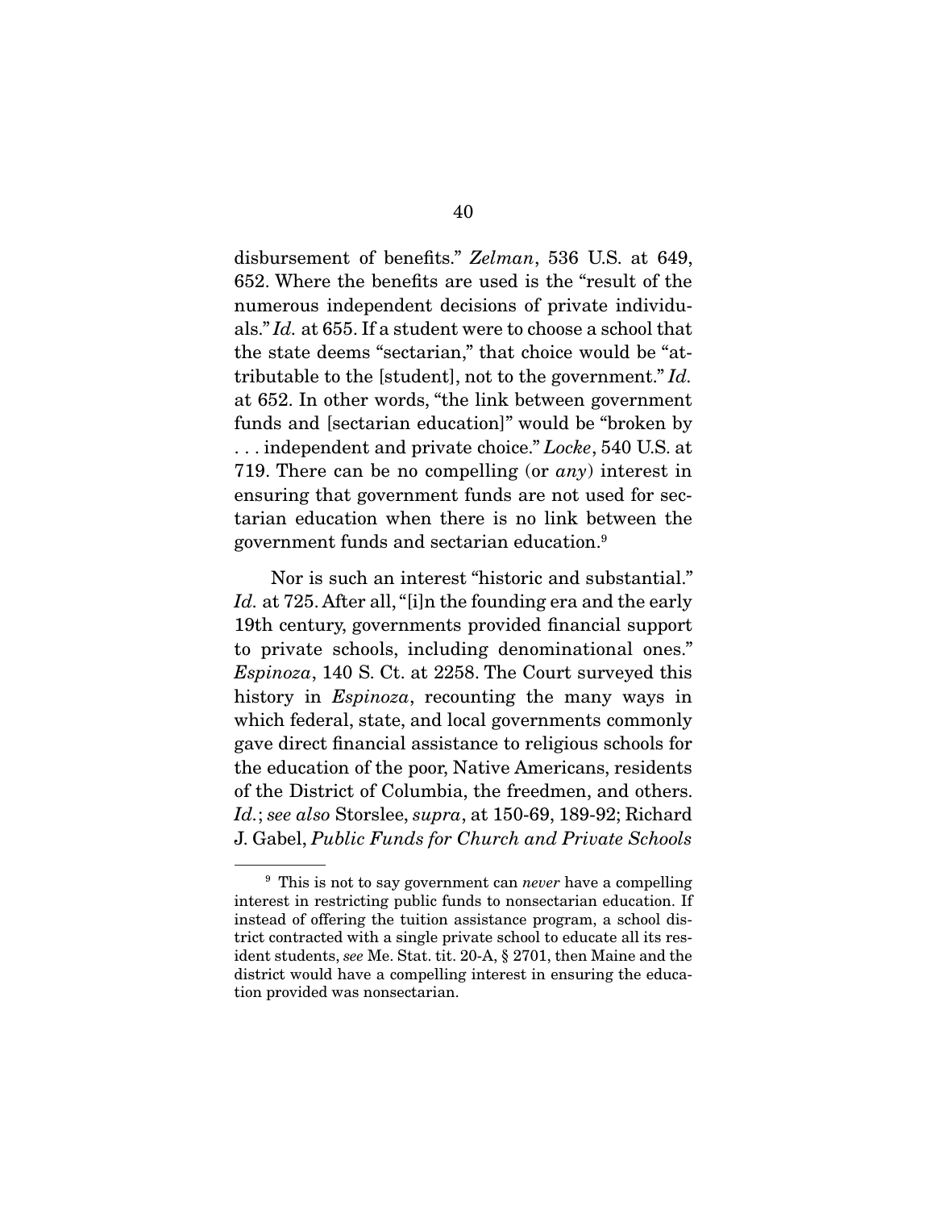disbursement of benefits." *Zelman*, 536 U.S. at 649, 652. Where the benefits are used is the "result of the numerous independent decisions of private individuals." *Id.* at 655. If a student were to choose a school that the state deems "sectarian," that choice would be "attributable to the [student], not to the government." *Id.* at 652. In other words, "the link between government funds and [sectarian education]" would be "broken by . . . independent and private choice." *Locke*, 540 U.S. at 719. There can be no compelling (or *any*) interest in ensuring that government funds are not used for sectarian education when there is no link between the government funds and sectarian education.[9]

Nor is such an interest "historic and substantial." *Id.* at 725. After all, "[i]n the founding era and the early 19th century, governments provided financial support to private schools, including denominational ones." *Espinoza*, 140 S. Ct. at 2258. The Court surveyed this history in *Espinoza*, recounting the many ways in which federal, state, and local governments commonly gave direct financial assistance to religious schools for the education of the poor, Native Americans, residents of the District of Columbia, the freedmen, and others. *Id.*; *see also* Storslee, *supra*, at 150-69, 189-92; Richard J. Gabel, *Public Funds for Church and Private Schools*

---

[9] This is not to say government can *never* have a compelling interest in restricting public funds to nonsectarian education. If instead of offering the tuition assistance program, a school district contracted with a single private school to educate all its resident students, *see* Me. Stat. tit. 20-A, § 2701, then Maine and the district would have a compelling interest in ensuring the education provided was nonsectarian.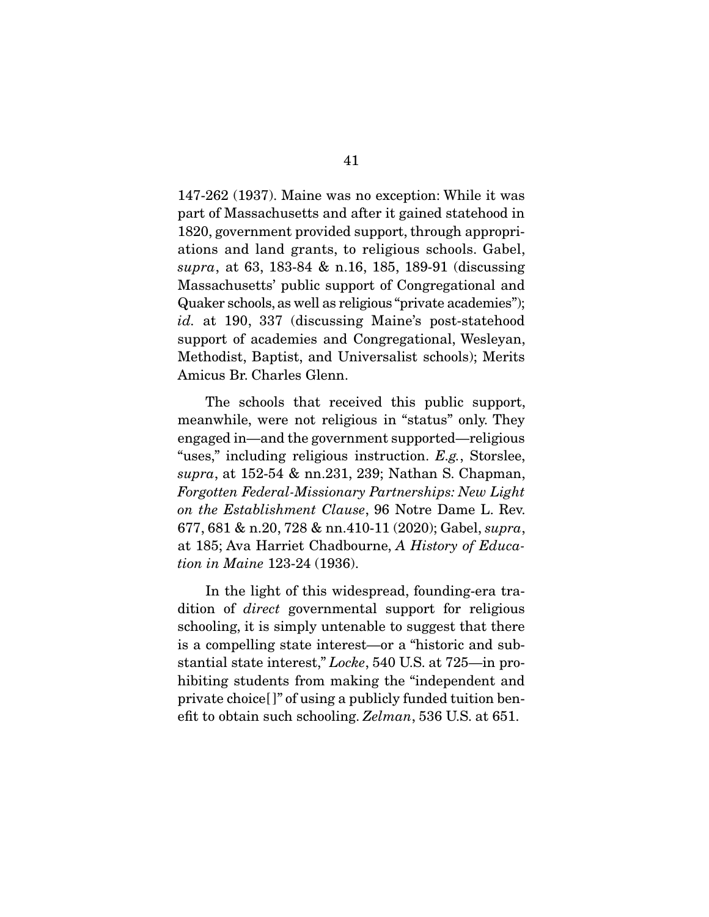147-262 (1937). Maine was no exception: While it was part of Massachusetts and after it gained statehood in 1820, government provided support, through appropriations and land grants, to religious schools. Gabel, *supra*, at 63, 183-84 & n.16, 185, 189-91 (discussing Massachusetts' public support of Congregational and Quaker schools, as well as religious "private academies"); *id.* at 190, 337 (discussing Maine's post-statehood support of academies and Congregational, Wesleyan, Methodist, Baptist, and Universalist schools); Merits Amicus Br. Charles Glenn.

The schools that received this public support, meanwhile, were not religious in "status" only. They engaged in—and the government supported—religious "uses," including religious instruction. *E.g.*, Storslee, *supra*, at 152-54 & nn.231, 239; Nathan S. Chapman, *Forgotten Federal-Missionary Partnerships: New Light on the Establishment Clause*, 96 Notre Dame L. Rev. 677, 681 & n.20, 728 & nn.410-11 (2020); Gabel, *supra*, at 185; Ava Harriet Chadbourne, *A History of Education in Maine* 123-24 (1936).

In the light of this widespread, founding-era tradition of *direct* governmental support for religious schooling, it is simply untenable to suggest that there is a compelling state interest—or a "historic and substantial state interest," *Locke*, 540 U.S. at 725—in prohibiting students from making the "independent and private choice[]" of using a publicly funded tuition benefit to obtain such schooling. *Zelman*, 536 U.S. at 651.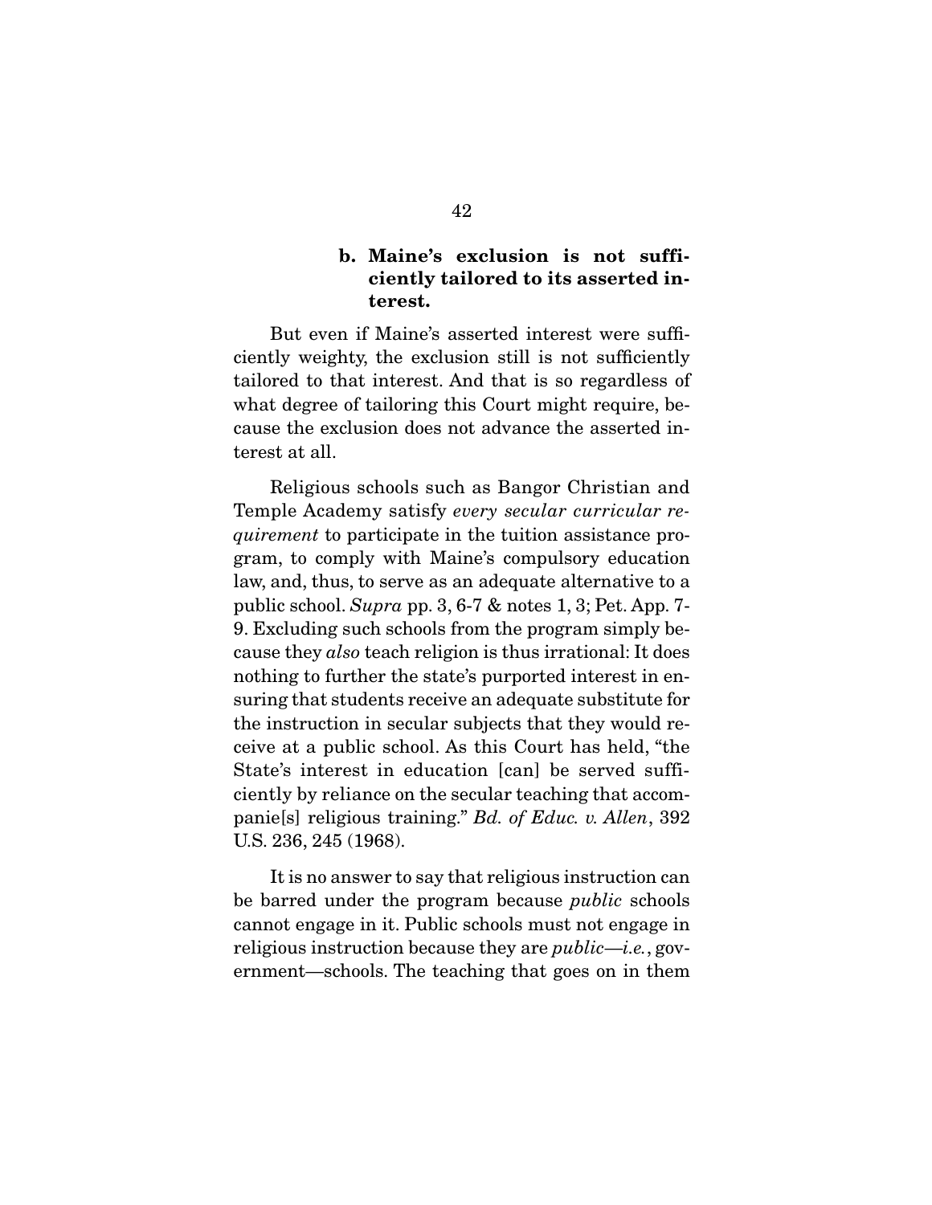#### b. Maine's exclusion is not sufficiently tailored to its asserted interest.

But even if Maine's asserted interest were sufficiently weighty, the exclusion still is not sufficiently tailored to that interest. And that is so regardless of what degree of tailoring this Court might require, because the exclusion does not advance the asserted interest at all.

Religious schools such as Bangor Christian and Temple Academy satisfy *every secular curricular requirement* to participate in the tuition assistance program, to comply with Maine's compulsory education law, and, thus, to serve as an adequate alternative to a public school. *Supra* pp. 3, 6-7 & notes 1, 3; Pet. App. 7-9. Excluding such schools from the program simply because they *also* teach religion is thus irrational: It does nothing to further the state's purported interest in ensuring that students receive an adequate substitute for the instruction in secular subjects that they would receive at a public school. As this Court has held, "the State's interest in education [can] be served sufficiently by reliance on the secular teaching that accompanie[s] religious training." *Bd. of Educ. v. Allen*, 392 U.S. 236, 245 (1968).

It is no answer to say that religious instruction can be barred under the program because *public* schools cannot engage in it. Public schools must not engage in religious instruction because they are *public—i.e.*, government—schools. The teaching that goes on in them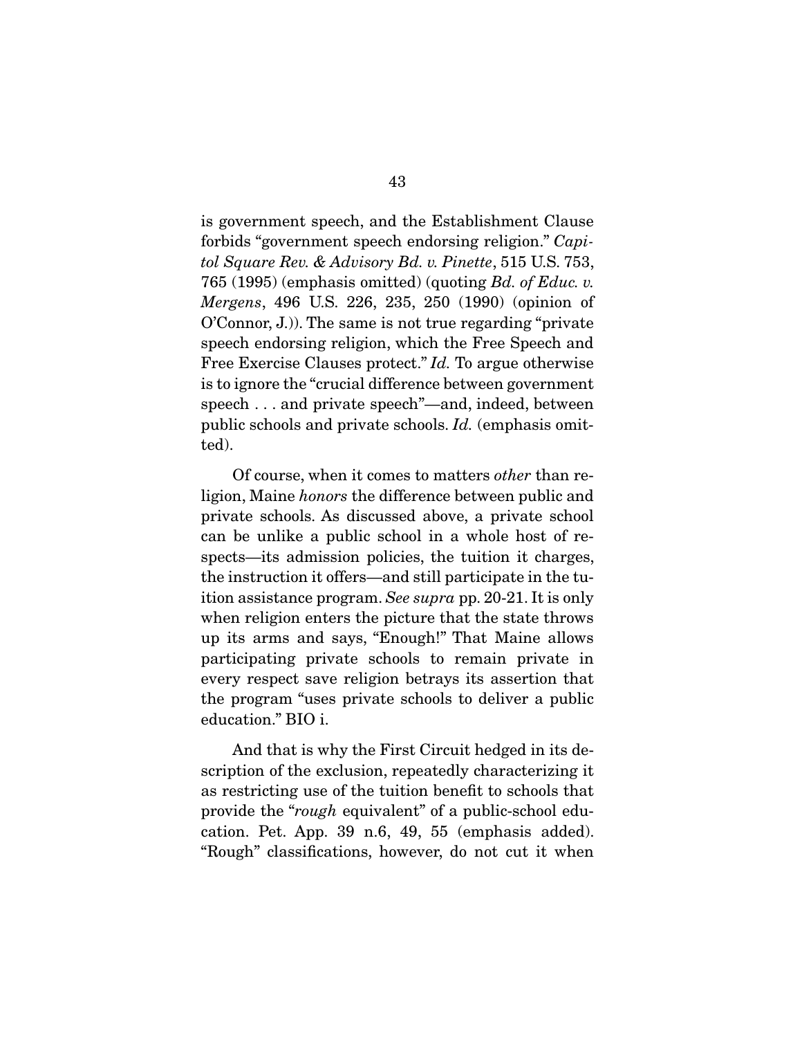is government speech, and the Establishment Clause forbids "government speech endorsing religion." *Capitol Square Rev. & Advisory Bd. v. Pinette*, 515 U.S. 753, 765 (1995) (emphasis omitted) (quoting *Bd. of Educ. v. Mergens*, 496 U.S. 226, 235, 250 (1990) (opinion of O'Connor, J.)). The same is not true regarding "private speech endorsing religion, which the Free Speech and Free Exercise Clauses protect." *Id.* To argue otherwise is to ignore the "crucial difference between government speech . . . and private speech"—and, indeed, between public schools and private schools. *Id.* (emphasis omitted).

Of course, when it comes to matters *other* than religion, Maine *honors* the difference between public and private schools. As discussed above, a private school can be unlike a public school in a whole host of respects—its admission policies, the tuition it charges, the instruction it offers—and still participate in the tuition assistance program. *See supra* pp. 20-21. It is only when religion enters the picture that the state throws up its arms and says, "Enough!" That Maine allows participating private schools to remain private in every respect save religion betrays its assertion that the program "uses private schools to deliver a public education." BIO i.

And that is why the First Circuit hedged in its description of the exclusion, repeatedly characterizing it as restricting use of the tuition benefit to schools that provide the "*rough* equivalent" of a public-school education. Pet. App. 39 n.6, 49, 55 (emphasis added). "Rough" classifications, however, do not cut it when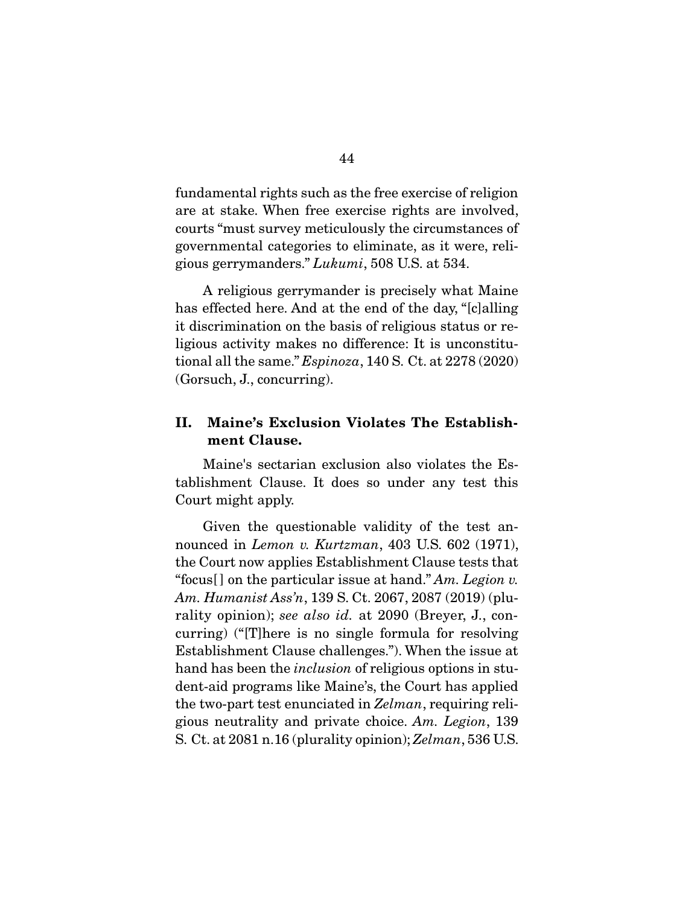fundamental rights such as the free exercise of religion are at stake. When free exercise rights are involved, courts "must survey meticulously the circumstances of governmental categories to eliminate, as it were, religious gerrymanders." *Lukumi*, 508 U.S. at 534.

A religious gerrymander is precisely what Maine has effected here. And at the end of the day, "[c]alling it discrimination on the basis of religious status or religious activity makes no difference: It is unconstitutional all the same." *Espinoza*, 140 S. Ct. at 2278 (2020) (Gorsuch, J., concurring).

## II. Maine's Exclusion Violates The Establishment Clause.

Maine's sectarian exclusion also violates the Establishment Clause. It does so under any test this Court might apply.

Given the questionable validity of the test announced in *Lemon v. Kurtzman*, 403 U.S. 602 (1971), the Court now applies Establishment Clause tests that "focus[ ] on the particular issue at hand." *Am. Legion v. Am. Humanist Ass'n*, 139 S. Ct. 2067, 2087 (2019) (plurality opinion); *see also id.* at 2090 (Breyer, J., concurring) ("[T]here is no single formula for resolving Establishment Clause challenges."). When the issue at hand has been the *inclusion* of religious options in student-aid programs like Maine's, the Court has applied the two-part test enunciated in *Zelman*, requiring religious neutrality and private choice. *Am. Legion*, 139 S. Ct. at 2081 n.16 (plurality opinion); *Zelman*, 536 U.S.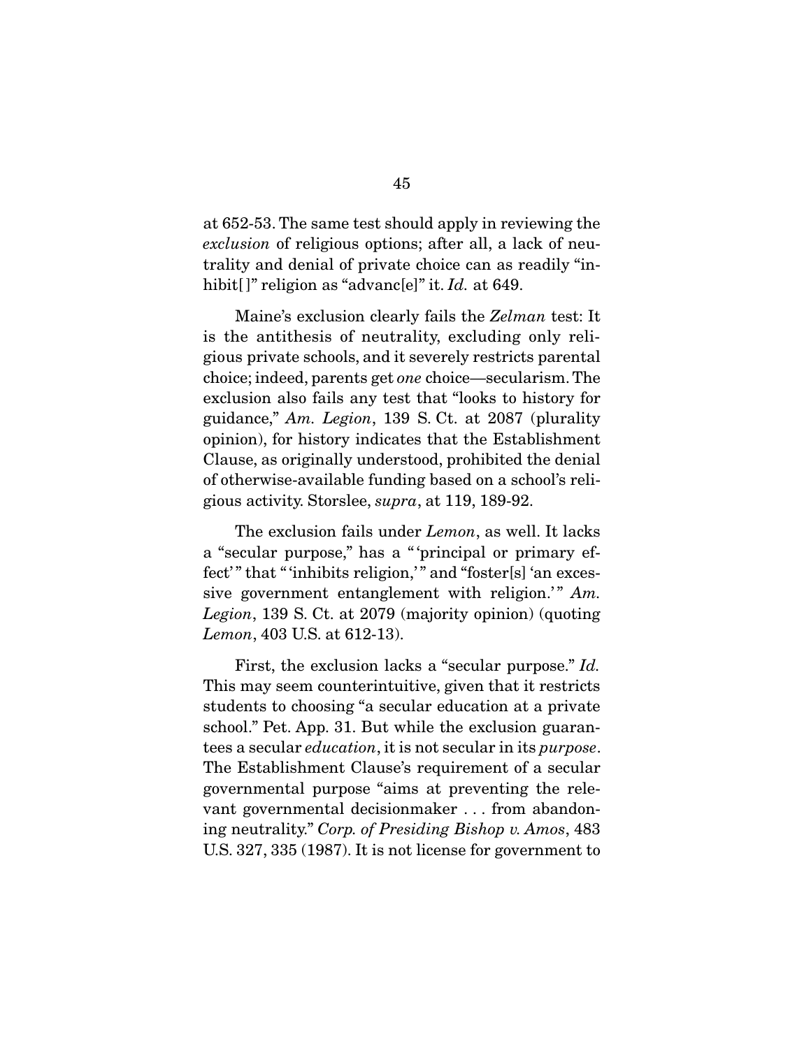at 652-53. The same test should apply in reviewing the *exclusion* of religious options; after all, a lack of neutrality and denial of private choice can as readily "inhibit[ ]" religion as "advanc[e]" it. *Id.* at 649.

Maine's exclusion clearly fails the *Zelman* test: It is the antithesis of neutrality, excluding only religious private schools, and it severely restricts parental choice; indeed, parents get *one* choice—secularism. The exclusion also fails any test that "looks to history for guidance," *Am. Legion*, 139 S. Ct. at 2087 (plurality opinion), for history indicates that the Establishment Clause, as originally understood, prohibited the denial of otherwise-available funding based on a school's religious activity. Storslee, *supra*, at 119, 189-92.

The exclusion fails under *Lemon*, as well. It lacks a "secular purpose," has a "'principal or primary effect'" that "'inhibits religion,'" and "foster[s] 'an excessive government entanglement with religion.'" *Am. Legion*, 139 S. Ct. at 2079 (majority opinion) (quoting *Lemon*, 403 U.S. at 612-13).

First, the exclusion lacks a "secular purpose." *Id.* This may seem counterintuitive, given that it restricts students to choosing "a secular education at a private school." Pet. App. 31. But while the exclusion guarantees a secular *education*, it is not secular in its *purpose*. The Establishment Clause's requirement of a secular governmental purpose "aims at preventing the relevant governmental decisionmaker . . . from abandoning neutrality." *Corp. of Presiding Bishop v. Amos*, 483 U.S. 327, 335 (1987). It is not license for government to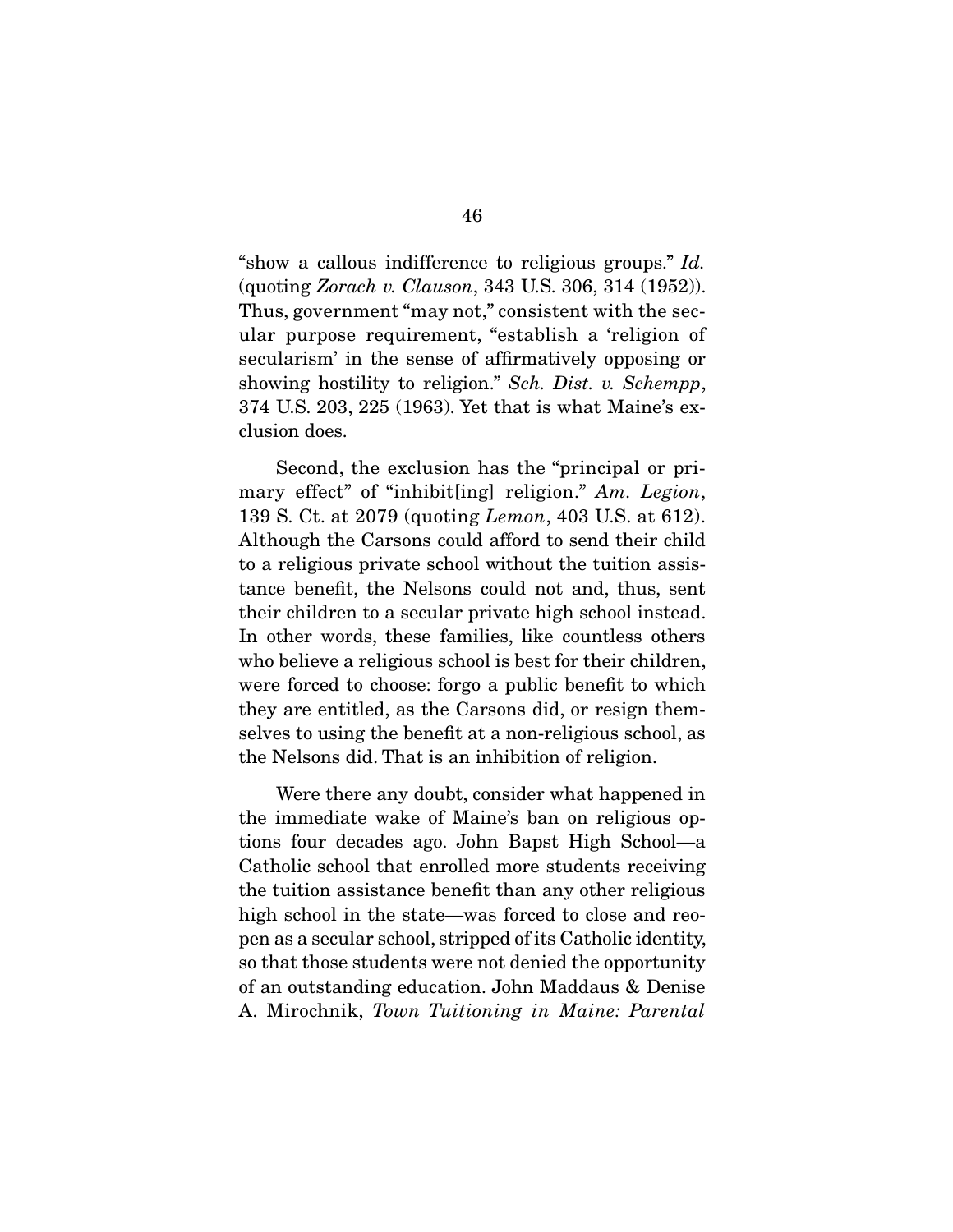"show a callous indifference to religious groups." *Id.* (quoting *Zorach v. Clauson*, 343 U.S. 306, 314 (1952)). Thus, government "may not," consistent with the secular purpose requirement, "establish a 'religion of secularism' in the sense of affirmatively opposing or showing hostility to religion." *Sch. Dist. v. Schempp*, 374 U.S. 203, 225 (1963). Yet that is what Maine's exclusion does.

Second, the exclusion has the "principal or primary effect" of "inhibit[ing] religion." *Am. Legion*, 139 S. Ct. at 2079 (quoting *Lemon*, 403 U.S. at 612). Although the Carsons could afford to send their child to a religious private school without the tuition assistance benefit, the Nelsons could not and, thus, sent their children to a secular private high school instead. In other words, these families, like countless others who believe a religious school is best for their children, were forced to choose: forgo a public benefit to which they are entitled, as the Carsons did, or resign themselves to using the benefit at a non-religious school, as the Nelsons did. That is an inhibition of religion.

Were there any doubt, consider what happened in the immediate wake of Maine's ban on religious options four decades ago. John Bapst High School—a Catholic school that enrolled more students receiving the tuition assistance benefit than any other religious high school in the state—was forced to close and reopen as a secular school, stripped of its Catholic identity, so that those students were not denied the opportunity of an outstanding education. John Maddaus & Denise A. Mirochnik, *Town Tuitioning in Maine: Parental*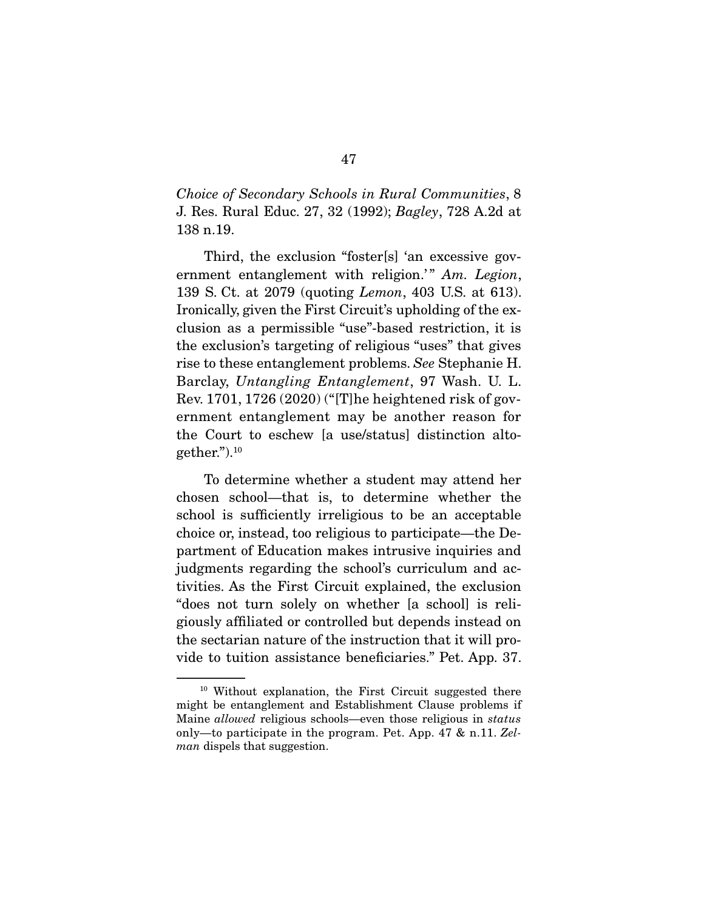*Choice of Secondary Schools in Rural Communities*, 8 J. Res. Rural Educ. 27, 32 (1992); *Bagley*, 728 A.2d at 138 n.19.

Third, the exclusion "foster[s] 'an excessive government entanglement with religion.'" *Am. Legion*, 139 S. Ct. at 2079 (quoting *Lemon*, 403 U.S. at 613). Ironically, given the First Circuit's upholding of the exclusion as a permissible "use"-based restriction, it is the exclusion's targeting of religious "uses" that gives rise to these entanglement problems. *See* Stephanie H. Barclay, *Untangling Entanglement*, 97 Wash. U. L. Rev. 1701, 1726 (2020) ("[T]he heightened risk of government entanglement may be another reason for the Court to eschew [a use/status] distinction altogether.").[10]

To determine whether a student may attend her chosen school—that is, to determine whether the school is sufficiently irreligious to be an acceptable choice or, instead, too religious to participate—the Department of Education makes intrusive inquiries and judgments regarding the school's curriculum and activities. As the First Circuit explained, the exclusion "does not turn solely on whether [a school] is religiously affiliated or controlled but depends instead on the sectarian nature of the instruction that it will provide to tuition assistance beneficiaries." Pet. App. 37.

[10] Without explanation, the First Circuit suggested there might be entanglement and Establishment Clause problems if Maine *allowed* religious schools—even those religious in *status* only—to participate in the program. Pet. App. 47 & n.11. *Zelman* dispels that suggestion.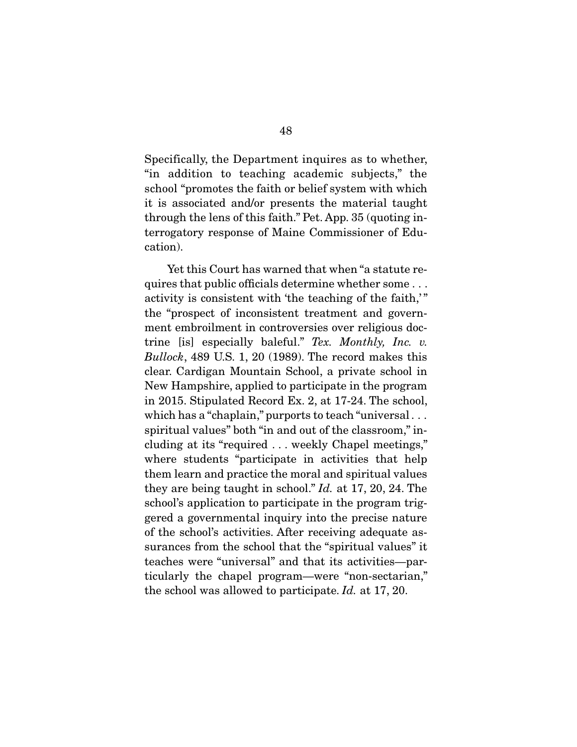Specifically, the Department inquires as to whether, "in addition to teaching academic subjects," the school "promotes the faith or belief system with which it is associated and/or presents the material taught through the lens of this faith." Pet. App. 35 (quoting interrogatory response of Maine Commissioner of Education).

Yet this Court has warned that when "a statute requires that public officials determine whether some . . . activity is consistent with 'the teaching of the faith,'" the "prospect of inconsistent treatment and government embroilment in controversies over religious doctrine [is] especially baleful." *Tex. Monthly, Inc. v. Bullock*, 489 U.S. 1, 20 (1989). The record makes this clear. Cardigan Mountain School, a private school in New Hampshire, applied to participate in the program in 2015. Stipulated Record Ex. 2, at 17-24. The school, which has a "chaplain," purports to teach "universal . . . spiritual values" both "in and out of the classroom," including at its "required . . . weekly Chapel meetings," where students "participate in activities that help them learn and practice the moral and spiritual values they are being taught in school." *Id.* at 17, 20, 24. The school's application to participate in the program triggered a governmental inquiry into the precise nature of the school's activities. After receiving adequate assurances from the school that the "spiritual values" it teaches were "universal" and that its activities—particularly the chapel program—were "non-sectarian," the school was allowed to participate. *Id.* at 17, 20.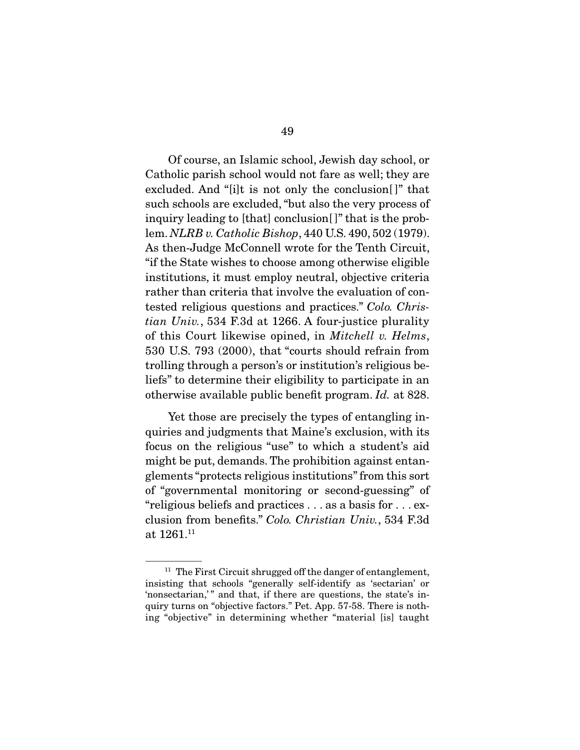Of course, an Islamic school, Jewish day school, or Catholic parish school would not fare as well; they are excluded. And "[i]t is not only the conclusion[]" that such schools are excluded, "but also the very process of inquiry leading to [that] conclusion[]" that is the problem. *NLRB v. Catholic Bishop*, 440 U.S. 490, 502 (1979). As then-Judge McConnell wrote for the Tenth Circuit, "if the State wishes to choose among otherwise eligible institutions, it must employ neutral, objective criteria rather than criteria that involve the evaluation of contested religious questions and practices." *Colo. Christian Univ.*, 534 F.3d at 1266. A four-justice plurality of this Court likewise opined, in *Mitchell v. Helms*, 530 U.S. 793 (2000), that "courts should refrain from trolling through a person's or institution's religious beliefs" to determine their eligibility to participate in an otherwise available public benefit program. *Id.* at 828.

Yet those are precisely the types of entangling inquiries and judgments that Maine's exclusion, with its focus on the religious "use" to which a student's aid might be put, demands. The prohibition against entanglements "protects religious institutions" from this sort of "governmental monitoring or second-guessing" of "religious beliefs and practices . . . as a basis for . . . exclusion from benefits." *Colo. Christian Univ.*, 534 F.3d at 1261.[11]

[11] The First Circuit shrugged off the danger of entanglement, insisting that schools "generally self-identify as 'sectarian' or 'nonsectarian,'" and that, if there are questions, the state's inquiry turns on "objective factors." Pet. App. 57-58. There is nothing "objective" in determining whether "material [is] taught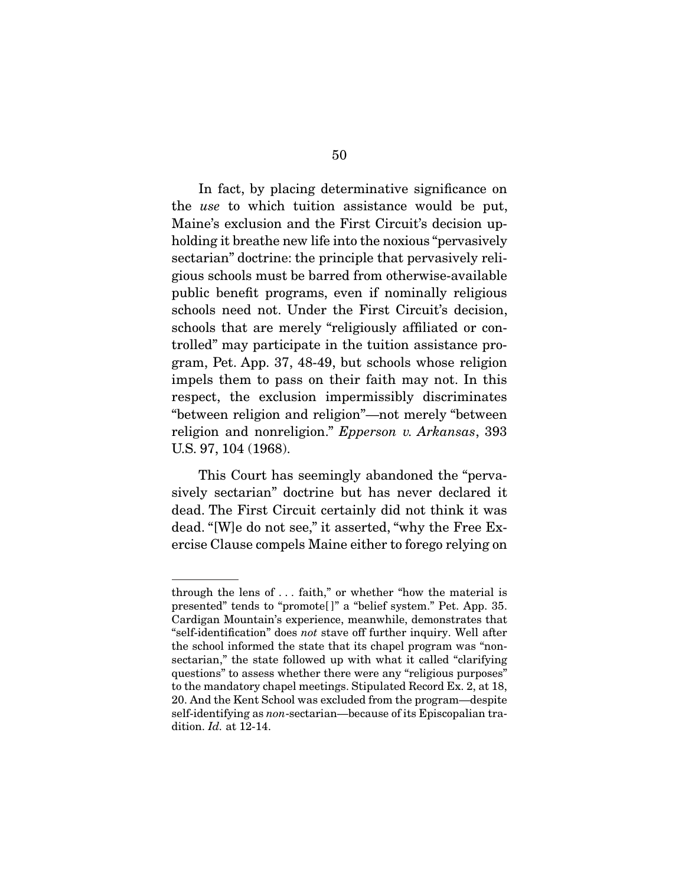In fact, by placing determinative significance on the *use* to which tuition assistance would be put, Maine's exclusion and the First Circuit's decision upholding it breathe new life into the noxious "pervasively sectarian" doctrine: the principle that pervasively religious schools must be barred from otherwise-available public benefit programs, even if nominally religious schools need not. Under the First Circuit's decision, schools that are merely "religiously affiliated or controlled" may participate in the tuition assistance program, Pet. App. 37, 48-49, but schools whose religion impels them to pass on their faith may not. In this respect, the exclusion impermissibly discriminates "between religion and religion"—not merely "between religion and nonreligion." *Epperson v. Arkansas*, 393 U.S. 97, 104 (1968).

This Court has seemingly abandoned the "pervasively sectarian" doctrine but has never declared it dead. The First Circuit certainly did not think it was dead. "[W]e do not see," it asserted, "why the Free Exercise Clause compels Maine either to forego relying on

---

through the lens of . . . faith," or whether "how the material is presented" tends to "promote[ ]" a "belief system." Pet. App. 35. Cardigan Mountain's experience, meanwhile, demonstrates that "self-identification" does *not* stave off further inquiry. Well after the school informed the state that its chapel program was "nonsectarian," the state followed up with what it called "clarifying questions" to assess whether there were any "religious purposes" to the mandatory chapel meetings. Stipulated Record Ex. 2, at 18, 20. And the Kent School was excluded from the program—despite self-identifying as *non*-sectarian—because of its Episcopalian tradition. *Id.* at 12-14.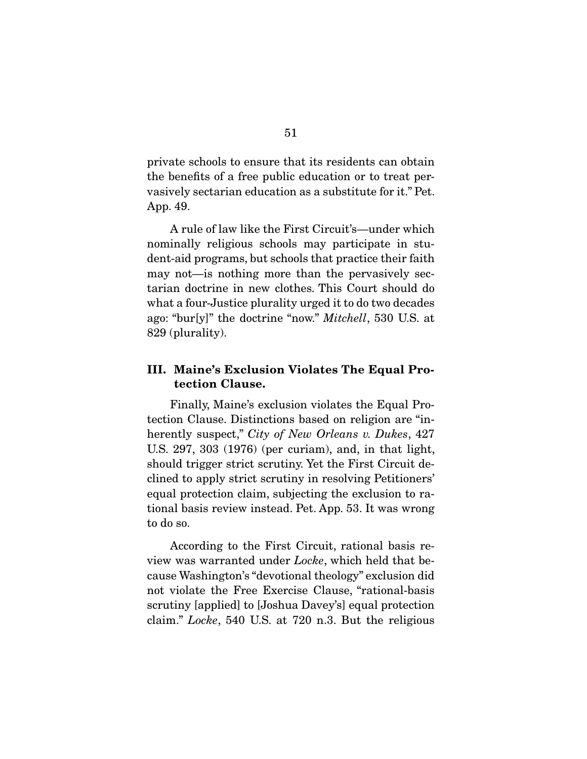private schools to ensure that its residents can obtain the benefits of a free public education or to treat pervasively sectarian education as a substitute for it." Pet. App. 49.

A rule of law like the First Circuit's—under which nominally religious schools may participate in student-aid programs, but schools that practice their faith may not—is nothing more than the pervasively sectarian doctrine in new clothes. This Court should do what a four-Justice plurality urged it to do two decades ago: "bur[y]" the doctrine "now." *Mitchell*, 530 U.S. at 829 (plurality).

### III. Maine's Exclusion Violates The Equal Protection Clause.

Finally, Maine's exclusion violates the Equal Protection Clause. Distinctions based on religion are "inherently suspect," *City of New Orleans v. Dukes*, 427 U.S. 297, 303 (1976) (per curiam), and, in that light, should trigger strict scrutiny. Yet the First Circuit declined to apply strict scrutiny in resolving Petitioners' equal protection claim, subjecting the exclusion to rational basis review instead. Pet. App. 53. It was wrong to do so.

According to the First Circuit, rational basis review was warranted under *Locke*, which held that because Washington's "devotional theology" exclusion did not violate the Free Exercise Clause, "rational-basis scrutiny [applied] to [Joshua Davey's] equal protection claim." *Locke*, 540 U.S. at 720 n.3. But the religious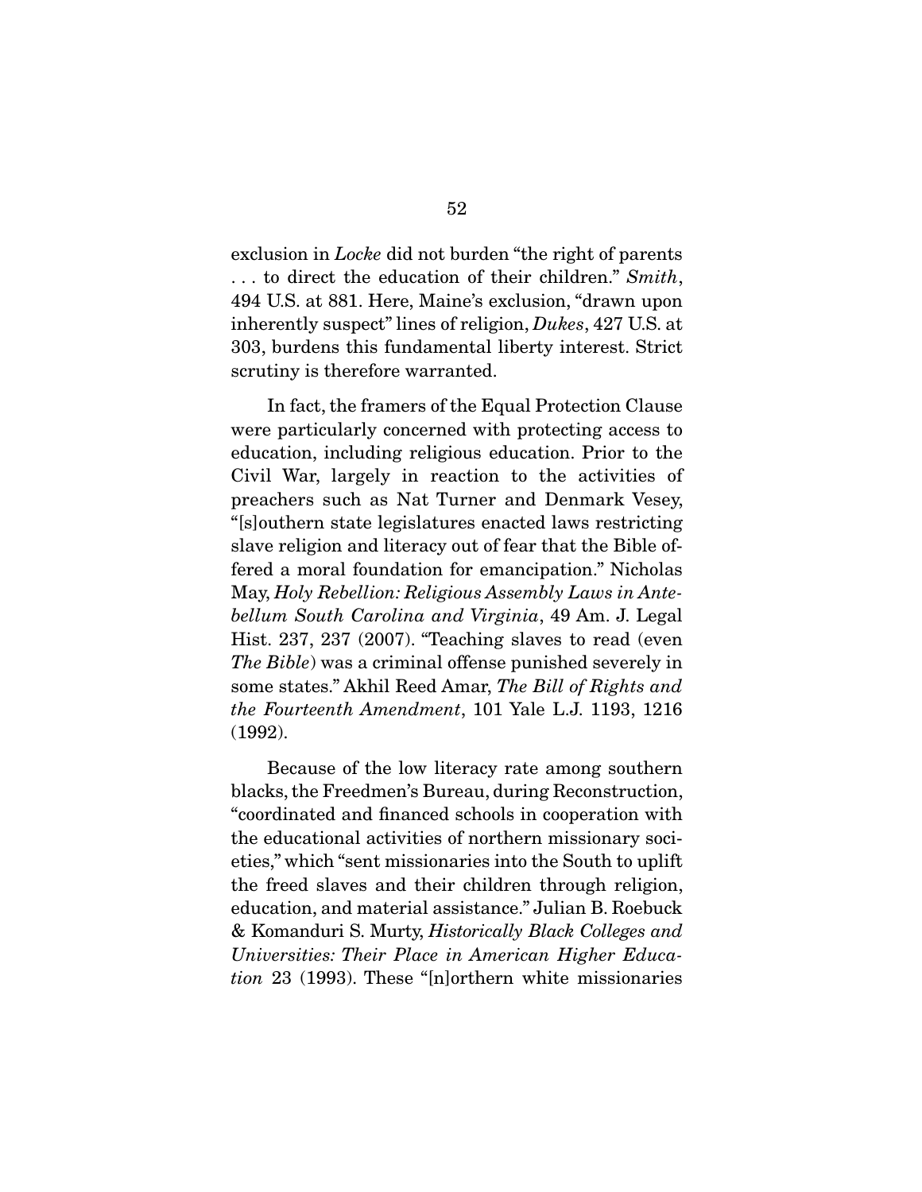exclusion in *Locke* did not burden "the right of parents . . . to direct the education of their children." *Smith*, 494 U.S. at 881. Here, Maine's exclusion, "drawn upon inherently suspect" lines of religion, *Dukes*, 427 U.S. at 303, burdens this fundamental liberty interest. Strict scrutiny is therefore warranted.

In fact, the framers of the Equal Protection Clause were particularly concerned with protecting access to education, including religious education. Prior to the Civil War, largely in reaction to the activities of preachers such as Nat Turner and Denmark Vesey, "[s]outhern state legislatures enacted laws restricting slave religion and literacy out of fear that the Bible offered a moral foundation for emancipation." Nicholas May, *Holy Rebellion: Religious Assembly Laws in Antebellum South Carolina and Virginia*, 49 Am. J. Legal Hist. 237, 237 (2007). "Teaching slaves to read (even *The Bible*) was a criminal offense punished severely in some states." Akhil Reed Amar, *The Bill of Rights and the Fourteenth Amendment*, 101 Yale L.J. 1193, 1216 (1992).

Because of the low literacy rate among southern blacks, the Freedmen's Bureau, during Reconstruction, "coordinated and financed schools in cooperation with the educational activities of northern missionary societies," which "sent missionaries into the South to uplift the freed slaves and their children through religion, education, and material assistance." Julian B. Roebuck & Komanduri S. Murty, *Historically Black Colleges and Universities: Their Place in American Higher Education* 23 (1993). These "[n]orthern white missionaries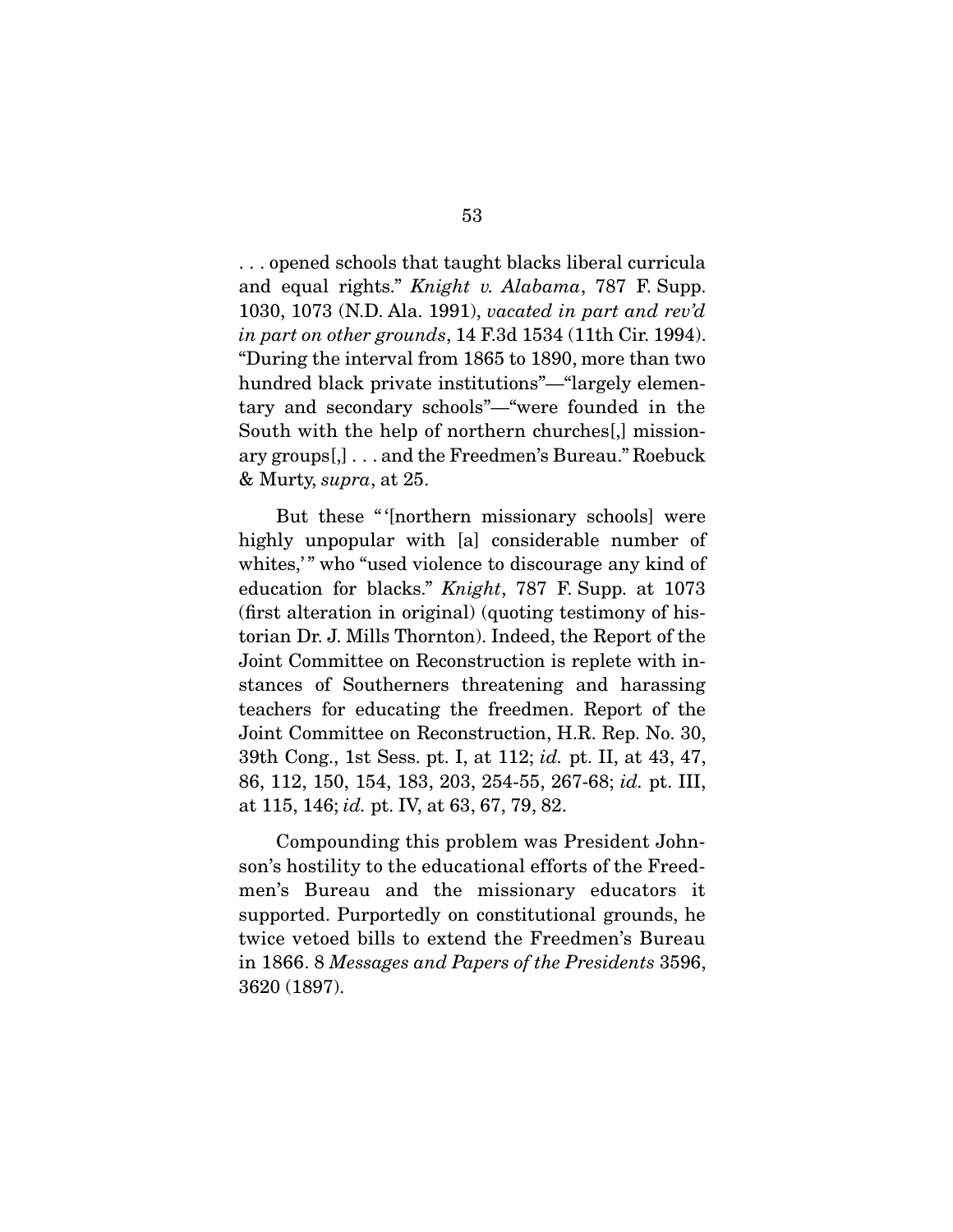. . . opened schools that taught blacks liberal curricula and equal rights." *Knight v. Alabama*, 787 F. Supp. 1030, 1073 (N.D. Ala. 1991), *vacated in part and rev'd in part on other grounds*, 14 F.3d 1534 (11th Cir. 1994). "During the interval from 1865 to 1890, more than two hundred black private institutions"—"largely elementary and secondary schools"—"were founded in the South with the help of northern churches[,] missionary groups[,] . . . and the Freedmen's Bureau." Roebuck & Murty, *supra*, at 25.

But these "'[northern missionary schools] were highly unpopular with [a] considerable number of whites,'" who "used violence to discourage any kind of education for blacks." *Knight*, 787 F. Supp. at 1073 (first alteration in original) (quoting testimony of historian Dr. J. Mills Thornton). Indeed, the Report of the Joint Committee on Reconstruction is replete with instances of Southerners threatening and harassing teachers for educating the freedmen. Report of the Joint Committee on Reconstruction, H.R. Rep. No. 30, 39th Cong., 1st Sess. pt. I, at 112; *id.* pt. II, at 43, 47, 86, 112, 150, 154, 183, 203, 254-55, 267-68; *id.* pt. III, at 115, 146; *id.* pt. IV, at 63, 67, 79, 82.

Compounding this problem was President Johnson's hostility to the educational efforts of the Freedmen's Bureau and the missionary educators it supported. Purportedly on constitutional grounds, he twice vetoed bills to extend the Freedmen's Bureau in 1866. 8 *Messages and Papers of the Presidents* 3596, 3620 (1897).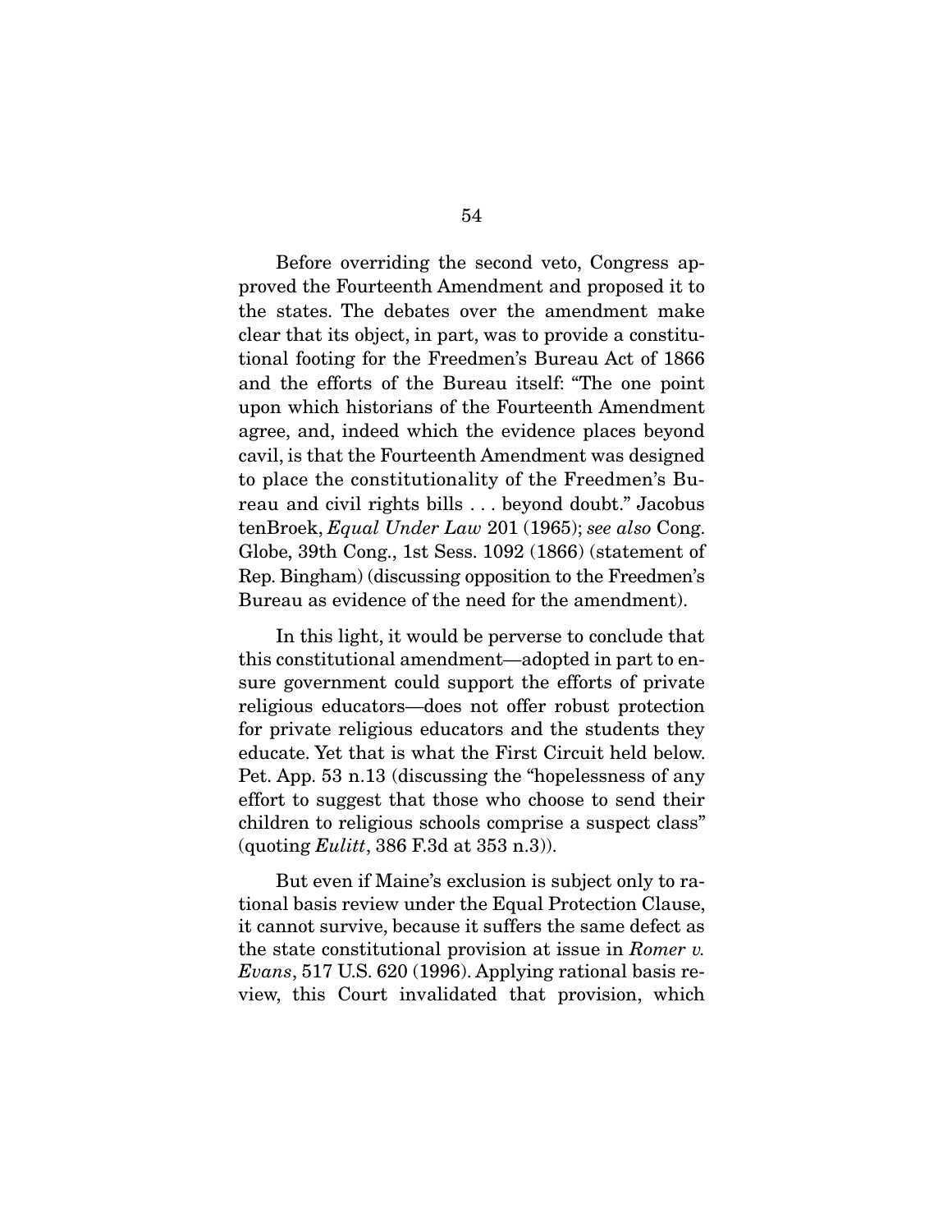Before overriding the second veto, Congress approved the Fourteenth Amendment and proposed it to the states. The debates over the amendment make clear that its object, in part, was to provide a constitutional footing for the Freedmen's Bureau Act of 1866 and the efforts of the Bureau itself: "The one point upon which historians of the Fourteenth Amendment agree, and, indeed which the evidence places beyond cavil, is that the Fourteenth Amendment was designed to place the constitutionality of the Freedmen's Bureau and civil rights bills . . . beyond doubt." Jacobus tenBroek, *Equal Under Law* 201 (1965); *see also* Cong. Globe, 39th Cong., 1st Sess. 1092 (1866) (statement of Rep. Bingham) (discussing opposition to the Freedmen's Bureau as evidence of the need for the amendment).

In this light, it would be perverse to conclude that this constitutional amendment—adopted in part to ensure government could support the efforts of private religious educators—does not offer robust protection for private religious educators and the students they educate. Yet that is what the First Circuit held below. Pet. App. 53 n.13 (discussing the "hopelessness of any effort to suggest that those who choose to send their children to religious schools comprise a suspect class" (quoting *Eulitt*, 386 F.3d at 353 n.3)).

But even if Maine's exclusion is subject only to rational basis review under the Equal Protection Clause, it cannot survive, because it suffers the same defect as the state constitutional provision at issue in *Romer v. Evans*, 517 U.S. 620 (1996). Applying rational basis review, this Court invalidated that provision, which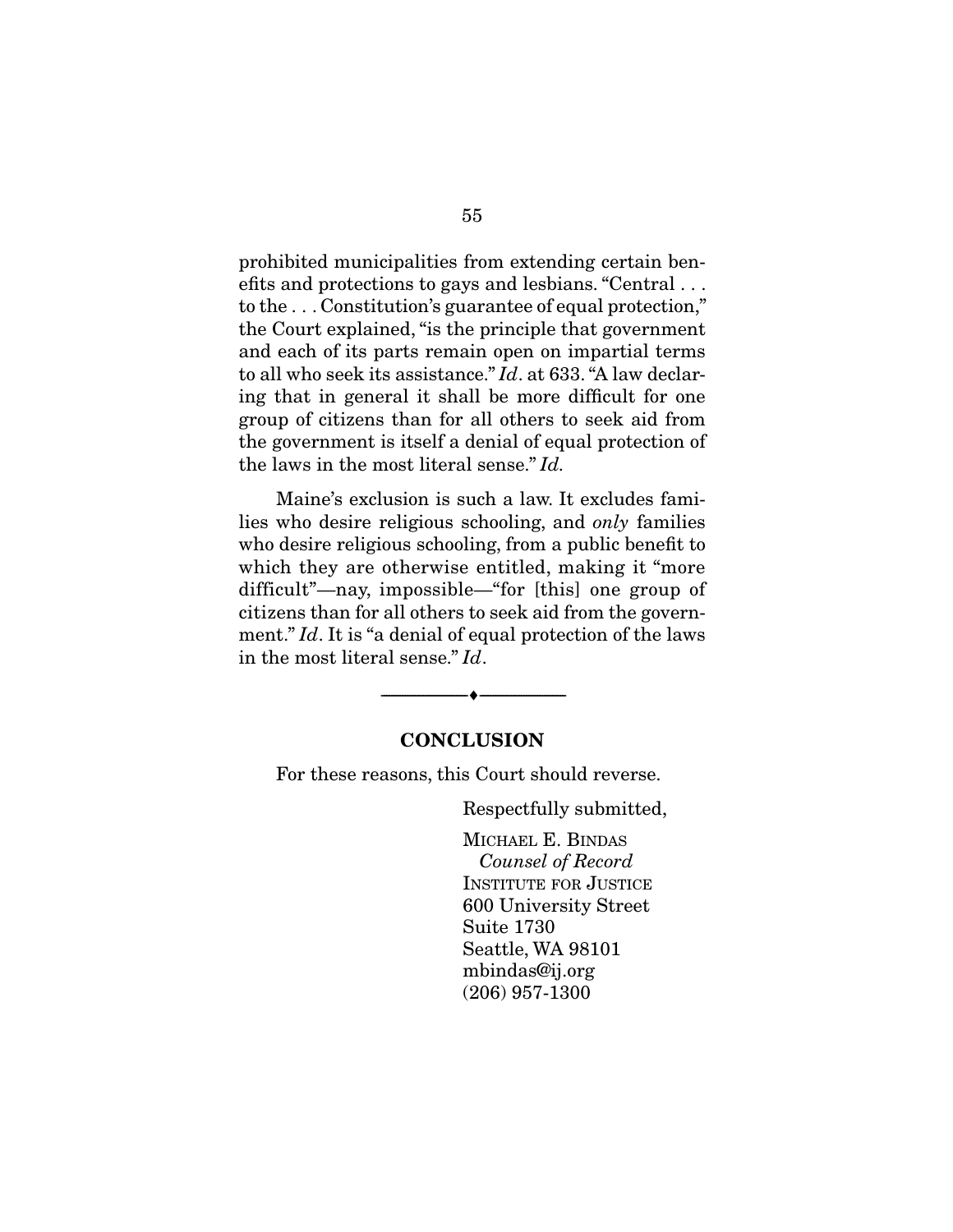prohibited municipalities from extending certain benefits and protections to gays and lesbians. "Central . . . to the . . . Constitution's guarantee of equal protection," the Court explained, "is the principle that government and each of its parts remain open on impartial terms to all who seek its assistance." *Id*. at 633. "A law declaring that in general it shall be more difficult for one group of citizens than for all others to seek aid from the government is itself a denial of equal protection of the laws in the most literal sense." *Id.*

Maine's exclusion is such a law. It excludes families who desire religious schooling, and *only* families who desire religious schooling, from a public benefit to which they are otherwise entitled, making it "more difficult"—nay, impossible—"for [this] one group of citizens than for all others to seek aid from the government." *Id*. It is "a denial of equal protection of the laws in the most literal sense." *Id*.

---

## CONCLUSION

For these reasons, this Court should reverse.

Respectfully submitted,

MICHAEL E. BINDAS
*Counsel of Record*
INSTITUTE FOR JUSTICE
600 University Street
Suite 1730
Seattle, WA 98101
mbindas@ij.org
(206) 957-1300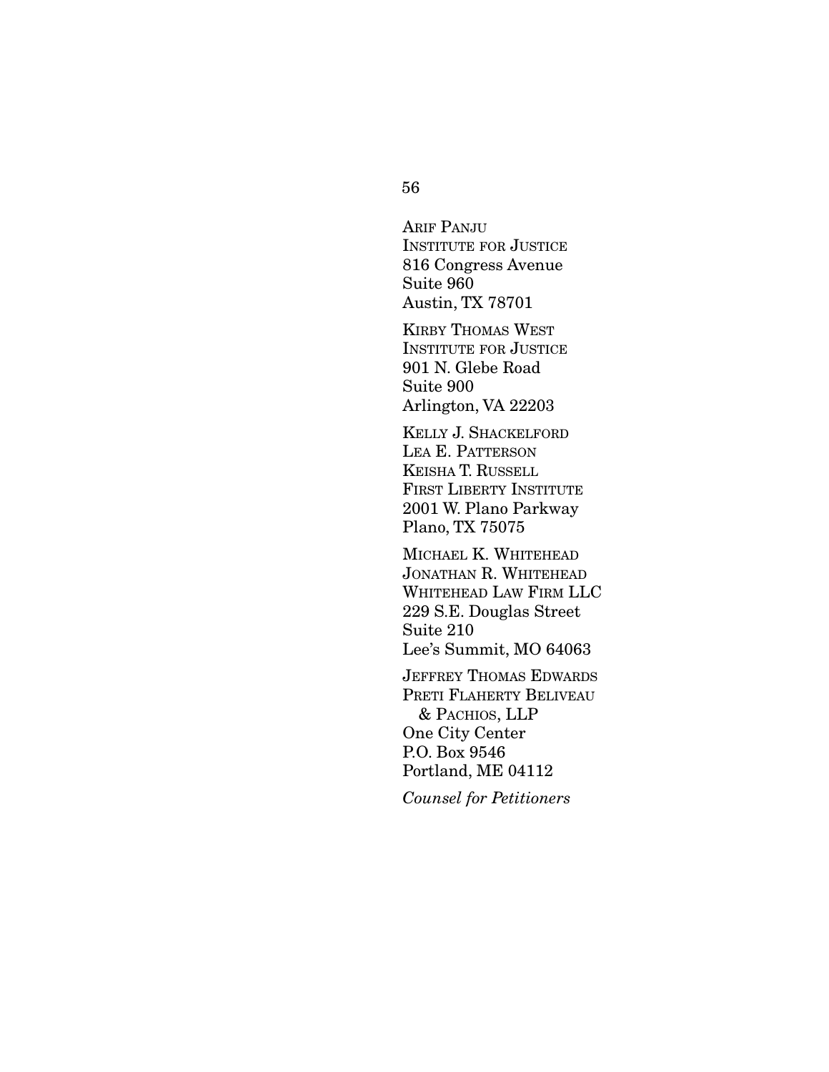ARIF PANJU
INSTITUTE FOR JUSTICE
816 Congress Avenue
Suite 960
Austin, TX 78701

KIRBY THOMAS WEST
INSTITUTE FOR JUSTICE
901 N. Glebe Road
Suite 900
Arlington, VA 22203

KELLY J. SHACKELFORD
LEA E. PATTERSON
KEISHA T. RUSSELL
FIRST LIBERTY INSTITUTE
2001 W. Plano Parkway
Plano, TX 75075

MICHAEL K. WHITEHEAD
JONATHAN R. WHITEHEAD
WHITEHEAD LAW FIRM LLC
229 S.E. Douglas Street
Suite 210
Lee's Summit, MO 64063

JEFFREY THOMAS EDWARDS
PRETI FLAHERTY BELIVEAU
& PACHIOS, LLP
One City Center
P.O. Box 9546
Portland, ME 04112

*Counsel for Petitioners*